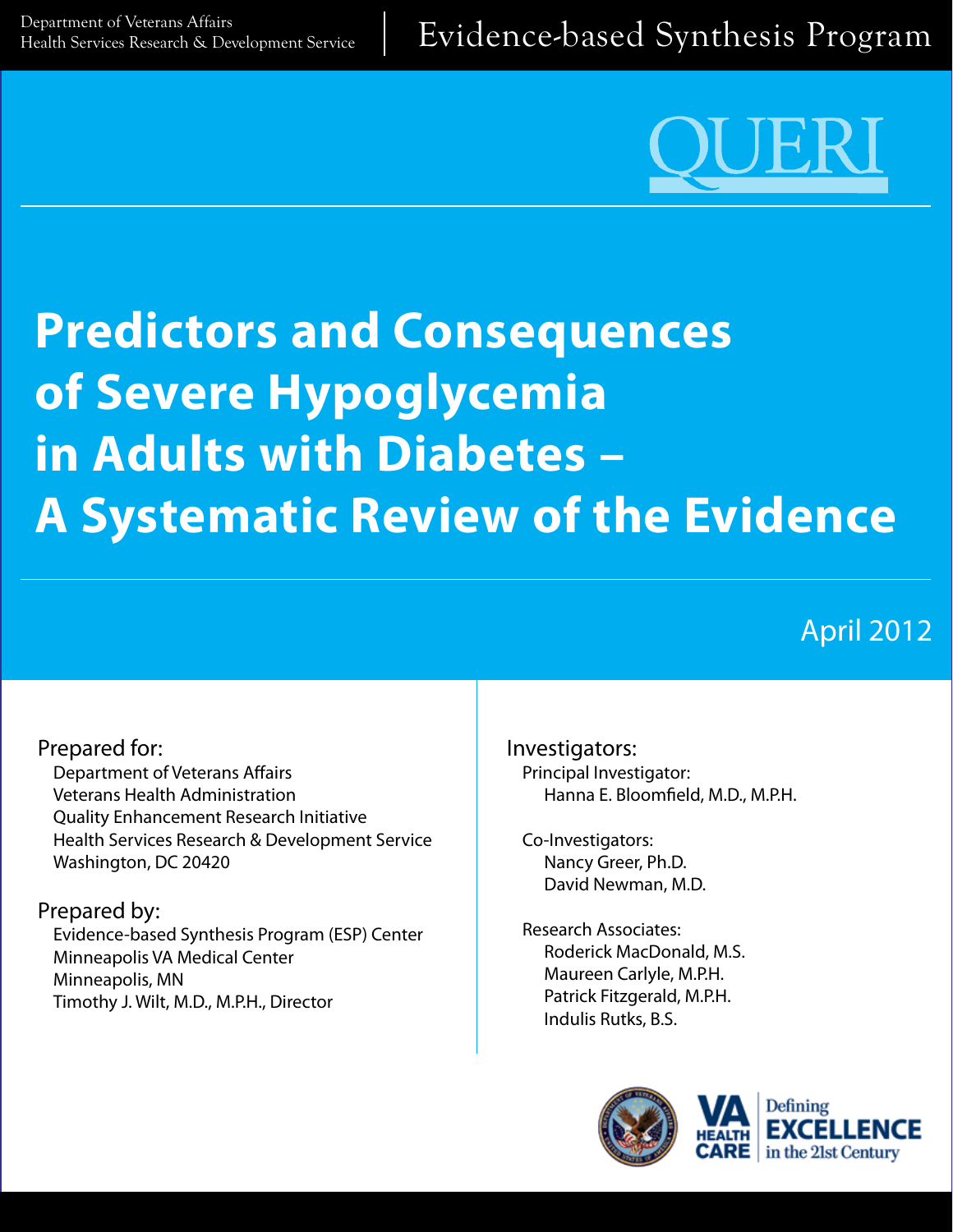Department of Veterans Affairs
Health Services Research & Development Service

Evidence-based Synthesis Program

QUERI

# Predictors and Consequences of Severe Hypoglycemia in Adults with Diabetes – A Systematic Review of the Evidence

April 2012

Prepared for:
Department of Veterans Affairs
Veterans Health Administration
Quality Enhancement Research Initiative
Health Services Research & Development Service
Washington, DC 20420

Prepared by:
Evidence-based Synthesis Program (ESP) Center
Minneapolis VA Medical Center
Minneapolis, MN
Timothy J. Wilt, M.D., M.P.H., Director

Investigators:

Principal Investigator:
Hanna E. Bloomfield, M.D., M.P.H.

Co-Investigators:
Nancy Greer, Ph.D.
David Newman, M.D.

Research Associates:
Roderick MacDonald, M.S.
Maureen Carlyle, M.P.H.
Patrick Fitzgerald, M.P.H.
Indulis Rutks, B.S.

VA HEALTH CARE | Defining EXCELLENCE in the 21st Century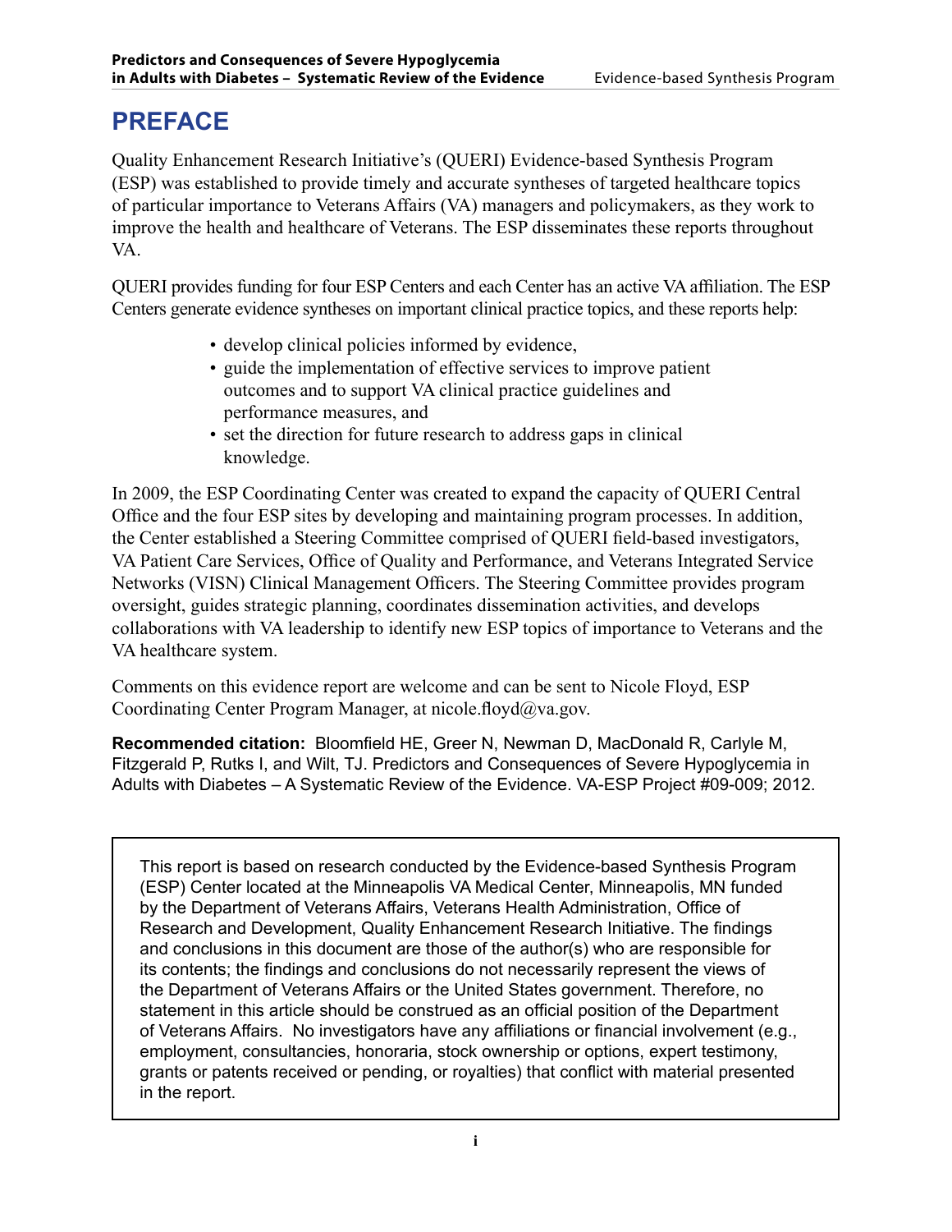# PREFACE

Quality Enhancement Research Initiative's (QUERI) Evidence-based Synthesis Program (ESP) was established to provide timely and accurate syntheses of targeted healthcare topics of particular importance to Veterans Affairs (VA) managers and policymakers, as they work to improve the health and healthcare of Veterans. The ESP disseminates these reports throughout VA.

QUERI provides funding for four ESP Centers and each Center has an active VA affiliation. The ESP Centers generate evidence syntheses on important clinical practice topics, and these reports help:

- develop clinical policies informed by evidence,
- guide the implementation of effective services to improve patient outcomes and to support VA clinical practice guidelines and performance measures, and
- set the direction for future research to address gaps in clinical knowledge.

In 2009, the ESP Coordinating Center was created to expand the capacity of QUERI Central Office and the four ESP sites by developing and maintaining program processes. In addition, the Center established a Steering Committee comprised of QUERI field-based investigators, VA Patient Care Services, Office of Quality and Performance, and Veterans Integrated Service Networks (VISN) Clinical Management Officers. The Steering Committee provides program oversight, guides strategic planning, coordinates dissemination activities, and develops collaborations with VA leadership to identify new ESP topics of importance to Veterans and the VA healthcare system.

Comments on this evidence report are welcome and can be sent to Nicole Floyd, ESP Coordinating Center Program Manager, at nicole.floyd@va.gov.

**Recommended citation:** Bloomfield HE, Greer N, Newman D, MacDonald R, Carlyle M, Fitzgerald P, Rutks I, and Wilt, TJ. Predictors and Consequences of Severe Hypoglycemia in Adults with Diabetes – A Systematic Review of the Evidence. VA-ESP Project #09-009; 2012.

This report is based on research conducted by the Evidence-based Synthesis Program (ESP) Center located at the Minneapolis VA Medical Center, Minneapolis, MN funded by the Department of Veterans Affairs, Veterans Health Administration, Office of Research and Development, Quality Enhancement Research Initiative. The findings and conclusions in this document are those of the author(s) who are responsible for its contents; the findings and conclusions do not necessarily represent the views of the Department of Veterans Affairs or the United States government. Therefore, no statement in this article should be construed as an official position of the Department of Veterans Affairs. No investigators have any affiliations or financial involvement (e.g., employment, consultancies, honoraria, stock ownership or options, expert testimony, grants or patents received or pending, or royalties) that conflict with material presented in the report.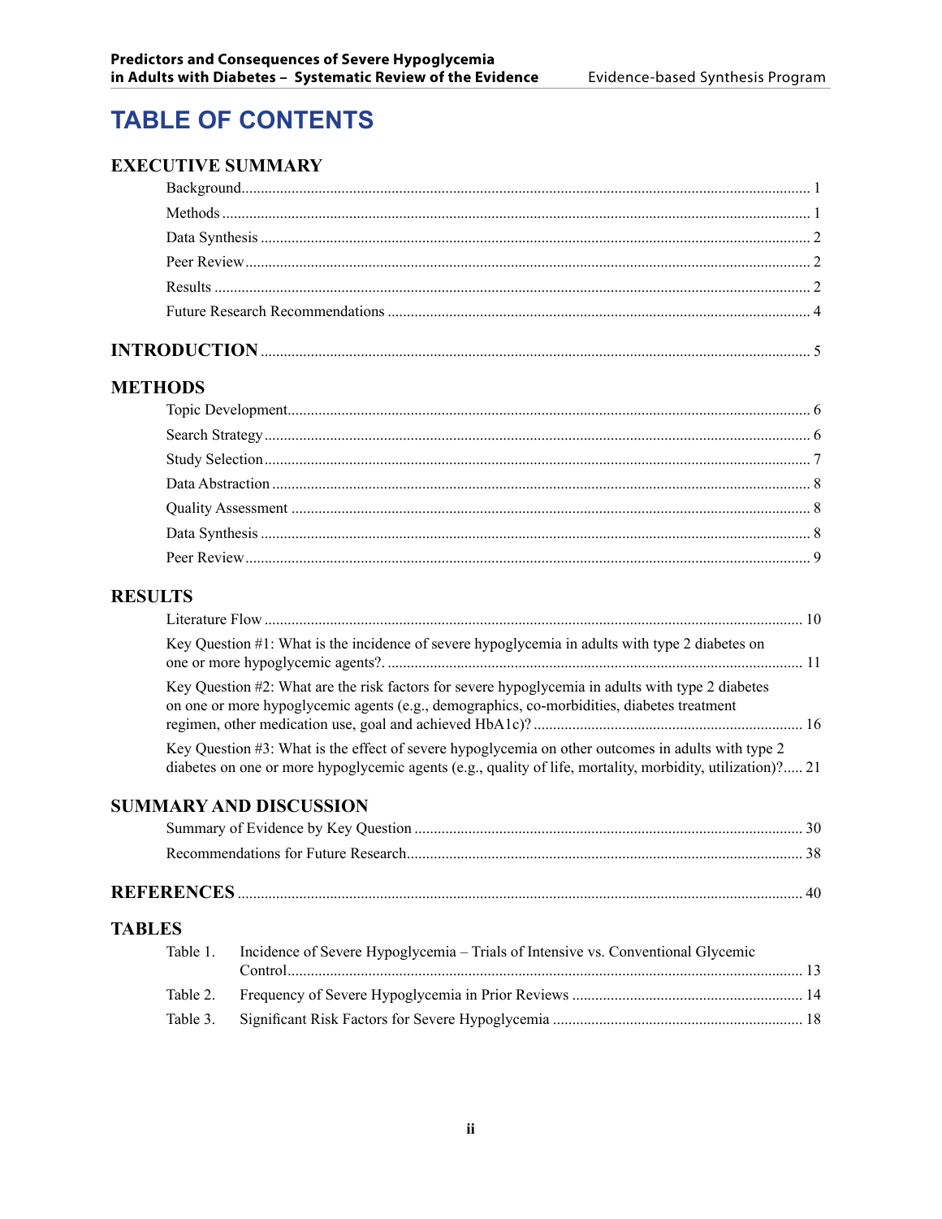# TABLE OF CONTENTS

## EXECUTIVE SUMMARY

Background ........................................................................................................................................ 1

Methods ............................................................................................................................................... 1

Data Synthesis ................................................................................................................................... 2

Peer Review ....................................................................................................................................... 2

Results ................................................................................................................................................. 2

Future Research Recommendations ................................................................................................ 4

## INTRODUCTION ............................................................................................................................. 5

## METHODS

Topic Development ............................................................................................................................ 6

Search Strategy .................................................................................................................................. 6

Study Selection ................................................................................................................................... 7

Data Abstraction ................................................................................................................................. 8

Quality Assessment ........................................................................................................................... 8

Data Synthesis ................................................................................................................................... 8

Peer Review ....................................................................................................................................... 9

## RESULTS

Literature Flow ................................................................................................................................. 10

Key Question #1: What is the incidence of severe hypoglycemia in adults with type 2 diabetes on one or more hypoglycemic agents?. ......................................................................................... 11

Key Question #2: What are the risk factors for severe hypoglycemia in adults with type 2 diabetes on one or more hypoglycemic agents (e.g., demographics, co-morbidities, diabetes treatment regimen, other medication use, goal and achieved HbA1c)? ................................................... 16

Key Question #3: What is the effect of severe hypoglycemia on other outcomes in adults with type 2 diabetes on one or more hypoglycemic agents (e.g., quality of life, mortality, morbidity, utilization)?..... 21

## SUMMARY AND DISCUSSION

Summary of Evidence by Key Question ........................................................................................ 30

Recommendations for Future Research ........................................................................................ 38

## REFERENCES ................................................................................................................................ 40

## TABLES

Table 1. Incidence of Severe Hypoglycemia – Trials of Intensive vs. Conventional Glycemic Control .............................................................................................................................. 13

Table 2. Frequency of Severe Hypoglycemia in Prior Reviews ................................................. 14

Table 3. Significant Risk Factors for Severe Hypoglycemia ...................................................... 18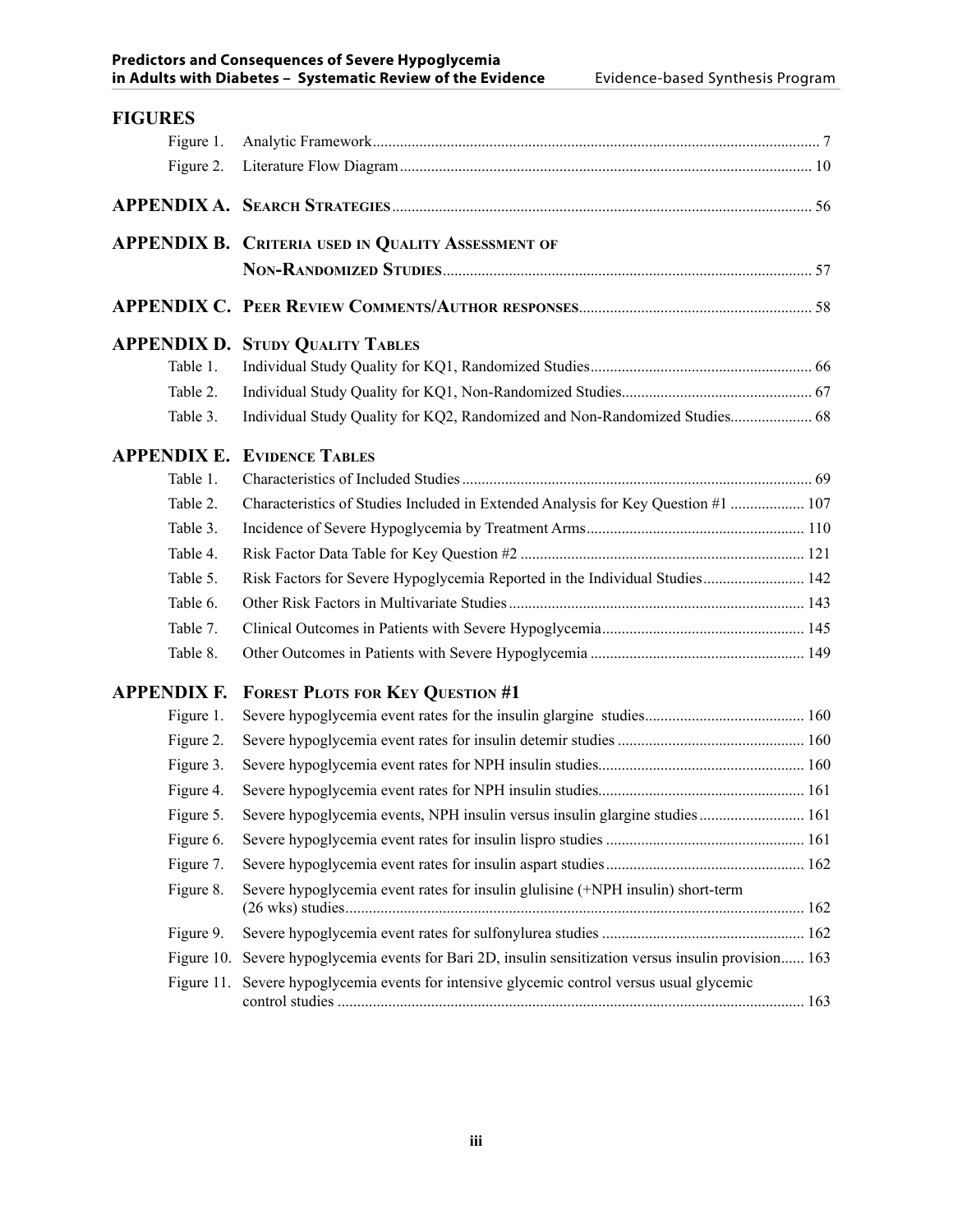## FIGURES

Figure 1. Analytic Framework .................................................................................................. 7

Figure 2. Literature Flow Diagram ......................................................................................... 10

## APPENDIX A. Search Strategies ........................................................................................... 56

## APPENDIX B. Criteria used in Quality Assessment of Non-Randomized Studies ................................................................................................ 57

## APPENDIX C. Peer Review Comments/Author responses ........................................................... 58

## APPENDIX D. Study Quality Tables

Table 1. Individual Study Quality for KQ1, Randomized Studies ......................................................... 66

Table 2. Individual Study Quality for KQ1, Non-Randomized Studies ................................................. 67

Table 3. Individual Study Quality for KQ2, Randomized and Non-Randomized Studies ..................... 68

## APPENDIX E. Evidence Tables

Table 1. Characteristics of Included Studies ......................................................................................... 69

Table 2. Characteristics of Studies Included in Extended Analysis for Key Question #1 ................... 107

Table 3. Incidence of Severe Hypoglycemia by Treatment Arms ........................................................ 110

Table 4. Risk Factor Data Table for Key Question #2 ......................................................................... 121

Table 5. Risk Factors for Severe Hypoglycemia Reported in the Individual Studies .......................... 142

Table 6. Other Risk Factors in Multivariate Studies ............................................................................ 143

Table 7. Clinical Outcomes in Patients with Severe Hypoglycemia .................................................... 145

Table 8. Other Outcomes in Patients with Severe Hypoglycemia ....................................................... 149

## APPENDIX F. Forest Plots for Key Question #1

Figure 1. Severe hypoglycemia event rates for the insulin glargine studies ......................................... 160

Figure 2. Severe hypoglycemia event rates for insulin detemir studies ................................................ 160

Figure 3. Severe hypoglycemia event rates for NPH insulin studies ..................................................... 160

Figure 4. Severe hypoglycemia event rates for NPH insulin studies ..................................................... 161

Figure 5. Severe hypoglycemia events, NPH insulin versus insulin glargine studies ........................... 161

Figure 6. Severe hypoglycemia event rates for insulin lispro studies ................................................... 161

Figure 7. Severe hypoglycemia event rates for insulin aspart studies ................................................... 162

Figure 8. Severe hypoglycemia event rates for insulin glulisine (+NPH insulin) short-term (26 wks) studies ..................................................................................................... 162

Figure 9. Severe hypoglycemia event rates for sulfonylurea studies .................................................... 162

Figure 10. Severe hypoglycemia events for Bari 2D, insulin sensitization versus insulin provision ...... 163

Figure 11. Severe hypoglycemia events for intensive glycemic control versus usual glycemic control studies ....................................................................................................... 163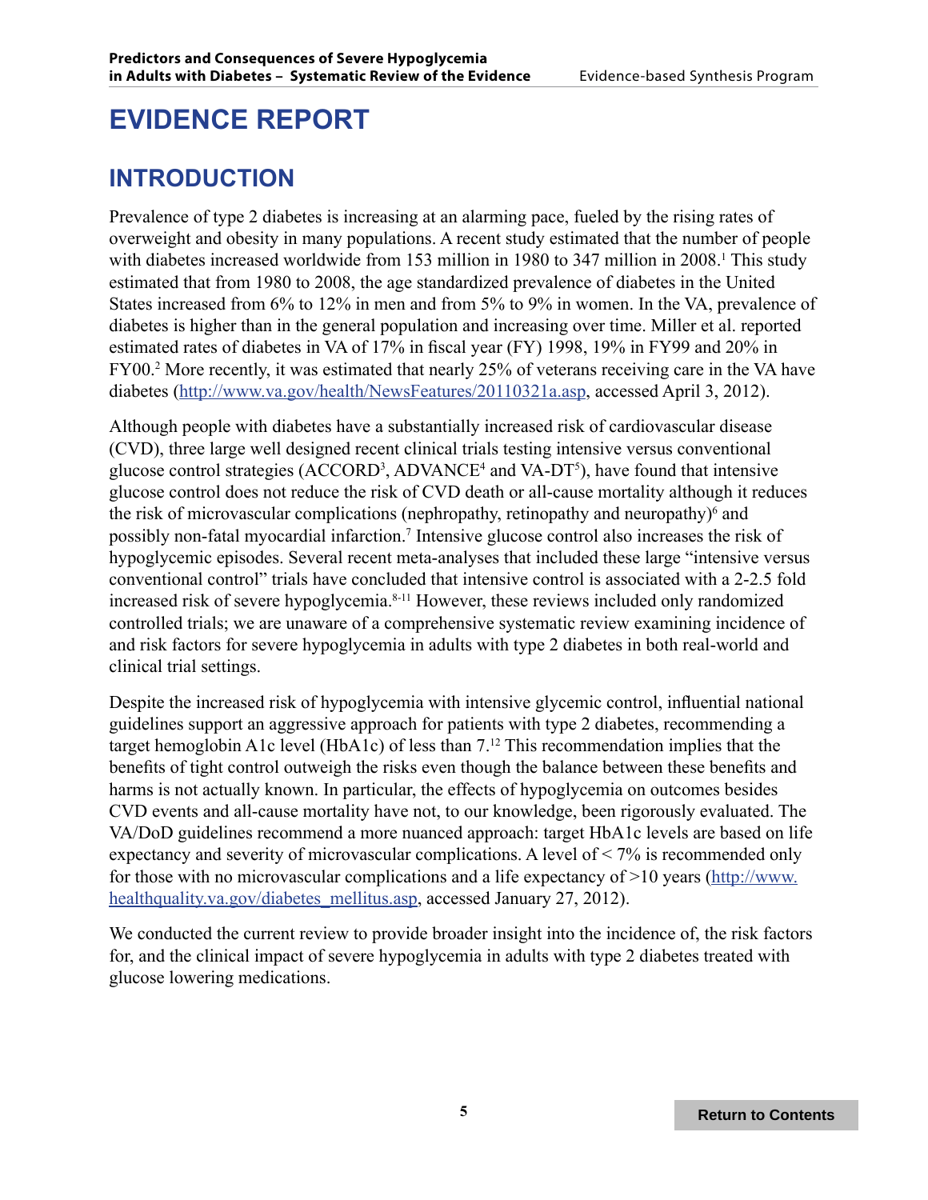# EVIDENCE REPORT

## INTRODUCTION

Prevalence of type 2 diabetes is increasing at an alarming pace, fueled by the rising rates of overweight and obesity in many populations. A recent study estimated that the number of people with diabetes increased worldwide from 153 million in 1980 to 347 million in 2008.[1] This study estimated that from 1980 to 2008, the age standardized prevalence of diabetes in the United States increased from 6% to 12% in men and from 5% to 9% in women. In the VA, prevalence of diabetes is higher than in the general population and increasing over time. Miller et al. reported estimated rates of diabetes in VA of 17% in fiscal year (FY) 1998, 19% in FY99 and 20% in FY00.[2] More recently, it was estimated that nearly 25% of veterans receiving care in the VA have diabetes (http://www.va.gov/health/NewsFeatures/20110321a.asp, accessed April 3, 2012).

Although people with diabetes have a substantially increased risk of cardiovascular disease (CVD), three large well designed recent clinical trials testing intensive versus conventional glucose control strategies (ACCORD[3], ADVANCE[4] and VA-DT[5]), have found that intensive glucose control does not reduce the risk of CVD death or all-cause mortality although it reduces the risk of microvascular complications (nephropathy, retinopathy and neuropathy)[6] and possibly non-fatal myocardial infarction.[7] Intensive glucose control also increases the risk of hypoglycemic episodes. Several recent meta-analyses that included these large "intensive versus conventional control" trials have concluded that intensive control is associated with a 2-2.5 fold increased risk of severe hypoglycemia.[8-11] However, these reviews included only randomized controlled trials; we are unaware of a comprehensive systematic review examining incidence of and risk factors for severe hypoglycemia in adults with type 2 diabetes in both real-world and clinical trial settings.

Despite the increased risk of hypoglycemia with intensive glycemic control, influential national guidelines support an aggressive approach for patients with type 2 diabetes, recommending a target hemoglobin A1c level (HbA1c) of less than 7.[12] This recommendation implies that the benefits of tight control outweigh the risks even though the balance between these benefits and harms is not actually known. In particular, the effects of hypoglycemia on outcomes besides CVD events and all-cause mortality have not, to our knowledge, been rigorously evaluated. The VA/DoD guidelines recommend a more nuanced approach: target HbA1c levels are based on life expectancy and severity of microvascular complications. A level of < 7% is recommended only for those with no microvascular complications and a life expectancy of >10 years (http://www.healthquality.va.gov/diabetes_mellitus.asp, accessed January 27, 2012).

We conducted the current review to provide broader insight into the incidence of, the risk factors for, and the clinical impact of severe hypoglycemia in adults with type 2 diabetes treated with glucose lowering medications.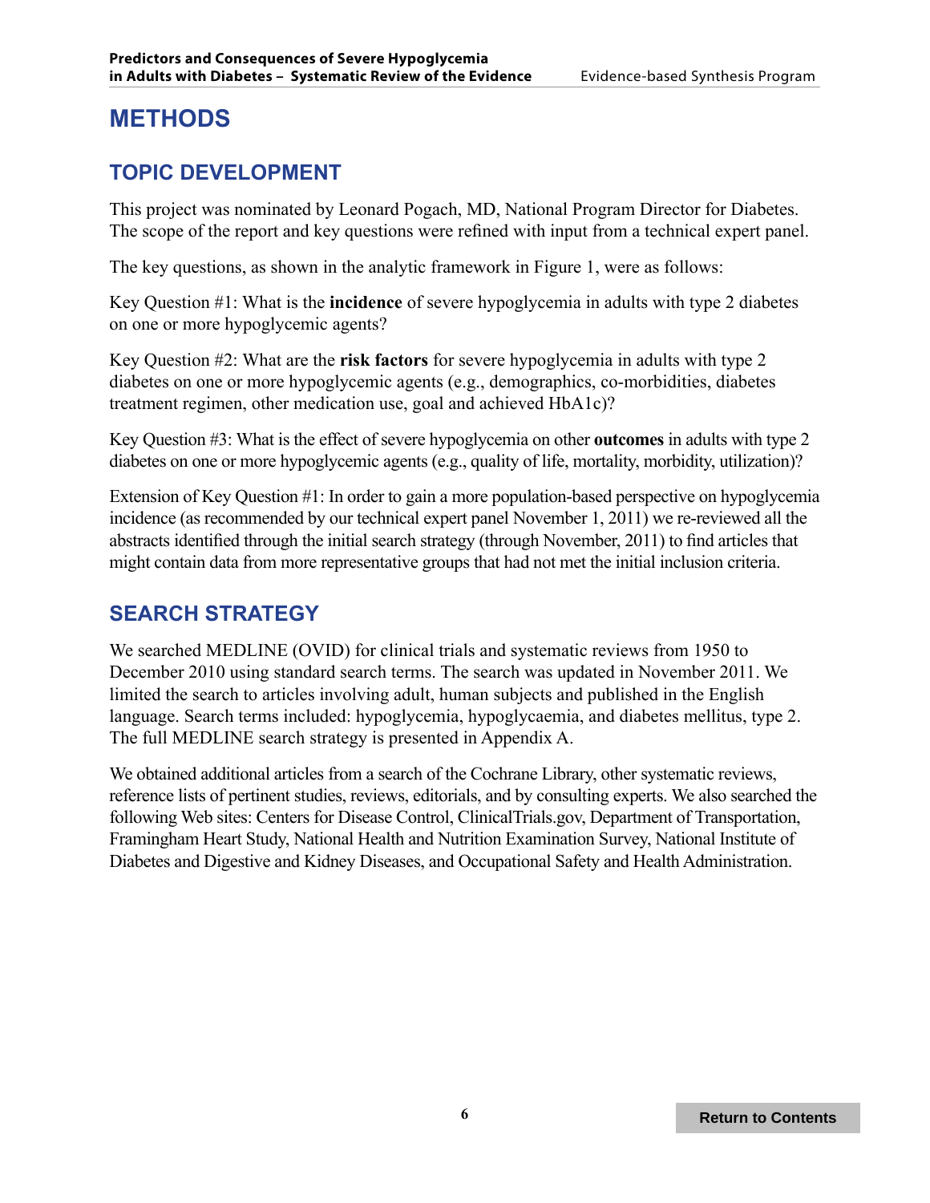# METHODS

## TOPIC DEVELOPMENT

This project was nominated by Leonard Pogach, MD, National Program Director for Diabetes. The scope of the report and key questions were refined with input from a technical expert panel.

The key questions, as shown in the analytic framework in Figure 1, were as follows:

Key Question #1: What is the **incidence** of severe hypoglycemia in adults with type 2 diabetes on one or more hypoglycemic agents?

Key Question #2: What are the **risk factors** for severe hypoglycemia in adults with type 2 diabetes on one or more hypoglycemic agents (e.g., demographics, co-morbidities, diabetes treatment regimen, other medication use, goal and achieved HbA1c)?

Key Question #3: What is the effect of severe hypoglycemia on other **outcomes** in adults with type 2 diabetes on one or more hypoglycemic agents (e.g., quality of life, mortality, morbidity, utilization)?

Extension of Key Question #1: In order to gain a more population-based perspective on hypoglycemia incidence (as recommended by our technical expert panel November 1, 2011) we re-reviewed all the abstracts identified through the initial search strategy (through November, 2011) to find articles that might contain data from more representative groups that had not met the initial inclusion criteria.

## SEARCH STRATEGY

We searched MEDLINE (OVID) for clinical trials and systematic reviews from 1950 to December 2010 using standard search terms. The search was updated in November 2011. We limited the search to articles involving adult, human subjects and published in the English language. Search terms included: hypoglycemia, hypoglycaemia, and diabetes mellitus, type 2. The full MEDLINE search strategy is presented in Appendix A.

We obtained additional articles from a search of the Cochrane Library, other systematic reviews, reference lists of pertinent studies, reviews, editorials, and by consulting experts. We also searched the following Web sites: Centers for Disease Control, ClinicalTrials.gov, Department of Transportation, Framingham Heart Study, National Health and Nutrition Examination Survey, National Institute of Diabetes and Digestive and Kidney Diseases, and Occupational Safety and Health Administration.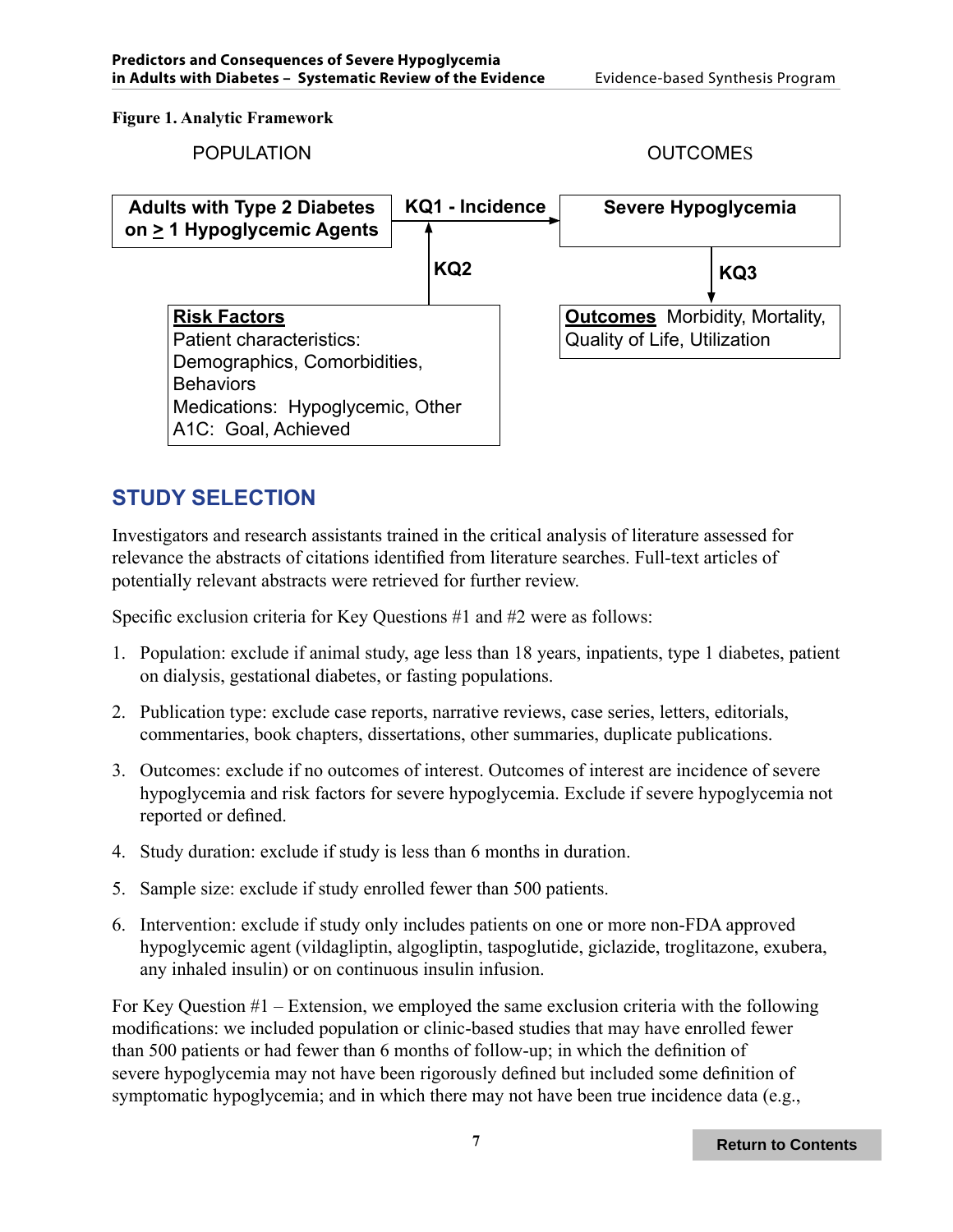**Figure 1. Analytic Framework**

POPULATION | OUTCOMES

- **Adults with Type 2 Diabetes on ≥ 1 Hypoglycemic Agents** → **KQ1 - Incidence** → **Severe Hypoglycemia**
- **Risk Factors** → **KQ2** → KQ1 - Incidence
  - Patient characteristics: Demographics, Comorbidities, Behaviors
  - Medications: Hypoglycemic, Other
  - A1C: Goal, Achieved
- **Severe Hypoglycemia** → **KQ3** → **Outcomes** Morbidity, Mortality, Quality of Life, Utilization

## STUDY SELECTION

Investigators and research assistants trained in the critical analysis of literature assessed for relevance the abstracts of citations identified from literature searches. Full-text articles of potentially relevant abstracts were retrieved for further review.

Specific exclusion criteria for Key Questions #1 and #2 were as follows:

1. Population: exclude if animal study, age less than 18 years, inpatients, type 1 diabetes, patient on dialysis, gestational diabetes, or fasting populations.
2. Publication type: exclude case reports, narrative reviews, case series, letters, editorials, commentaries, book chapters, dissertations, other summaries, duplicate publications.
3. Outcomes: exclude if no outcomes of interest. Outcomes of interest are incidence of severe hypoglycemia and risk factors for severe hypoglycemia. Exclude if severe hypoglycemia not reported or defined.
4. Study duration: exclude if study is less than 6 months in duration.
5. Sample size: exclude if study enrolled fewer than 500 patients.
6. Intervention: exclude if study only includes patients on one or more non-FDA approved hypoglycemic agent (vildagliptin, algogliptin, taspoglutide, giclazide, troglitazone, exubera, any inhaled insulin) or on continuous insulin infusion.

For Key Question #1 – Extension, we employed the same exclusion criteria with the following modifications: we included population or clinic-based studies that may have enrolled fewer than 500 patients or had fewer than 6 months of follow-up; in which the definition of severe hypoglycemia may not have been rigorously defined but included some definition of symptomatic hypoglycemia; and in which there may not have been true incidence data (e.g.,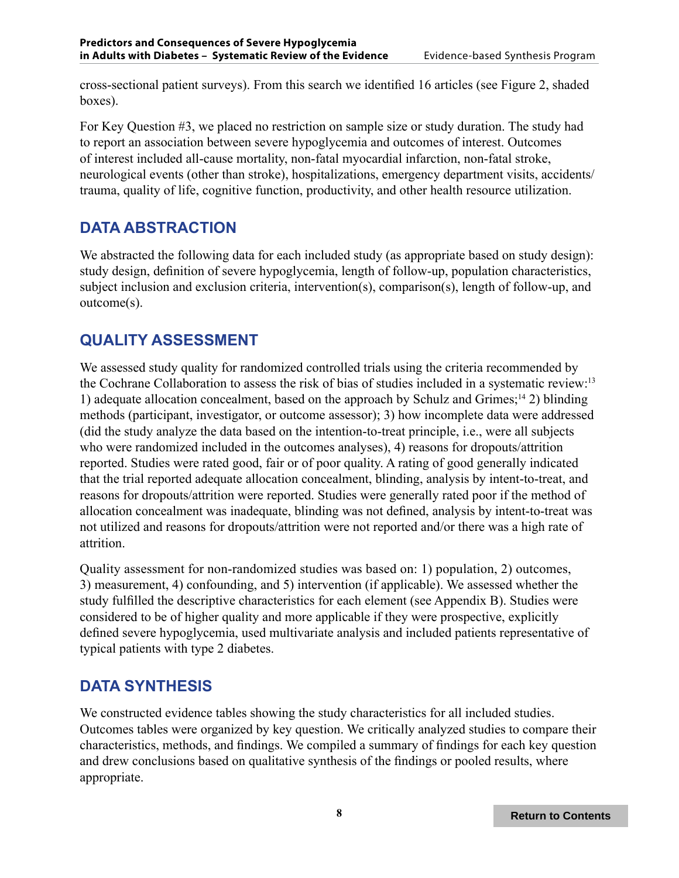cross-sectional patient surveys). From this search we identified 16 articles (see Figure 2, shaded boxes).

For Key Question #3, we placed no restriction on sample size or study duration. The study had to report an association between severe hypoglycemia and outcomes of interest. Outcomes of interest included all-cause mortality, non-fatal myocardial infarction, non-fatal stroke, neurological events (other than stroke), hospitalizations, emergency department visits, accidents/trauma, quality of life, cognitive function, productivity, and other health resource utilization.

## DATA ABSTRACTION

We abstracted the following data for each included study (as appropriate based on study design): study design, definition of severe hypoglycemia, length of follow-up, population characteristics, subject inclusion and exclusion criteria, intervention(s), comparison(s), length of follow-up, and outcome(s).

## QUALITY ASSESSMENT

We assessed study quality for randomized controlled trials using the criteria recommended by the Cochrane Collaboration to assess the risk of bias of studies included in a systematic review:[13] 1) adequate allocation concealment, based on the approach by Schulz and Grimes;[14] 2) blinding methods (participant, investigator, or outcome assessor); 3) how incomplete data were addressed (did the study analyze the data based on the intention-to-treat principle, i.e., were all subjects who were randomized included in the outcomes analyses), 4) reasons for dropouts/attrition reported. Studies were rated good, fair or of poor quality. A rating of good generally indicated that the trial reported adequate allocation concealment, blinding, analysis by intent-to-treat, and reasons for dropouts/attrition were reported. Studies were generally rated poor if the method of allocation concealment was inadequate, blinding was not defined, analysis by intent-to-treat was not utilized and reasons for dropouts/attrition were not reported and/or there was a high rate of attrition.

Quality assessment for non-randomized studies was based on: 1) population, 2) outcomes, 3) measurement, 4) confounding, and 5) intervention (if applicable). We assessed whether the study fulfilled the descriptive characteristics for each element (see Appendix B). Studies were considered to be of higher quality and more applicable if they were prospective, explicitly defined severe hypoglycemia, used multivariate analysis and included patients representative of typical patients with type 2 diabetes.

## DATA SYNTHESIS

We constructed evidence tables showing the study characteristics for all included studies. Outcomes tables were organized by key question. We critically analyzed studies to compare their characteristics, methods, and findings. We compiled a summary of findings for each key question and drew conclusions based on qualitative synthesis of the findings or pooled results, where appropriate.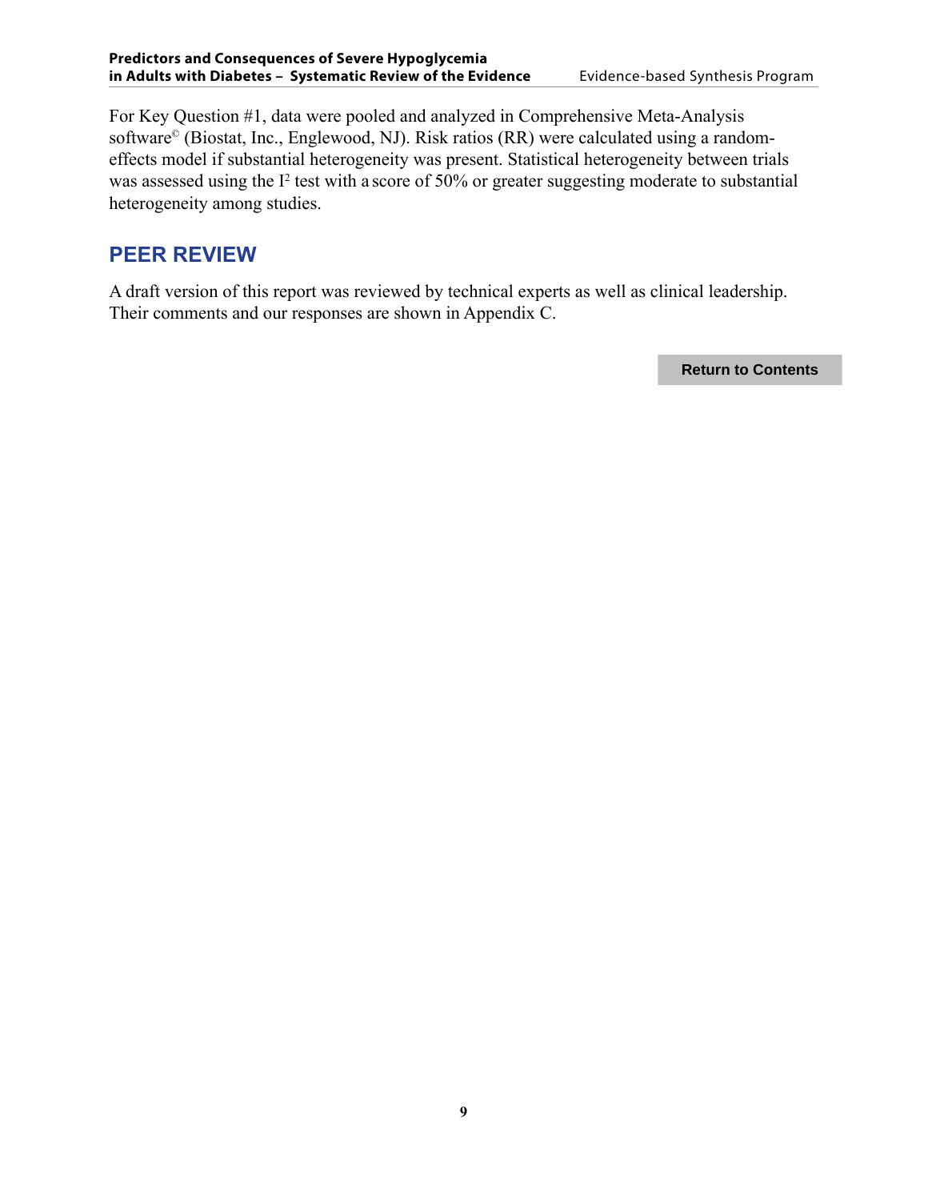For Key Question #1, data were pooled and analyzed in Comprehensive Meta-Analysis software© (Biostat, Inc., Englewood, NJ). Risk ratios (RR) were calculated using a random-effects model if substantial heterogeneity was present. Statistical heterogeneity between trials was assessed using the $I^2$ test with a score of 50% or greater suggesting moderate to substantial heterogeneity among studies.

## PEER REVIEW

A draft version of this report was reviewed by technical experts as well as clinical leadership. Their comments and our responses are shown in Appendix C.

Return to Contents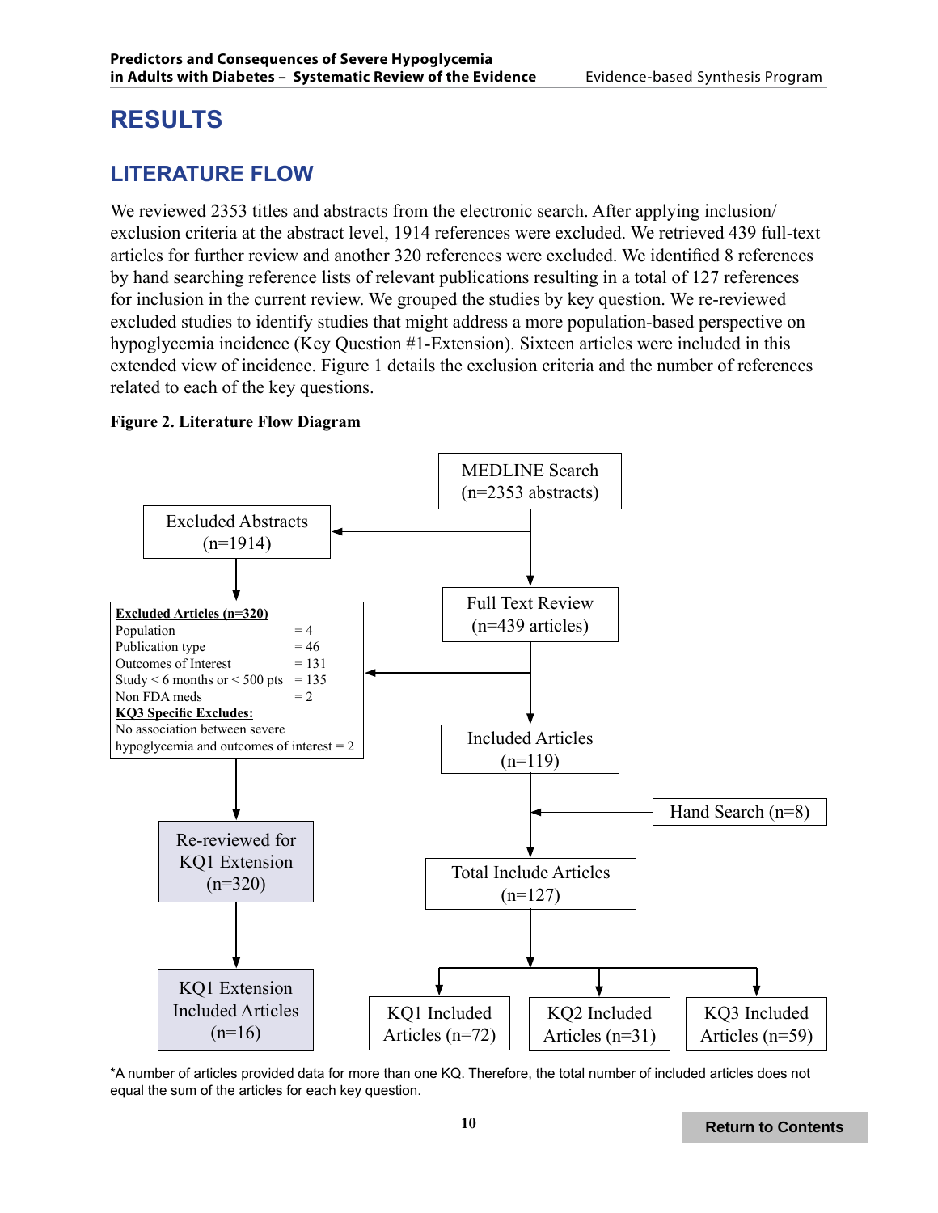# RESULTS

## LITERATURE FLOW

We reviewed 2353 titles and abstracts from the electronic search. After applying inclusion/exclusion criteria at the abstract level, 1914 references were excluded. We retrieved 439 full-text articles for further review and another 320 references were excluded. We identified 8 references by hand searching reference lists of relevant publications resulting in a total of 127 references for inclusion in the current review. We grouped the studies by key question. We re-reviewed excluded studies to identify studies that might address a more population-based perspective on hypoglycemia incidence (Key Question #1-Extension). Sixteen articles were included in this extended view of incidence. Figure 1 details the exclusion criteria and the number of references related to each of the key questions.

**Figure 2. Literature Flow Diagram**

MEDLINE Search (n=2353 abstracts)

→ Excluded Abstracts (n=1914)

→ Full Text Review (n=439 articles)

→ Excluded Articles (n=320)

- Population = 4
- Publication type = 46
- Outcomes of Interest = 131
- Study < 6 months or < 500 pts = 135
- Non FDA meds = 2
- KQ3 Specific Excludes: No association between severe hypoglycemia and outcomes of interest = 2

→ Re-reviewed for KQ1 Extension (n=320) → KQ1 Extension Included Articles (n=16)

→ Included Articles (n=119)

Hand Search (n=8)

→ Total Include Articles (n=127)

→ KQ1 Included Articles (n=72) | KQ2 Included Articles (n=31) | KQ3 Included Articles (n=59)

*A number of articles provided data for more than one KQ. Therefore, the total number of included articles does not equal the sum of the articles for each key question.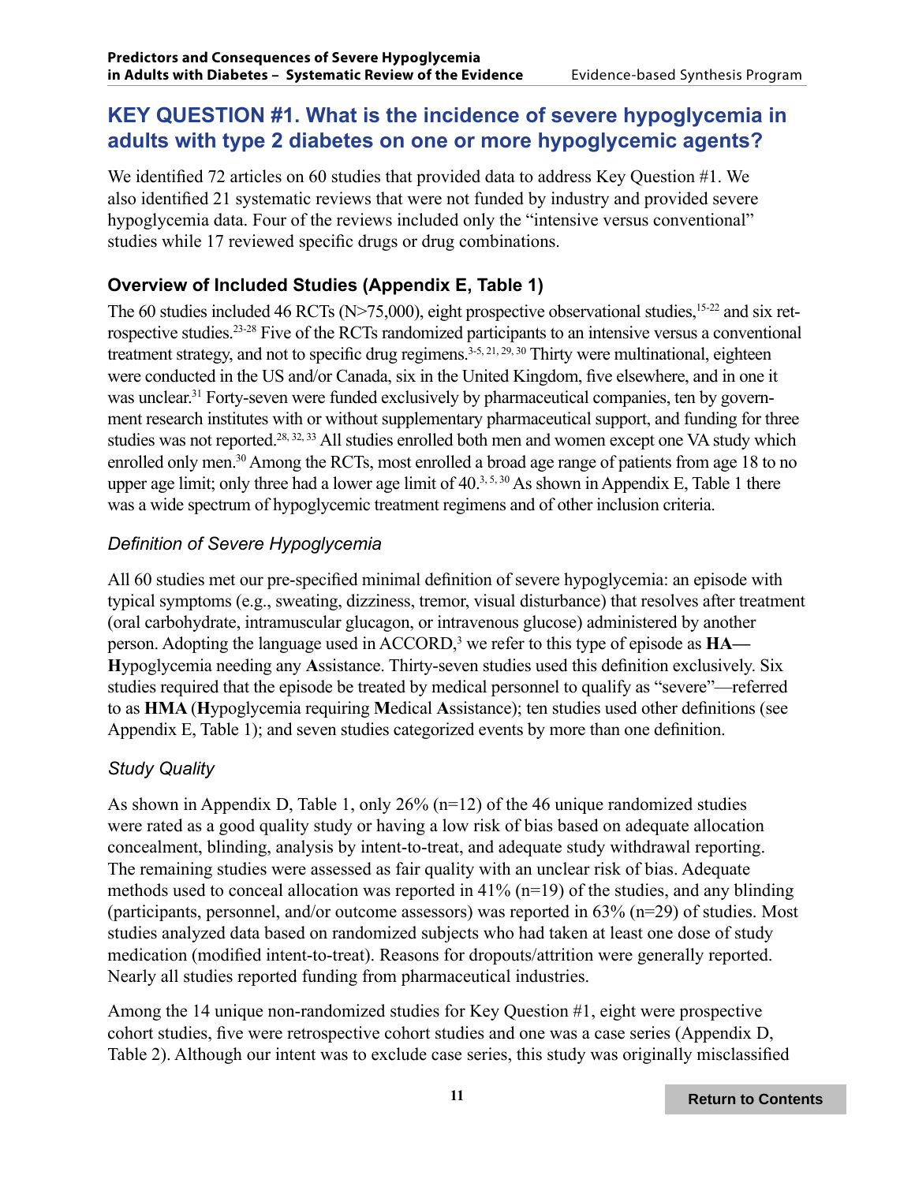## KEY QUESTION #1. What is the incidence of severe hypoglycemia in adults with type 2 diabetes on one or more hypoglycemic agents?

We identified 72 articles on 60 studies that provided data to address Key Question #1. We also identified 21 systematic reviews that were not funded by industry and provided severe hypoglycemia data. Four of the reviews included only the "intensive versus conventional" studies while 17 reviewed specific drugs or drug combinations.

### Overview of Included Studies (Appendix E, Table 1)

The 60 studies included 46 RCTs (N>75,000), eight prospective observational studies,[15-22] and six retrospective studies.[23-28] Five of the RCTs randomized participants to an intensive versus a conventional treatment strategy, and not to specific drug regimens.[3-5, 21, 29, 30] Thirty were multinational, eighteen were conducted in the US and/or Canada, six in the United Kingdom, five elsewhere, and in one it was unclear.[31] Forty-seven were funded exclusively by pharmaceutical companies, ten by government research institutes with or without supplementary pharmaceutical support, and funding for three studies was not reported.[28, 32, 33] All studies enrolled both men and women except one VA study which enrolled only men.[30] Among the RCTs, most enrolled a broad age range of patients from age 18 to no upper age limit; only three had a lower age limit of 40.[3, 5, 30] As shown in Appendix E, Table 1 there was a wide spectrum of hypoglycemic treatment regimens and of other inclusion criteria.

#### *Definition of Severe Hypoglycemia*

All 60 studies met our pre-specified minimal definition of severe hypoglycemia: an episode with typical symptoms (e.g., sweating, dizziness, tremor, visual disturbance) that resolves after treatment (oral carbohydrate, intramuscular glucagon, or intravenous glucose) administered by another person. Adopting the language used in ACCORD,[3] we refer to this type of episode as **HA—Hypoglycemia needing any Assistance**. Thirty-seven studies used this definition exclusively. Six studies required that the episode be treated by medical personnel to qualify as "severe"—referred to as **HMA** (**H**ypoglycemia requiring **M**edical **A**ssistance); ten studies used other definitions (see Appendix E, Table 1); and seven studies categorized events by more than one definition.

#### *Study Quality*

As shown in Appendix D, Table 1, only 26% (n=12) of the 46 unique randomized studies were rated as a good quality study or having a low risk of bias based on adequate allocation concealment, blinding, analysis by intent-to-treat, and adequate study withdrawal reporting. The remaining studies were assessed as fair quality with an unclear risk of bias. Adequate methods used to conceal allocation was reported in 41% (n=19) of the studies, and any blinding (participants, personnel, and/or outcome assessors) was reported in 63% (n=29) of studies. Most studies analyzed data based on randomized subjects who had taken at least one dose of study medication (modified intent-to-treat). Reasons for dropouts/attrition were generally reported. Nearly all studies reported funding from pharmaceutical industries.

Among the 14 unique non-randomized studies for Key Question #1, eight were prospective cohort studies, five were retrospective cohort studies and one was a case series (Appendix D, Table 2). Although our intent was to exclude case series, this study was originally misclassified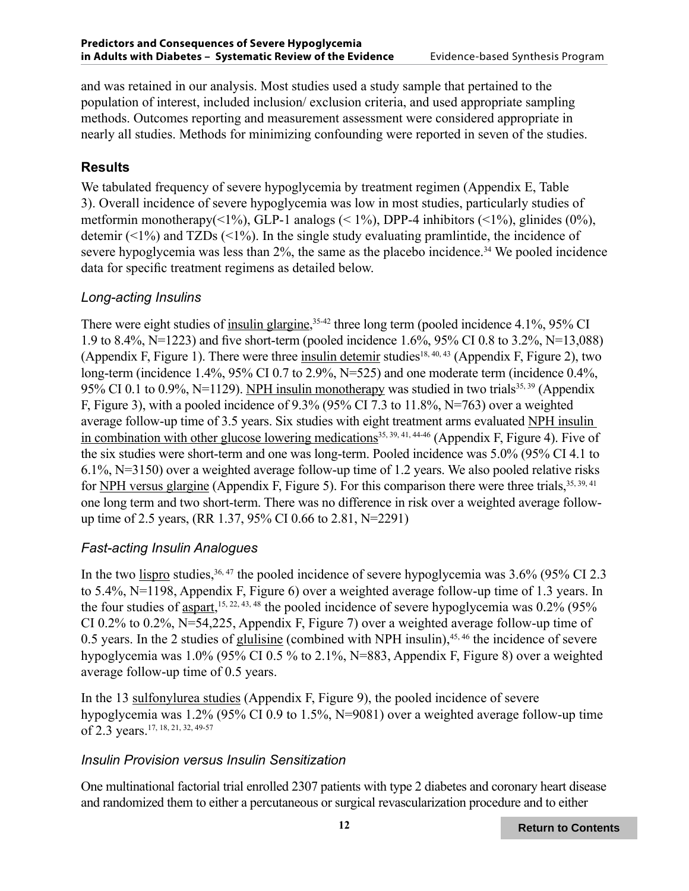and was retained in our analysis. Most studies used a study sample that pertained to the population of interest, included inclusion/ exclusion criteria, and used appropriate sampling methods. Outcomes reporting and measurement assessment were considered appropriate in nearly all studies. Methods for minimizing confounding were reported in seven of the studies.

## Results

We tabulated frequency of severe hypoglycemia by treatment regimen (Appendix E, Table 3). Overall incidence of severe hypoglycemia was low in most studies, particularly studies of metformin monotherapy(<1%), GLP-1 analogs (< 1%), DPP-4 inhibitors (<1%), glinides (0%), detemir (<1%) and TZDs (<1%). In the single study evaluating pramlintide, the incidence of severe hypoglycemia was less than 2%, the same as the placebo incidence.[34] We pooled incidence data for specific treatment regimens as detailed below.

### *Long-acting Insulins*

There were eight studies of insulin glargine,[35-42] three long term (pooled incidence 4.1%, 95% CI 1.9 to 8.4%, N=1223) and five short-term (pooled incidence 1.6%, 95% CI 0.8 to 3.2%, N=13,088) (Appendix F, Figure 1). There were three insulin detemir studies[18, 40, 43] (Appendix F, Figure 2), two long-term (incidence 1.4%, 95% CI 0.7 to 2.9%, N=525) and one moderate term (incidence 0.4%, 95% CI 0.1 to 0.9%, N=1129). NPH insulin monotherapy was studied in two trials[35, 39] (Appendix F, Figure 3), with a pooled incidence of 9.3% (95% CI 7.3 to 11.8%, N=763) over a weighted average follow-up time of 3.5 years. Six studies with eight treatment arms evaluated NPH insulin in combination with other glucose lowering medications[35, 39, 41, 44-46] (Appendix F, Figure 4). Five of the six studies were short-term and one was long-term. Pooled incidence was 5.0% (95% CI 4.1 to 6.1%, N=3150) over a weighted average follow-up time of 1.2 years. We also pooled relative risks for NPH versus glargine (Appendix F, Figure 5). For this comparison there were three trials,[35, 39, 41] one long term and two short-term. There was no difference in risk over a weighted average follow-up time of 2.5 years, (RR 1.37, 95% CI 0.66 to 2.81, N=2291)

### *Fast-acting Insulin Analogues*

In the two lispro studies,[36, 47] the pooled incidence of severe hypoglycemia was 3.6% (95% CI 2.3 to 5.4%, N=1198, Appendix F, Figure 6) over a weighted average follow-up time of 1.3 years. In the four studies of aspart,[15, 22, 43, 48] the pooled incidence of severe hypoglycemia was 0.2% (95% CI 0.2% to 0.2%, N=54,225, Appendix F, Figure 7) over a weighted average follow-up time of 0.5 years. In the 2 studies of glulisine (combined with NPH insulin),[45, 46] the incidence of severe hypoglycemia was 1.0% (95% CI 0.5 % to 2.1%, N=883, Appendix F, Figure 8) over a weighted average follow-up time of 0.5 years.

In the 13 sulfonylurea studies (Appendix F, Figure 9), the pooled incidence of severe hypoglycemia was 1.2% (95% CI 0.9 to 1.5%, N=9081) over a weighted average follow-up time of 2.3 years.[17, 18, 21, 32, 49-57]

### *Insulin Provision versus Insulin Sensitization*

One multinational factorial trial enrolled 2307 patients with type 2 diabetes and coronary heart disease and randomized them to either a percutaneous or surgical revascularization procedure and to either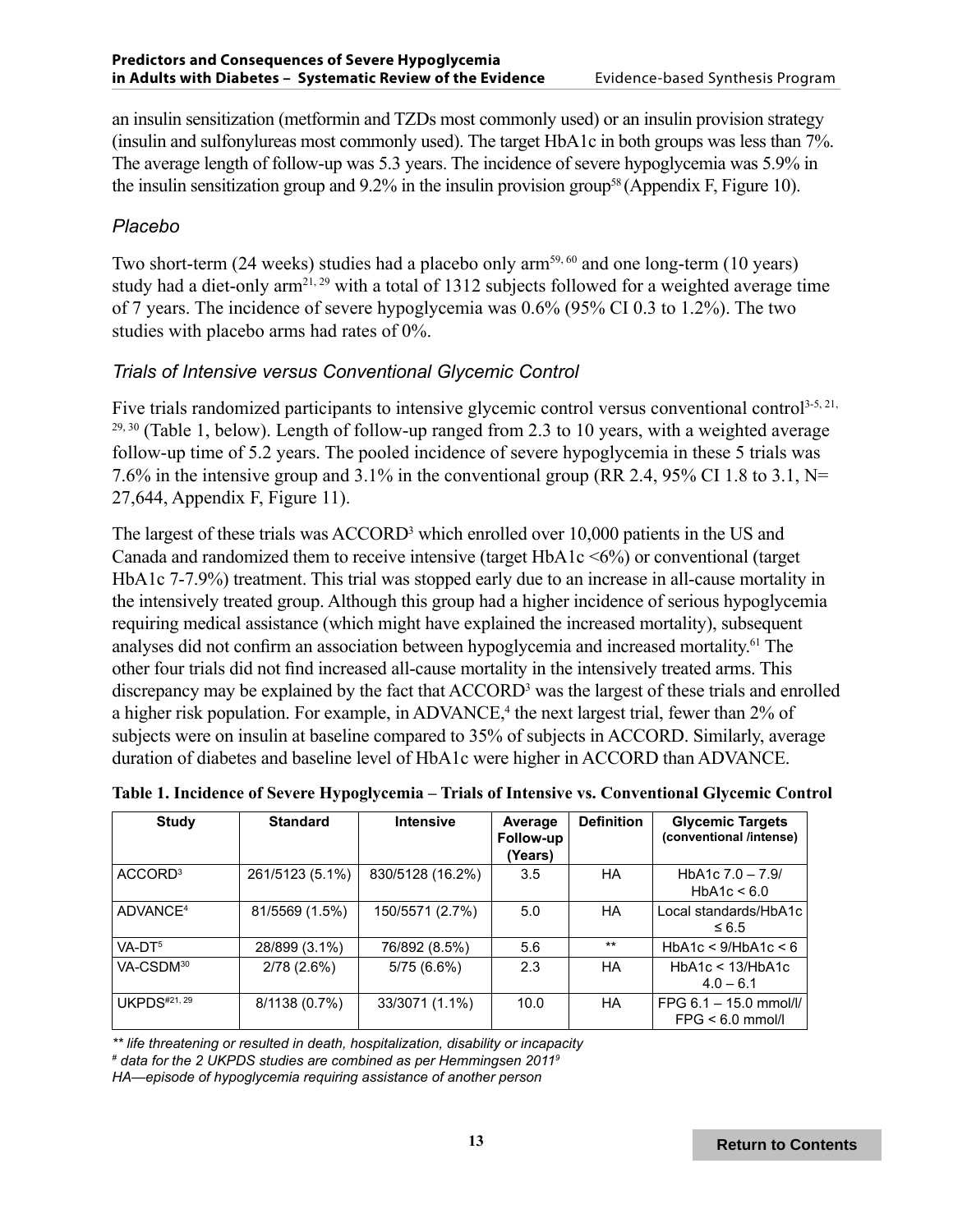an insulin sensitization (metformin and TZDs most commonly used) or an insulin provision strategy (insulin and sulfonylureas most commonly used). The target HbA1c in both groups was less than 7%. The average length of follow-up was 5.3 years. The incidence of severe hypoglycemia was 5.9% in the insulin sensitization group and 9.2% in the insulin provision group[58] (Appendix F, Figure 10).

### *Placebo*

Two short-term (24 weeks) studies had a placebo only arm[59, 60] and one long-term (10 years) study had a diet-only arm[21, 29] with a total of 1312 subjects followed for a weighted average time of 7 years. The incidence of severe hypoglycemia was 0.6% (95% CI 0.3 to 1.2%). The two studies with placebo arms had rates of 0%.

### *Trials of Intensive versus Conventional Glycemic Control*

Five trials randomized participants to intensive glycemic control versus conventional control[3-5, 21, 29, 30] (Table 1, below). Length of follow-up ranged from 2.3 to 10 years, with a weighted average follow-up time of 5.2 years. The pooled incidence of severe hypoglycemia in these 5 trials was 7.6% in the intensive group and 3.1% in the conventional group (RR 2.4, 95% CI 1.8 to 3.1, N= 27,644, Appendix F, Figure 11).

The largest of these trials was ACCORD[3] which enrolled over 10,000 patients in the US and Canada and randomized them to receive intensive (target HbA1c <6%) or conventional (target HbA1c 7-7.9%) treatment. This trial was stopped early due to an increase in all-cause mortality in the intensively treated group. Although this group had a higher incidence of serious hypoglycemia requiring medical assistance (which might have explained the increased mortality), subsequent analyses did not confirm an association between hypoglycemia and increased mortality.[61] The other four trials did not find increased all-cause mortality in the intensively treated arms. This discrepancy may be explained by the fact that ACCORD[3] was the largest of these trials and enrolled a higher risk population. For example, in ADVANCE,[4] the next largest trial, fewer than 2% of subjects were on insulin at baseline compared to 35% of subjects in ACCORD. Similarly, average duration of diabetes and baseline level of HbA1c were higher in ACCORD than ADVANCE.

**Table 1. Incidence of Severe Hypoglycemia – Trials of Intensive vs. Conventional Glycemic Control**

| Study | Standard | Intensive | Average Follow-up (Years) | Definition | Glycemic Targets (conventional /intense) |
|---|---|---|---|---|---|
| ACCORD[3] | 261/5123 (5.1%) | 830/5128 (16.2%) | 3.5 | HA | HbA1c 7.0 – 7.9/ HbA1c < 6.0 |
| ADVANCE[4] | 81/5569 (1.5%) | 150/5571 (2.7%) | 5.0 | HA | Local standards/HbA1c ≤ 6.5 |
| VA-DT[5] | 28/899 (3.1%) | 76/892 (8.5%) | 5.6 | ** | HbA1c < 9/HbA1c < 6 |
| VA-CSDM[30] | 2/78 (2.6%) | 5/75 (6.6%) | 2.3 | HA | HbA1c < 13/HbA1c 4.0 – 6.1 |
| UKPDS[#21, 29] | 8/1138 (0.7%) | 33/3071 (1.1%) | 10.0 | HA | FPG 6.1 – 15.0 mmol/l/ FPG < 6.0 mmol/l |

*** life threatening or resulted in death, hospitalization, disability or incapacity*

*# data for the 2 UKPDS studies are combined as per Hemmingsen 2011[9]*

*HA—episode of hypoglycemia requiring assistance of another person*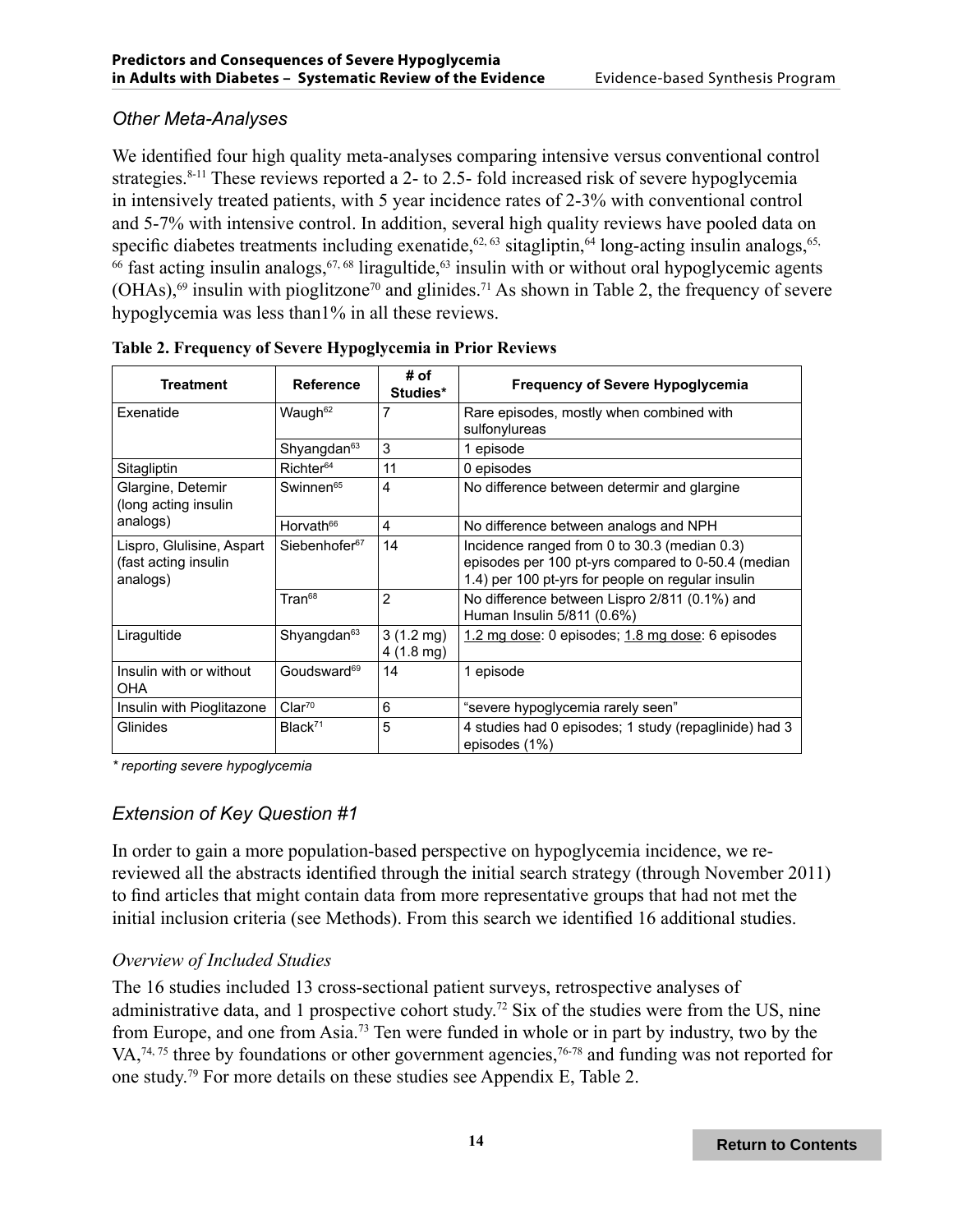### *Other Meta-Analyses*

We identified four high quality meta-analyses comparing intensive versus conventional control strategies.[8-11] These reviews reported a 2- to 2.5- fold increased risk of severe hypoglycemia in intensively treated patients, with 5 year incidence rates of 2-3% with conventional control and 5-7% with intensive control. In addition, several high quality reviews have pooled data on specific diabetes treatments including exenatide,[62, 63] sitagliptin,[64] long-acting insulin analogs,[65, 66] fast acting insulin analogs,[67, 68] liragultide,[63] insulin with or without oral hypoglycemic agents (OHAs),[69] insulin with pioglitzone[70] and glinides.[71] As shown in Table 2, the frequency of severe hypoglycemia was less than1% in all these reviews.

**Table 2. Frequency of Severe Hypoglycemia in Prior Reviews**

| Treatment | Reference | # of Studies* | Frequency of Severe Hypoglycemia |
|---|---|---|---|
| Exenatide | Waugh[62] | 7 | Rare episodes, mostly when combined with sulfonylureas |
| | Shyangdan[63] | 3 | 1 episode |
| Sitagliptin | Richter[64] | 11 | 0 episodes |
| Glargine, Detemir (long acting insulin analogs) | Swinnen[65] | 4 | No difference between determir and glargine |
| | Horvath[66] | 4 | No difference between analogs and NPH |
| Lispro, Glulisine, Aspart (fast acting insulin analogs) | Siebenhofer[67] | 14 | Incidence ranged from 0 to 30.3 (median 0.3) episodes per 100 pt-yrs compared to 0-50.4 (median 1.4) per 100 pt-yrs for people on regular insulin |
| | Tran[68] | 2 | No difference between Lispro 2/811 (0.1%) and Human Insulin 5/811 (0.6%) |
| Liragultide | Shyangdan[63] | 3 (1.2 mg) 4 (1.8 mg) | <u>1.2 mg dose</u>: 0 episodes; <u>1.8 mg dose</u>: 6 episodes |
| Insulin with or without OHA | Goudsward[69] | 14 | 1 episode |
| Insulin with Pioglitazone | Clar[70] | 6 | "severe hypoglycemia rarely seen" |
| Glinides | Black[71] | 5 | 4 studies had 0 episodes; 1 study (repaglinide) had 3 episodes (1%) |

*\* reporting severe hypoglycemia*

## *Extension of Key Question #1*

In order to gain a more population-based perspective on hypoglycemia incidence, we re-reviewed all the abstracts identified through the initial search strategy (through November 2011) to find articles that might contain data from more representative groups that had not met the initial inclusion criteria (see Methods). From this search we identified 16 additional studies.

### *Overview of Included Studies*

The 16 studies included 13 cross-sectional patient surveys, retrospective analyses of administrative data, and 1 prospective cohort study.[72] Six of the studies were from the US, nine from Europe, and one from Asia.[73] Ten were funded in whole or in part by industry, two by the VA,[74, 75] three by foundations or other government agencies,[76-78] and funding was not reported for one study.[79] For more details on these studies see Appendix E, Table 2.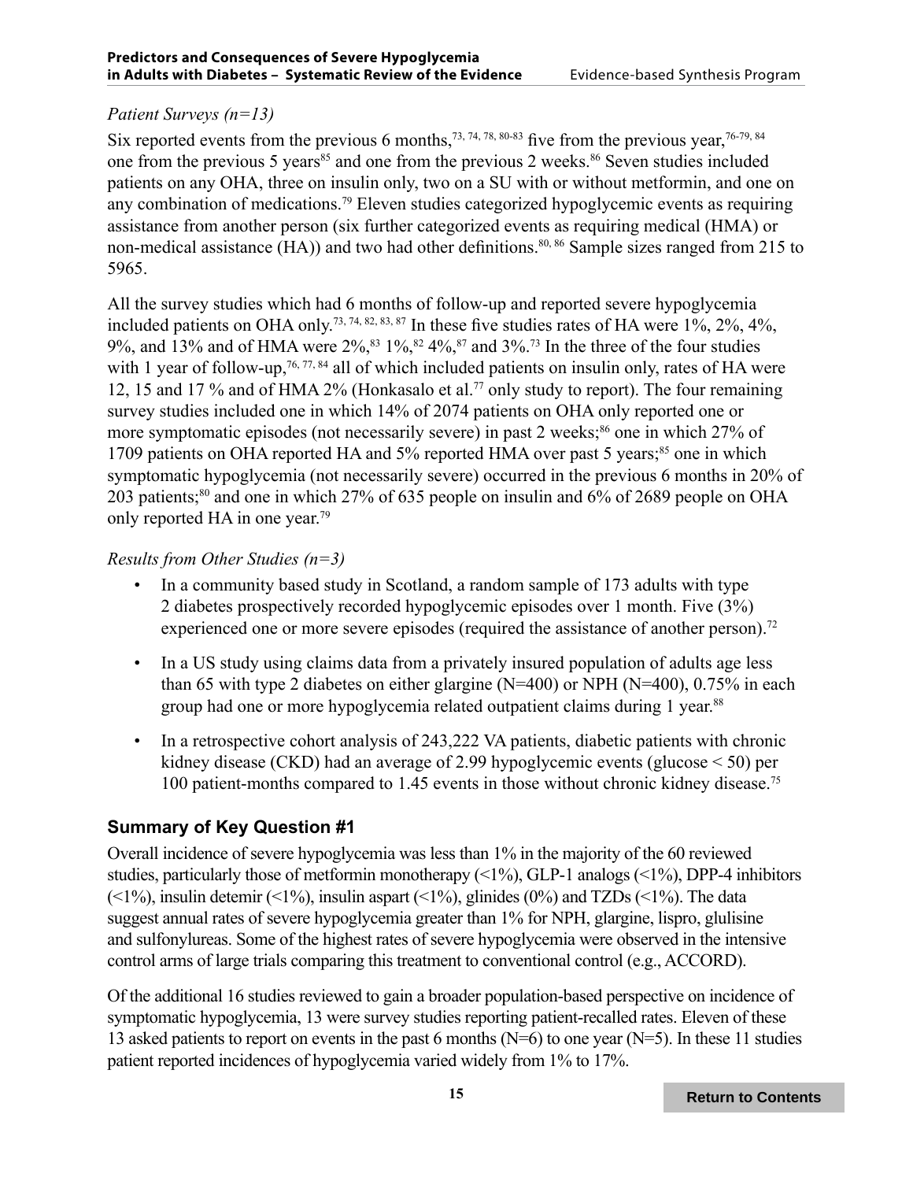*Patient Surveys (n=13)*

Six reported events from the previous 6 months,[73, 74, 78, 80-83] five from the previous year,[76-79, 84] one from the previous 5 years[85] and one from the previous 2 weeks.[86] Seven studies included patients on any OHA, three on insulin only, two on a SU with or without metformin, and one on any combination of medications.[79] Eleven studies categorized hypoglycemic events as requiring assistance from another person (six further categorized events as requiring medical (HMA) or non-medical assistance (HA)) and two had other definitions.[80, 86] Sample sizes ranged from 215 to 5965.

All the survey studies which had 6 months of follow-up and reported severe hypoglycemia included patients on OHA only.[73, 74, 82, 83, 87] In these five studies rates of HA were 1%, 2%, 4%, 9%, and 13% and of HMA were 2%,[83] 1%,[82] 4%,[87] and 3%.[73] In the three of the four studies with 1 year of follow-up,[76, 77, 84] all of which included patients on insulin only, rates of HA were 12, 15 and 17 % and of HMA 2% (Honkasalo et al.[77] only study to report). The four remaining survey studies included one in which 14% of 2074 patients on OHA only reported one or more symptomatic episodes (not necessarily severe) in past 2 weeks;[86] one in which 27% of 1709 patients on OHA reported HA and 5% reported HMA over past 5 years;[85] one in which symptomatic hypoglycemia (not necessarily severe) occurred in the previous 6 months in 20% of 203 patients;[80] and one in which 27% of 635 people on insulin and 6% of 2689 people on OHA only reported HA in one year.[79]

*Results from Other Studies (n=3)*

- In a community based study in Scotland, a random sample of 173 adults with type 2 diabetes prospectively recorded hypoglycemic episodes over 1 month. Five (3%) experienced one or more severe episodes (required the assistance of another person).[72]
- In a US study using claims data from a privately insured population of adults age less than 65 with type 2 diabetes on either glargine (N=400) or NPH (N=400), 0.75% in each group had one or more hypoglycemia related outpatient claims during 1 year.[88]
- In a retrospective cohort analysis of 243,222 VA patients, diabetic patients with chronic kidney disease (CKD) had an average of 2.99 hypoglycemic events (glucose < 50) per 100 patient-months compared to 1.45 events in those without chronic kidney disease.[75]

## Summary of Key Question #1

Overall incidence of severe hypoglycemia was less than 1% in the majority of the 60 reviewed studies, particularly those of metformin monotherapy (<1%), GLP-1 analogs (<1%), DPP-4 inhibitors (<1%), insulin detemir (<1%), insulin aspart (<1%), glinides (0%) and TZDs (<1%). The data suggest annual rates of severe hypoglycemia greater than 1% for NPH, glargine, lispro, glulisine and sulfonylureas. Some of the highest rates of severe hypoglycemia were observed in the intensive control arms of large trials comparing this treatment to conventional control (e.g., ACCORD).

Of the additional 16 studies reviewed to gain a broader population-based perspective on incidence of symptomatic hypoglycemia, 13 were survey studies reporting patient-recalled rates. Eleven of these 13 asked patients to report on events in the past 6 months (N=6) to one year (N=5). In these 11 studies patient reported incidences of hypoglycemia varied widely from 1% to 17%.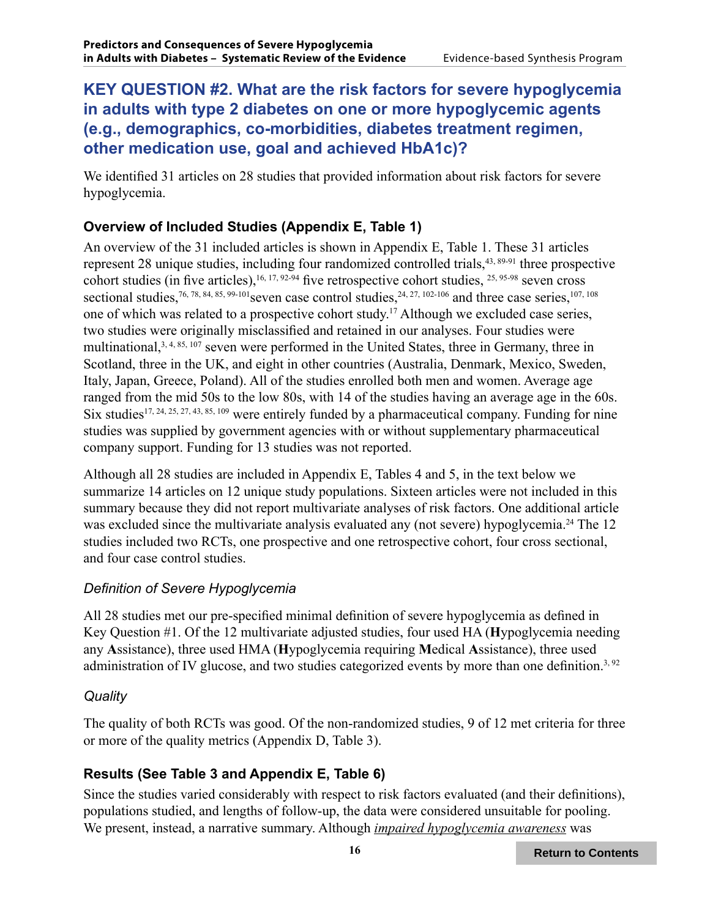## KEY QUESTION #2. What are the risk factors for severe hypoglycemia in adults with type 2 diabetes on one or more hypoglycemic agents (e.g., demographics, co-morbidities, diabetes treatment regimen, other medication use, goal and achieved HbA1c)?

We identified 31 articles on 28 studies that provided information about risk factors for severe hypoglycemia.

### Overview of Included Studies (Appendix E, Table 1)

An overview of the 31 included articles is shown in Appendix E, Table 1. These 31 articles represent 28 unique studies, including four randomized controlled trials,[43, 89-91] three prospective cohort studies (in five articles),[16, 17, 92-94] five retrospective cohort studies, [25, 95-98] seven cross sectional studies,[76, 78, 84, 85, 99-101]seven case control studies,[24, 27, 102-106] and three case series,[107, 108] one of which was related to a prospective cohort study.[17] Although we excluded case series, two studies were originally misclassified and retained in our analyses. Four studies were multinational,[3, 4, 85, 107] seven were performed in the United States, three in Germany, three in Scotland, three in the UK, and eight in other countries (Australia, Denmark, Mexico, Sweden, Italy, Japan, Greece, Poland). All of the studies enrolled both men and women. Average age ranged from the mid 50s to the low 80s, with 14 of the studies having an average age in the 60s. Six studies[17, 24, 25, 27, 43, 85, 109] were entirely funded by a pharmaceutical company. Funding for nine studies was supplied by government agencies with or without supplementary pharmaceutical company support. Funding for 13 studies was not reported.

Although all 28 studies are included in Appendix E, Tables 4 and 5, in the text below we summarize 14 articles on 12 unique study populations. Sixteen articles were not included in this summary because they did not report multivariate analyses of risk factors. One additional article was excluded since the multivariate analysis evaluated any (not severe) hypoglycemia.[24] The 12 studies included two RCTs, one prospective and one retrospective cohort, four cross sectional, and four case control studies.

#### *Definition of Severe Hypoglycemia*

All 28 studies met our pre-specified minimal definition of severe hypoglycemia as defined in Key Question #1. Of the 12 multivariate adjusted studies, four used HA (**H**ypoglycemia needing any **A**ssistance), three used HMA (**H**ypoglycemia requiring **M**edical **A**ssistance), three used administration of IV glucose, and two studies categorized events by more than one definition.[3, 92]

#### *Quality*

The quality of both RCTs was good. Of the non-randomized studies, 9 of 12 met criteria for three or more of the quality metrics (Appendix D, Table 3).

### Results (See Table 3 and Appendix E, Table 6)

Since the studies varied considerably with respect to risk factors evaluated (and their definitions), populations studied, and lengths of follow-up, the data were considered unsuitable for pooling. We present, instead, a narrative summary. Although *impaired hypoglycemia awareness* was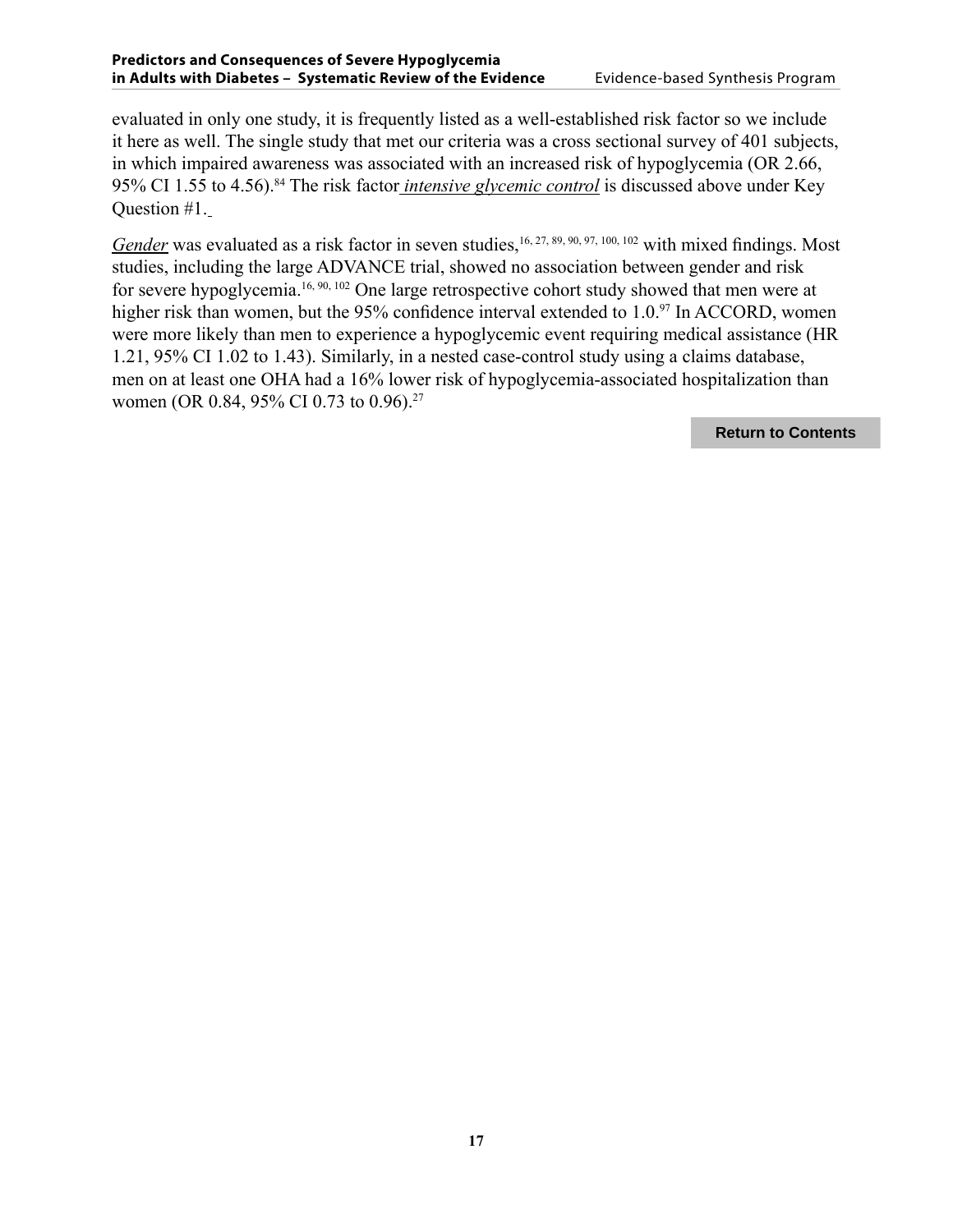evaluated in only one study, it is frequently listed as a well-established risk factor so we include it here as well. The single study that met our criteria was a cross sectional survey of 401 subjects, in which impaired awareness was associated with an increased risk of hypoglycemia (OR 2.66, 95% CI 1.55 to 4.56).[84] The risk factor *intensive glycemic control* is discussed above under Key Question #1.

*Gender* was evaluated as a risk factor in seven studies,[16, 27, 89, 90, 97, 100, 102] with mixed findings. Most studies, including the large ADVANCE trial, showed no association between gender and risk for severe hypoglycemia.[16, 90, 102] One large retrospective cohort study showed that men were at higher risk than women, but the 95% confidence interval extended to 1.0.[97] In ACCORD, women were more likely than men to experience a hypoglycemic event requiring medical assistance (HR 1.21, 95% CI 1.02 to 1.43). Similarly, in a nested case-control study using a claims database, men on at least one OHA had a 16% lower risk of hypoglycemia-associated hospitalization than women (OR 0.84, 95% CI 0.73 to 0.96).[27]

**Return to Contents**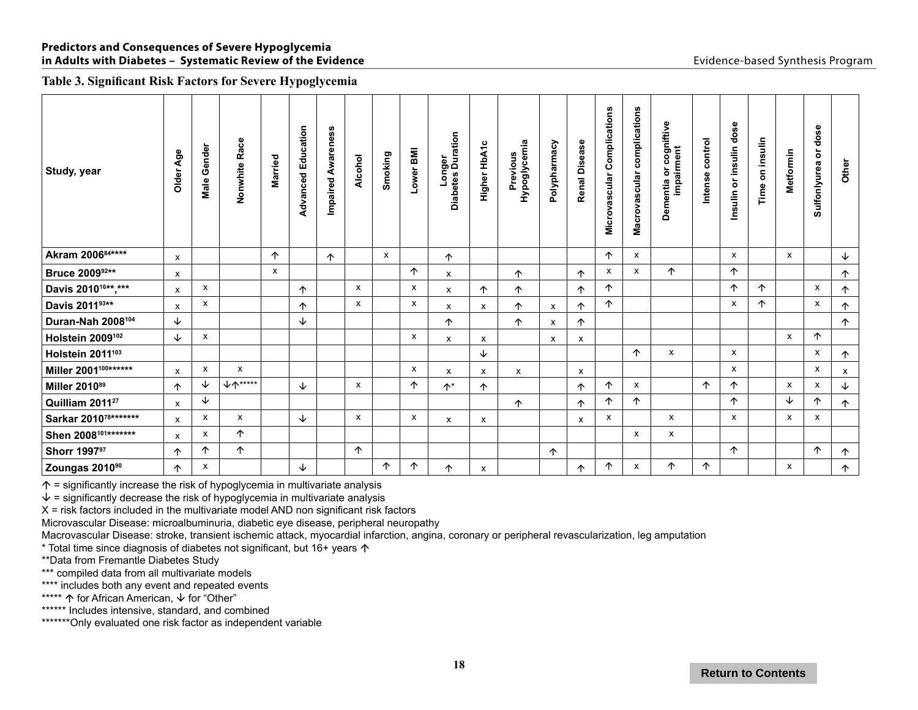**Table 3. Significant Risk Factors for Severe Hypoglycemia**

| Study, year | Older Age | Male Gender | Nonwhite Race | Married | Advanced Education | Impaired Awareness | Alcohol | Smoking | Lower BMI | Longer Diabetes Duration | Higher HbA1c | Previous Hypoglycemia | Polypharmacy | Renal Disease | Microvascular Complications | Macrovascular complications | Dementia or cognitive impairment | Intense control | Insulin or insulin dose | Time on insulin | Metformin | Sulfonlyurea or dose | Other |
|---|---|---|---|---|---|---|---|---|---|---|---|---|---|---|---|---|---|---|---|---|---|---|---|
| **Akram 2006[84]\*\*\*\*** | x | | | ↑ | | ↑ | | x | | ↑ | | | | | ↑ | x | | | x | | x | | ↓ |
| **Bruce 2009[92]\*\*** | x | | | x | | | | | ↑ | x | | ↑ | | ↑ | x | x | ↑ | | ↑ | | | | ↑ |
| **Davis 2010[16]\*\*,\*\*\*** | x | x | | | ↑ | | x | | x | x | ↑ | ↑ | | ↑ | ↑ | | | | ↑ | ↑ | | x | ↑ |
| **Davis 2011[93]\*\*** | x | x | | | ↑ | | x | | x | x | x | ↑ | x | ↑ | ↑ | | | | x | ↑ | | x | ↑ |
| **Duran-Nah 2008[104]** | ↓ | | | | ↓ | | | | | ↑ | | ↑ | x | ↑ | | | | | | | | | ↑ |
| **Holstein 2009[102]** | ↓ | x | | | | | | | x | x | x | | x | x | | | | | | | x | ↑ | |
| **Holstein 2011[103]** | | | | | | | | | | | ↓ | | | | | ↑ | x | | x | | | x | ↑ |
| **Miller 2001[100]\*\*\*\*\*\*** | x | x | x | | | | | | x | x | x | x | | x | | | | | x | | | x | x |
| **Miller 2010[89]** | ↑ | ↓ | ↓↑\*\*\*\*\* | | ↓ | | x | | ↑ | ↑\* | ↑ | | | ↑ | ↑ | x | | ↑ | ↑ | | x | x | ↓ |
| **Quilliam 2011[27]** | x | ↓ | | | | | | | | | | ↑ | | ↑ | ↑ | ↑ | | | ↑ | | ↓ | ↑ | ↑ |
| **Sarkar 2010[78]\*\*\*\*\*\*\*** | x | x | x | | ↓ | | x | | x | x | x | | | x | x | | x | | x | | x | x | |
| **Shen 2008[101]\*\*\*\*\*\*\*** | x | x | ↑ | | | | | | | | | | | | | x | x | | | | | | |
| **Shorr 1997[97]** | ↑ | ↑ | ↑ | | | | ↑ | | | | | | ↑ | | | | | | ↑ | | | ↑ | ↑ |
| **Zoungas 2010[90]** | ↑ | x | | | ↓ | | | ↑ | ↑ | ↑ | x | | | ↑ | ↑ | x | ↑ | ↑ | | | x | | ↑ |

↑ = significantly increase the risk of hypoglycemia in multivariate analysis
↓ = significantly decrease the risk of hypoglycemia in multivariate analysis
X = risk factors included in the multivariate model AND non significant risk factors
Microvascular Disease: microalbuminuria, diabetic eye disease, peripheral neuropathy
Macrovascular Disease: stroke, transient ischemic attack, myocardial infarction, angina, coronary or peripheral revascularization, leg amputation
\* Total time since diagnosis of diabetes not significant, but 16+ years ↑
\*\*Data from Fremantle Diabetes Study
\*\*\* compiled data from all multivariate models
\*\*\*\* includes both any event and repeated events
\*\*\*\*\* ↑ for African American, ↓ for "Other"
\*\*\*\*\*\* Includes intensive, standard, and combined
\*\*\*\*\*\*\*Only evaluated one risk factor as independent variable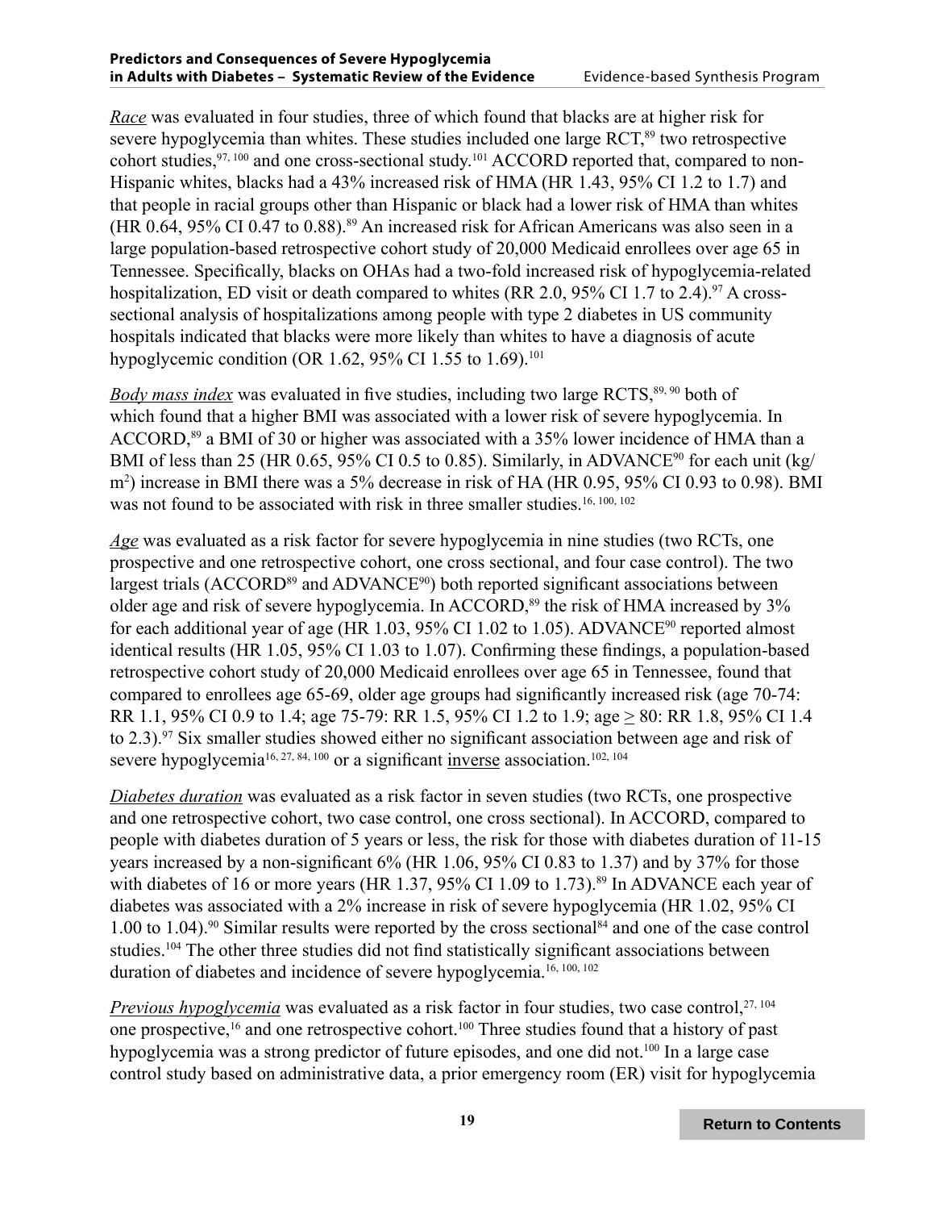*Race* was evaluated in four studies, three of which found that blacks are at higher risk for severe hypoglycemia than whites. These studies included one large RCT,[89] two retrospective cohort studies,[97, 100] and one cross-sectional study.[101] ACCORD reported that, compared to non-Hispanic whites, blacks had a 43% increased risk of HMA (HR 1.43, 95% CI 1.2 to 1.7) and that people in racial groups other than Hispanic or black had a lower risk of HMA than whites (HR 0.64, 95% CI 0.47 to 0.88).[89] An increased risk for African Americans was also seen in a large population-based retrospective cohort study of 20,000 Medicaid enrollees over age 65 in Tennessee. Specifically, blacks on OHAs had a two-fold increased risk of hypoglycemia-related hospitalization, ED visit or death compared to whites (RR 2.0, 95% CI 1.7 to 2.4).[97] A cross-sectional analysis of hospitalizations among people with type 2 diabetes in US community hospitals indicated that blacks were more likely than whites to have a diagnosis of acute hypoglycemic condition (OR 1.62, 95% CI 1.55 to 1.69).[101]

*Body mass index* was evaluated in five studies, including two large RCTS,[89, 90] both of which found that a higher BMI was associated with a lower risk of severe hypoglycemia. In ACCORD,[89] a BMI of 30 or higher was associated with a 35% lower incidence of HMA than a BMI of less than 25 (HR 0.65, 95% CI 0.5 to 0.85). Similarly, in ADVANCE[90] for each unit ($kg/m^2$) increase in BMI there was a 5% decrease in risk of HA (HR 0.95, 95% CI 0.93 to 0.98). BMI was not found to be associated with risk in three smaller studies.[16, 100, 102]

*Age* was evaluated as a risk factor for severe hypoglycemia in nine studies (two RCTs, one prospective and one retrospective cohort, one cross sectional, and four case control). The two largest trials (ACCORD[89] and ADVANCE[90]) both reported significant associations between older age and risk of severe hypoglycemia. In ACCORD,[89] the risk of HMA increased by 3% for each additional year of age (HR 1.03, 95% CI 1.02 to 1.05). ADVANCE[90] reported almost identical results (HR 1.05, 95% CI 1.03 to 1.07). Confirming these findings, a population-based retrospective cohort study of 20,000 Medicaid enrollees over age 65 in Tennessee, found that compared to enrollees age 65-69, older age groups had significantly increased risk (age 70-74: RR 1.1, 95% CI 0.9 to 1.4; age 75-79: RR 1.5, 95% CI 1.2 to 1.9; age $\geq$ 80: RR 1.8, 95% CI 1.4 to 2.3).[97] Six smaller studies showed either no significant association between age and risk of severe hypoglycemia[16, 27, 84, 100] or a significant inverse association.[102, 104]

*Diabetes duration* was evaluated as a risk factor in seven studies (two RCTs, one prospective and one retrospective cohort, two case control, one cross sectional). In ACCORD, compared to people with diabetes duration of 5 years or less, the risk for those with diabetes duration of 11-15 years increased by a non-significant 6% (HR 1.06, 95% CI 0.83 to 1.37) and by 37% for those with diabetes of 16 or more years (HR 1.37, 95% CI 1.09 to 1.73).[89] In ADVANCE each year of diabetes was associated with a 2% increase in risk of severe hypoglycemia (HR 1.02, 95% CI 1.00 to 1.04).[90] Similar results were reported by the cross sectional[84] and one of the case control studies.[104] The other three studies did not find statistically significant associations between duration of diabetes and incidence of severe hypoglycemia.[16, 100, 102]

*Previous hypoglycemia* was evaluated as a risk factor in four studies, two case control,[27, 104] one prospective,[16] and one retrospective cohort.[100] Three studies found that a history of past hypoglycemia was a strong predictor of future episodes, and one did not.[100] In a large case control study based on administrative data, a prior emergency room (ER) visit for hypoglycemia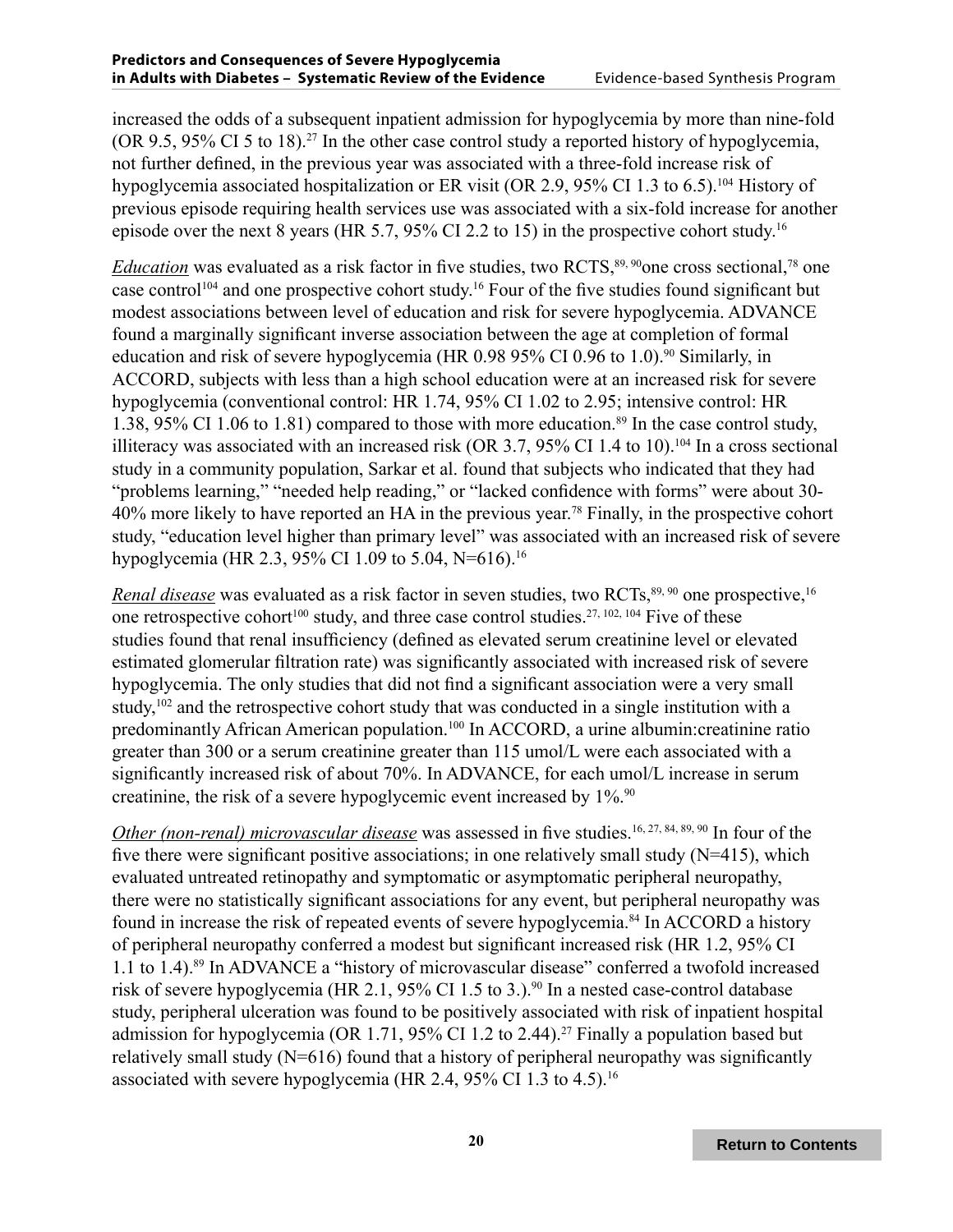increased the odds of a subsequent inpatient admission for hypoglycemia by more than nine-fold (OR 9.5, 95% CI 5 to 18).[27] In the other case control study a reported history of hypoglycemia, not further defined, in the previous year was associated with a three-fold increase risk of hypoglycemia associated hospitalization or ER visit (OR 2.9, 95% CI 1.3 to 6.5).[104] History of previous episode requiring health services use was associated with a six-fold increase for another episode over the next 8 years (HR 5.7, 95% CI 2.2 to 15) in the prospective cohort study.[16]

*Education* was evaluated as a risk factor in five studies, two RCTS,[89, 90]one cross sectional,[78] one case control[104] and one prospective cohort study.[16] Four of the five studies found significant but modest associations between level of education and risk for severe hypoglycemia. ADVANCE found a marginally significant inverse association between the age at completion of formal education and risk of severe hypoglycemia (HR 0.98 95% CI 0.96 to 1.0).[90] Similarly, in ACCORD, subjects with less than a high school education were at an increased risk for severe hypoglycemia (conventional control: HR 1.74, 95% CI 1.02 to 2.95; intensive control: HR 1.38, 95% CI 1.06 to 1.81) compared to those with more education.[89] In the case control study, illiteracy was associated with an increased risk (OR 3.7, 95% CI 1.4 to 10).[104] In a cross sectional study in a community population, Sarkar et al. found that subjects who indicated that they had "problems learning," "needed help reading," or "lacked confidence with forms" were about 30-40% more likely to have reported an HA in the previous year.[78] Finally, in the prospective cohort study, "education level higher than primary level" was associated with an increased risk of severe hypoglycemia (HR 2.3, 95% CI 1.09 to 5.04, N=616).[16]

*Renal disease* was evaluated as a risk factor in seven studies, two RCTs,[89, 90] one prospective,[16] one retrospective cohort[100] study, and three case control studies.[27, 102, 104] Five of these studies found that renal insufficiency (defined as elevated serum creatinine level or elevated estimated glomerular filtration rate) was significantly associated with increased risk of severe hypoglycemia. The only studies that did not find a significant association were a very small study,[102] and the retrospective cohort study that was conducted in a single institution with a predominantly African American population.[100] In ACCORD, a urine albumin:creatinine ratio greater than 300 or a serum creatinine greater than 115 umol/L were each associated with a significantly increased risk of about 70%. In ADVANCE, for each umol/L increase in serum creatinine, the risk of a severe hypoglycemic event increased by 1%.[90]

*Other (non-renal) microvascular disease* was assessed in five studies.[16, 27, 84, 89, 90] In four of the five there were significant positive associations; in one relatively small study (N=415), which evaluated untreated retinopathy and symptomatic or asymptomatic peripheral neuropathy, there were no statistically significant associations for any event, but peripheral neuropathy was found in increase the risk of repeated events of severe hypoglycemia.[84] In ACCORD a history of peripheral neuropathy conferred a modest but significant increased risk (HR 1.2, 95% CI 1.1 to 1.4).[89] In ADVANCE a "history of microvascular disease" conferred a twofold increased risk of severe hypoglycemia (HR 2.1, 95% CI 1.5 to 3.).[90] In a nested case-control database study, peripheral ulceration was found to be positively associated with risk of inpatient hospital admission for hypoglycemia (OR 1.71, 95% CI 1.2 to 2.44).[27] Finally a population based but relatively small study (N=616) found that a history of peripheral neuropathy was significantly associated with severe hypoglycemia (HR 2.4, 95% CI 1.3 to 4.5).[16]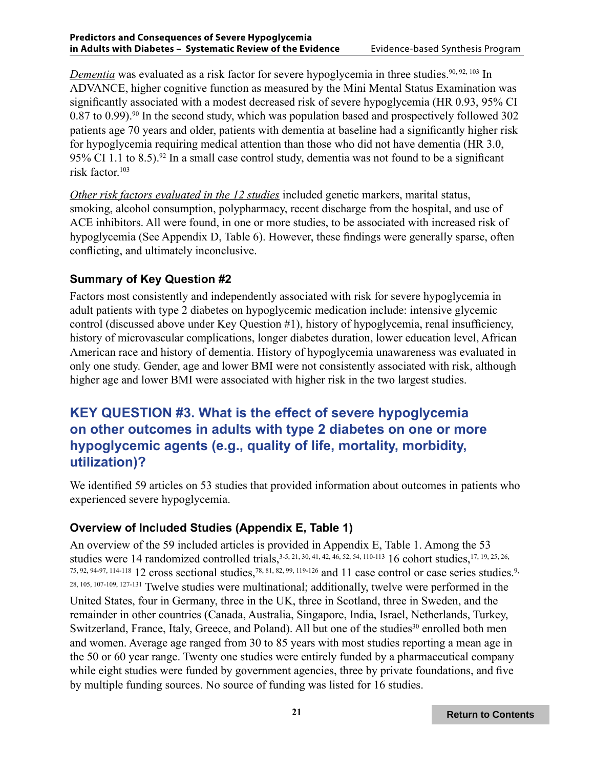*Dementia* was evaluated as a risk factor for severe hypoglycemia in three studies.[90, 92, 103] In ADVANCE, higher cognitive function as measured by the Mini Mental Status Examination was significantly associated with a modest decreased risk of severe hypoglycemia (HR 0.93, 95% CI 0.87 to 0.99).[90] In the second study, which was population based and prospectively followed 302 patients age 70 years and older, patients with dementia at baseline had a significantly higher risk for hypoglycemia requiring medical attention than those who did not have dementia (HR 3.0, 95% CI 1.1 to 8.5).[92] In a small case control study, dementia was not found to be a significant risk factor.[103]

*Other risk factors evaluated in the 12 studies* included genetic markers, marital status, smoking, alcohol consumption, polypharmacy, recent discharge from the hospital, and use of ACE inhibitors. All were found, in one or more studies, to be associated with increased risk of hypoglycemia (See Appendix D, Table 6). However, these findings were generally sparse, often conflicting, and ultimately inconclusive.

### Summary of Key Question #2

Factors most consistently and independently associated with risk for severe hypoglycemia in adult patients with type 2 diabetes on hypoglycemic medication include: intensive glycemic control (discussed above under Key Question #1), history of hypoglycemia, renal insufficiency, history of microvascular complications, longer diabetes duration, lower education level, African American race and history of dementia. History of hypoglycemia unawareness was evaluated in only one study. Gender, age and lower BMI were not consistently associated with risk, although higher age and lower BMI were associated with higher risk in the two largest studies.

## KEY QUESTION #3. What is the effect of severe hypoglycemia on other outcomes in adults with type 2 diabetes on one or more hypoglycemic agents (e.g., quality of life, mortality, morbidity, utilization)?

We identified 59 articles on 53 studies that provided information about outcomes in patients who experienced severe hypoglycemia.

### Overview of Included Studies (Appendix E, Table 1)

An overview of the 59 included articles is provided in Appendix E, Table 1. Among the 53 studies were 14 randomized controlled trials,[3-5, 21, 30, 41, 42, 46, 52, 54, 110-113] 16 cohort studies,[17, 19, 25, 26, 75, 92, 94-97, 114-118] 12 cross sectional studies,[78, 81, 82, 99, 119-126] and 11 case control or case series studies.[9, 28, 105, 107-109, 127-131] Twelve studies were multinational; additionally, twelve were performed in the United States, four in Germany, three in the UK, three in Scotland, three in Sweden, and the remainder in other countries (Canada, Australia, Singapore, India, Israel, Netherlands, Turkey, Switzerland, France, Italy, Greece, and Poland). All but one of the studies[30] enrolled both men and women. Average age ranged from 30 to 85 years with most studies reporting a mean age in the 50 or 60 year range. Twenty one studies were entirely funded by a pharmaceutical company while eight studies were funded by government agencies, three by private foundations, and five by multiple funding sources. No source of funding was listed for 16 studies.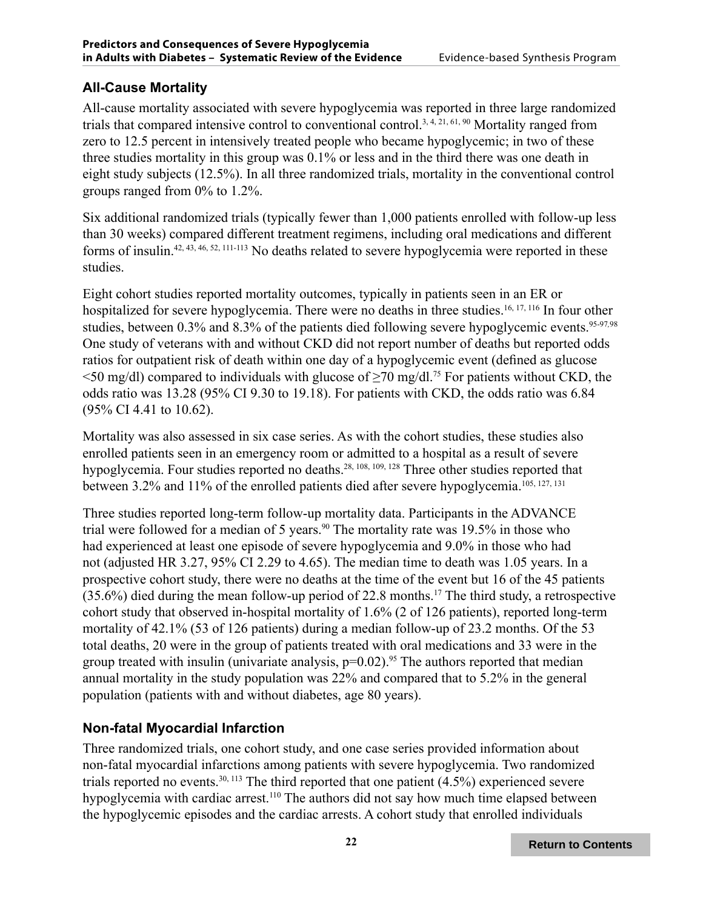### All-Cause Mortality

All-cause mortality associated with severe hypoglycemia was reported in three large randomized trials that compared intensive control to conventional control.[3, 4, 21, 61, 90] Mortality ranged from zero to 12.5 percent in intensively treated people who became hypoglycemic; in two of these three studies mortality in this group was 0.1% or less and in the third there was one death in eight study subjects (12.5%). In all three randomized trials, mortality in the conventional control groups ranged from 0% to 1.2%.

Six additional randomized trials (typically fewer than 1,000 patients enrolled with follow-up less than 30 weeks) compared different treatment regimens, including oral medications and different forms of insulin.[42, 43, 46, 52, 111-113] No deaths related to severe hypoglycemia were reported in these studies.

Eight cohort studies reported mortality outcomes, typically in patients seen in an ER or hospitalized for severe hypoglycemia. There were no deaths in three studies.[16, 17, 116] In four other studies, between 0.3% and 8.3% of the patients died following severe hypoglycemic events.[95-97,98] One study of veterans with and without CKD did not report number of deaths but reported odds ratios for outpatient risk of death within one day of a hypoglycemic event (defined as glucose <50 mg/dl) compared to individuals with glucose of ≥70 mg/dl.[75] For patients without CKD, the odds ratio was 13.28 (95% CI 9.30 to 19.18). For patients with CKD, the odds ratio was 6.84 (95% CI 4.41 to 10.62).

Mortality was also assessed in six case series. As with the cohort studies, these studies also enrolled patients seen in an emergency room or admitted to a hospital as a result of severe hypoglycemia. Four studies reported no deaths.[28, 108, 109, 128] Three other studies reported that between 3.2% and 11% of the enrolled patients died after severe hypoglycemia.[105, 127, 131]

Three studies reported long-term follow-up mortality data. Participants in the ADVANCE trial were followed for a median of 5 years.[90] The mortality rate was 19.5% in those who had experienced at least one episode of severe hypoglycemia and 9.0% in those who had not (adjusted HR 3.27, 95% CI 2.29 to 4.65). The median time to death was 1.05 years. In a prospective cohort study, there were no deaths at the time of the event but 16 of the 45 patients (35.6%) died during the mean follow-up period of 22.8 months.[17] The third study, a retrospective cohort study that observed in-hospital mortality of 1.6% (2 of 126 patients), reported long-term mortality of 42.1% (53 of 126 patients) during a median follow-up of 23.2 months. Of the 53 total deaths, 20 were in the group of patients treated with oral medications and 33 were in the group treated with insulin (univariate analysis, $p=0.02$).[95] The authors reported that median annual mortality in the study population was 22% and compared that to 5.2% in the general population (patients with and without diabetes, age 80 years).

### Non-fatal Myocardial Infarction

Three randomized trials, one cohort study, and one case series provided information about non-fatal myocardial infarctions among patients with severe hypoglycemia. Two randomized trials reported no events.[30, 113] The third reported that one patient (4.5%) experienced severe hypoglycemia with cardiac arrest.[110] The authors did not say how much time elapsed between the hypoglycemic episodes and the cardiac arrests. A cohort study that enrolled individuals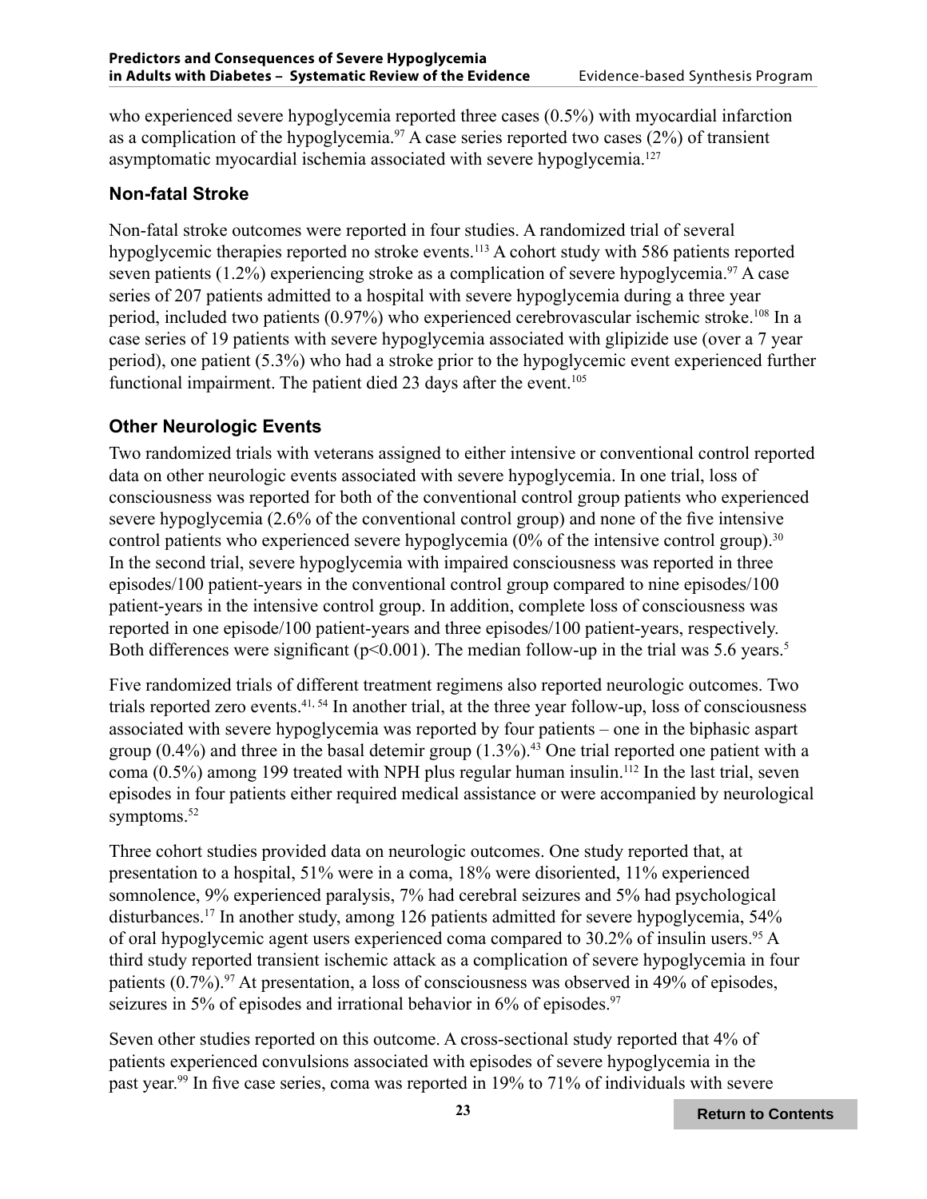who experienced severe hypoglycemia reported three cases (0.5%) with myocardial infarction as a complication of the hypoglycemia.[97] A case series reported two cases (2%) of transient asymptomatic myocardial ischemia associated with severe hypoglycemia.[127]

### Non-fatal Stroke

Non-fatal stroke outcomes were reported in four studies. A randomized trial of several hypoglycemic therapies reported no stroke events.[113] A cohort study with 586 patients reported seven patients (1.2%) experiencing stroke as a complication of severe hypoglycemia.[97] A case series of 207 patients admitted to a hospital with severe hypoglycemia during a three year period, included two patients (0.97%) who experienced cerebrovascular ischemic stroke.[108] In a case series of 19 patients with severe hypoglycemia associated with glipizide use (over a 7 year period), one patient (5.3%) who had a stroke prior to the hypoglycemic event experienced further functional impairment. The patient died 23 days after the event.[105]

### Other Neurologic Events

Two randomized trials with veterans assigned to either intensive or conventional control reported data on other neurologic events associated with severe hypoglycemia. In one trial, loss of consciousness was reported for both of the conventional control group patients who experienced severe hypoglycemia (2.6% of the conventional control group) and none of the five intensive control patients who experienced severe hypoglycemia (0% of the intensive control group).[30] In the second trial, severe hypoglycemia with impaired consciousness was reported in three episodes/100 patient-years in the conventional control group compared to nine episodes/100 patient-years in the intensive control group. In addition, complete loss of consciousness was reported in one episode/100 patient-years and three episodes/100 patient-years, respectively. Both differences were significant ($p<0.001$). The median follow-up in the trial was 5.6 years.[5]

Five randomized trials of different treatment regimens also reported neurologic outcomes. Two trials reported zero events.[41, 54] In another trial, at the three year follow-up, loss of consciousness associated with severe hypoglycemia was reported by four patients – one in the biphasic aspart group (0.4%) and three in the basal detemir group (1.3%).[43] One trial reported one patient with a coma (0.5%) among 199 treated with NPH plus regular human insulin.[112] In the last trial, seven episodes in four patients either required medical assistance or were accompanied by neurological symptoms.[52]

Three cohort studies provided data on neurologic outcomes. One study reported that, at presentation to a hospital, 51% were in a coma, 18% were disoriented, 11% experienced somnolence, 9% experienced paralysis, 7% had cerebral seizures and 5% had psychological disturbances.[17] In another study, among 126 patients admitted for severe hypoglycemia, 54% of oral hypoglycemic agent users experienced coma compared to 30.2% of insulin users.[95] A third study reported transient ischemic attack as a complication of severe hypoglycemia in four patients (0.7%).[97] At presentation, a loss of consciousness was observed in 49% of episodes, seizures in 5% of episodes and irrational behavior in 6% of episodes.[97]

Seven other studies reported on this outcome. A cross-sectional study reported that 4% of patients experienced convulsions associated with episodes of severe hypoglycemia in the past year.[99] In five case series, coma was reported in 19% to 71% of individuals with severe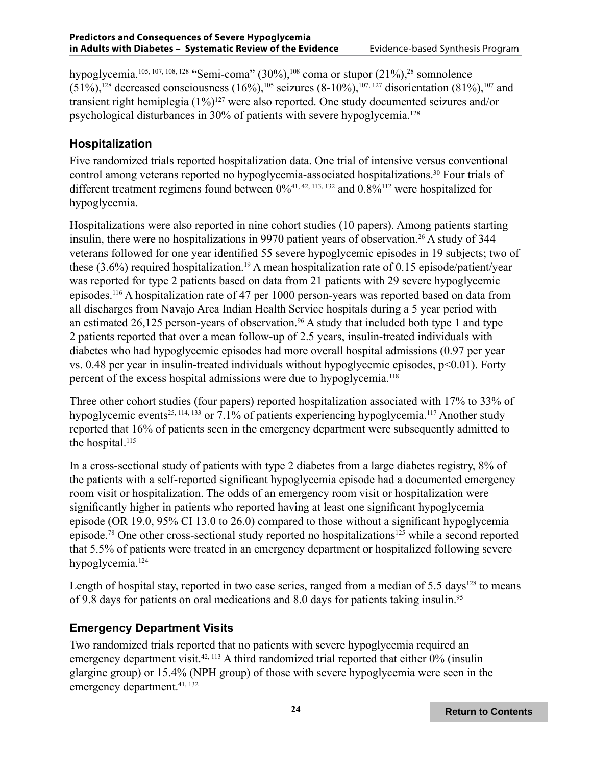hypoglycemia.[105, 107, 108, 128] "Semi-coma" (30%),[108] coma or stupor (21%),[28] somnolence (51%),[128] decreased consciousness (16%),[105] seizures (8-10%),[107, 127] disorientation (81%),[107] and transient right hemiplegia (1%)[127] were also reported. One study documented seizures and/or psychological disturbances in 30% of patients with severe hypoglycemia.[128]

### Hospitalization

Five randomized trials reported hospitalization data. One trial of intensive versus conventional control among veterans reported no hypoglycemia-associated hospitalizations.[30] Four trials of different treatment regimens found between 0%[41, 42, 113, 132] and 0.8%[112] were hospitalized for hypoglycemia.

Hospitalizations were also reported in nine cohort studies (10 papers). Among patients starting insulin, there were no hospitalizations in 9970 patient years of observation.[26] A study of 344 veterans followed for one year identified 55 severe hypoglycemic episodes in 19 subjects; two of these (3.6%) required hospitalization.[19] A mean hospitalization rate of 0.15 episode/patient/year was reported for type 2 patients based on data from 21 patients with 29 severe hypoglycemic episodes.[116] A hospitalization rate of 47 per 1000 person-years was reported based on data from all discharges from Navajo Area Indian Health Service hospitals during a 5 year period with an estimated 26,125 person-years of observation.[96] A study that included both type 1 and type 2 patients reported that over a mean follow-up of 2.5 years, insulin-treated individuals with diabetes who had hypoglycemic episodes had more overall hospital admissions (0.97 per year vs. 0.48 per year in insulin-treated individuals without hypoglycemic episodes, $p<0.01$). Forty percent of the excess hospital admissions were due to hypoglycemia.[118]

Three other cohort studies (four papers) reported hospitalization associated with 17% to 33% of hypoglycemic events[25, 114, 133] or 7.1% of patients experiencing hypoglycemia.[117] Another study reported that 16% of patients seen in the emergency department were subsequently admitted to the hospital.[115]

In a cross-sectional study of patients with type 2 diabetes from a large diabetes registry, 8% of the patients with a self-reported significant hypoglycemia episode had a documented emergency room visit or hospitalization. The odds of an emergency room visit or hospitalization were significantly higher in patients who reported having at least one significant hypoglycemia episode (OR 19.0, 95% CI 13.0 to 26.0) compared to those without a significant hypoglycemia episode.[78] One other cross-sectional study reported no hospitalizations[125] while a second reported that 5.5% of patients were treated in an emergency department or hospitalized following severe hypoglycemia.[124]

Length of hospital stay, reported in two case series, ranged from a median of 5.5 days[128] to means of 9.8 days for patients on oral medications and 8.0 days for patients taking insulin.[95]

### Emergency Department Visits

Two randomized trials reported that no patients with severe hypoglycemia required an emergency department visit.[42, 113] A third randomized trial reported that either 0% (insulin glargine group) or 15.4% (NPH group) of those with severe hypoglycemia were seen in the emergency department.[41, 132]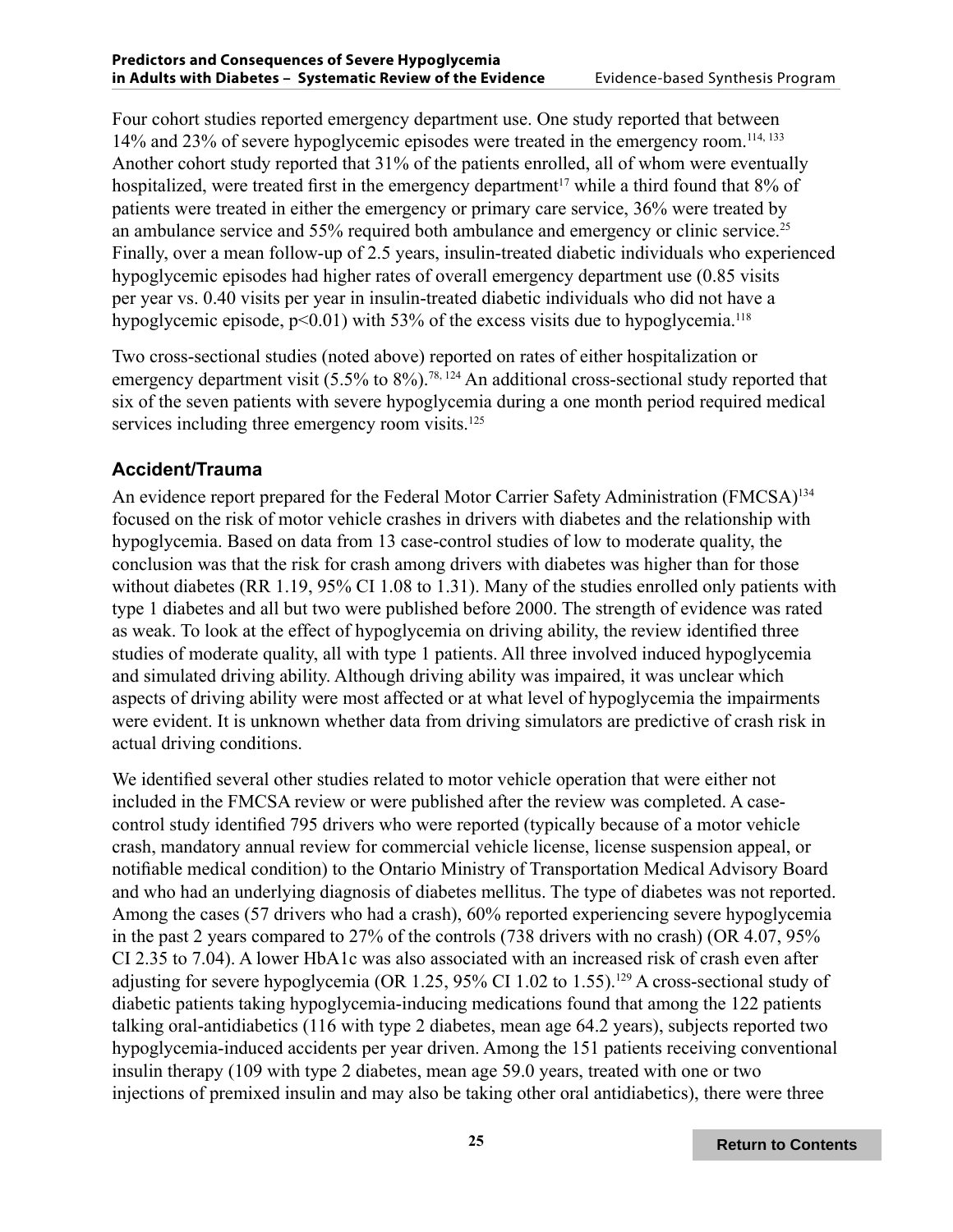Four cohort studies reported emergency department use. One study reported that between 14% and 23% of severe hypoglycemic episodes were treated in the emergency room.[114, 133] Another cohort study reported that 31% of the patients enrolled, all of whom were eventually hospitalized, were treated first in the emergency department[17] while a third found that 8% of patients were treated in either the emergency or primary care service, 36% were treated by an ambulance service and 55% required both ambulance and emergency or clinic service.[25] Finally, over a mean follow-up of 2.5 years, insulin-treated diabetic individuals who experienced hypoglycemic episodes had higher rates of overall emergency department use (0.85 visits per year vs. 0.40 visits per year in insulin-treated diabetic individuals who did not have a hypoglycemic episode, $p<0.01$) with 53% of the excess visits due to hypoglycemia.[118]

Two cross-sectional studies (noted above) reported on rates of either hospitalization or emergency department visit (5.5% to 8%).[78, 124] An additional cross-sectional study reported that six of the seven patients with severe hypoglycemia during a one month period required medical services including three emergency room visits.[125]

### Accident/Trauma

An evidence report prepared for the Federal Motor Carrier Safety Administration (FMCSA)[134] focused on the risk of motor vehicle crashes in drivers with diabetes and the relationship with hypoglycemia. Based on data from 13 case-control studies of low to moderate quality, the conclusion was that the risk for crash among drivers with diabetes was higher than for those without diabetes (RR 1.19, 95% CI 1.08 to 1.31). Many of the studies enrolled only patients with type 1 diabetes and all but two were published before 2000. The strength of evidence was rated as weak. To look at the effect of hypoglycemia on driving ability, the review identified three studies of moderate quality, all with type 1 patients. All three involved induced hypoglycemia and simulated driving ability. Although driving ability was impaired, it was unclear which aspects of driving ability were most affected or at what level of hypoglycemia the impairments were evident. It is unknown whether data from driving simulators are predictive of crash risk in actual driving conditions.

We identified several other studies related to motor vehicle operation that were either not included in the FMCSA review or were published after the review was completed. A case-control study identified 795 drivers who were reported (typically because of a motor vehicle crash, mandatory annual review for commercial vehicle license, license suspension appeal, or notifiable medical condition) to the Ontario Ministry of Transportation Medical Advisory Board and who had an underlying diagnosis of diabetes mellitus. The type of diabetes was not reported. Among the cases (57 drivers who had a crash), 60% reported experiencing severe hypoglycemia in the past 2 years compared to 27% of the controls (738 drivers with no crash) (OR 4.07, 95% CI 2.35 to 7.04). A lower HbA1c was also associated with an increased risk of crash even after adjusting for severe hypoglycemia (OR 1.25, 95% CI 1.02 to 1.55).[129] A cross-sectional study of diabetic patients taking hypoglycemia-inducing medications found that among the 122 patients talking oral-antidiabetics (116 with type 2 diabetes, mean age 64.2 years), subjects reported two hypoglycemia-induced accidents per year driven. Among the 151 patients receiving conventional insulin therapy (109 with type 2 diabetes, mean age 59.0 years, treated with one or two injections of premixed insulin and may also be taking other oral antidiabetics), there were three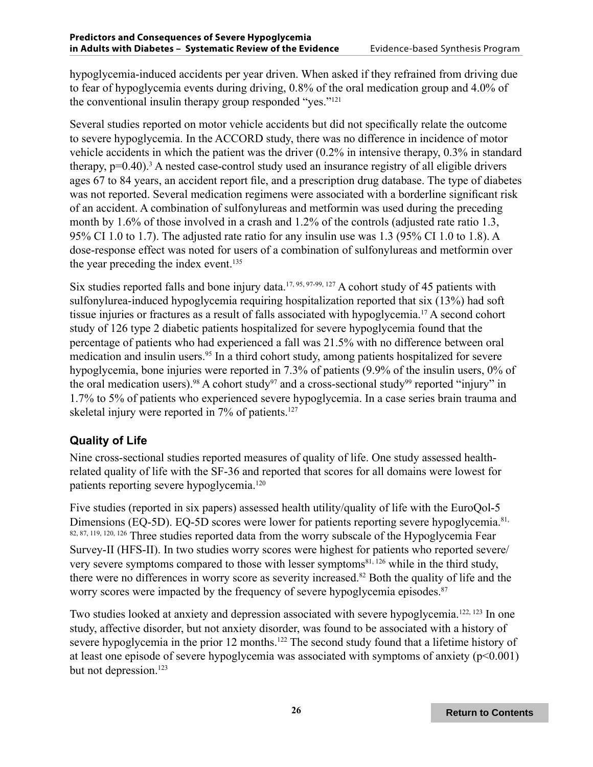hypoglycemia-induced accidents per year driven. When asked if they refrained from driving due to fear of hypoglycemia events during driving, 0.8% of the oral medication group and 4.0% of the conventional insulin therapy group responded "yes."[121]

Several studies reported on motor vehicle accidents but did not specifically relate the outcome to severe hypoglycemia. In the ACCORD study, there was no difference in incidence of motor vehicle accidents in which the patient was the driver (0.2% in intensive therapy, 0.3% in standard therapy, p=0.40).[3] A nested case-control study used an insurance registry of all eligible drivers ages 67 to 84 years, an accident report file, and a prescription drug database. The type of diabetes was not reported. Several medication regimens were associated with a borderline significant risk of an accident. A combination of sulfonylureas and metformin was used during the preceding month by 1.6% of those involved in a crash and 1.2% of the controls (adjusted rate ratio 1.3, 95% CI 1.0 to 1.7). The adjusted rate ratio for any insulin use was 1.3 (95% CI 1.0 to 1.8). A dose-response effect was noted for users of a combination of sulfonylureas and metformin over the year preceding the index event.[135]

Six studies reported falls and bone injury data.[17, 95, 97-99, 127] A cohort study of 45 patients with sulfonylurea-induced hypoglycemia requiring hospitalization reported that six (13%) had soft tissue injuries or fractures as a result of falls associated with hypoglycemia.[17] A second cohort study of 126 type 2 diabetic patients hospitalized for severe hypoglycemia found that the percentage of patients who had experienced a fall was 21.5% with no difference between oral medication and insulin users.[95] In a third cohort study, among patients hospitalized for severe hypoglycemia, bone injuries were reported in 7.3% of patients (9.9% of the insulin users, 0% of the oral medication users).[98] A cohort study[97] and a cross-sectional study[99] reported "injury" in 1.7% to 5% of patients who experienced severe hypoglycemia. In a case series brain trauma and skeletal injury were reported in 7% of patients.[127]

### Quality of Life

Nine cross-sectional studies reported measures of quality of life. One study assessed health-related quality of life with the SF-36 and reported that scores for all domains were lowest for patients reporting severe hypoglycemia.[120]

Five studies (reported in six papers) assessed health utility/quality of life with the EuroQol-5 Dimensions (EQ-5D). EQ-5D scores were lower for patients reporting severe hypoglycemia.[81, 82, 87, 119, 120, 126] Three studies reported data from the worry subscale of the Hypoglycemia Fear Survey-II (HFS-II). In two studies worry scores were highest for patients who reported severe/very severe symptoms compared to those with lesser symptoms[81, 126] while in the third study, there were no differences in worry score as severity increased.[82] Both the quality of life and the worry scores were impacted by the frequency of severe hypoglycemia episodes.[87]

Two studies looked at anxiety and depression associated with severe hypoglycemia.[122, 123] In one study, affective disorder, but not anxiety disorder, was found to be associated with a history of severe hypoglycemia in the prior 12 months.[122] The second study found that a lifetime history of at least one episode of severe hypoglycemia was associated with symptoms of anxiety ($p<0.001$) but not depression.[123]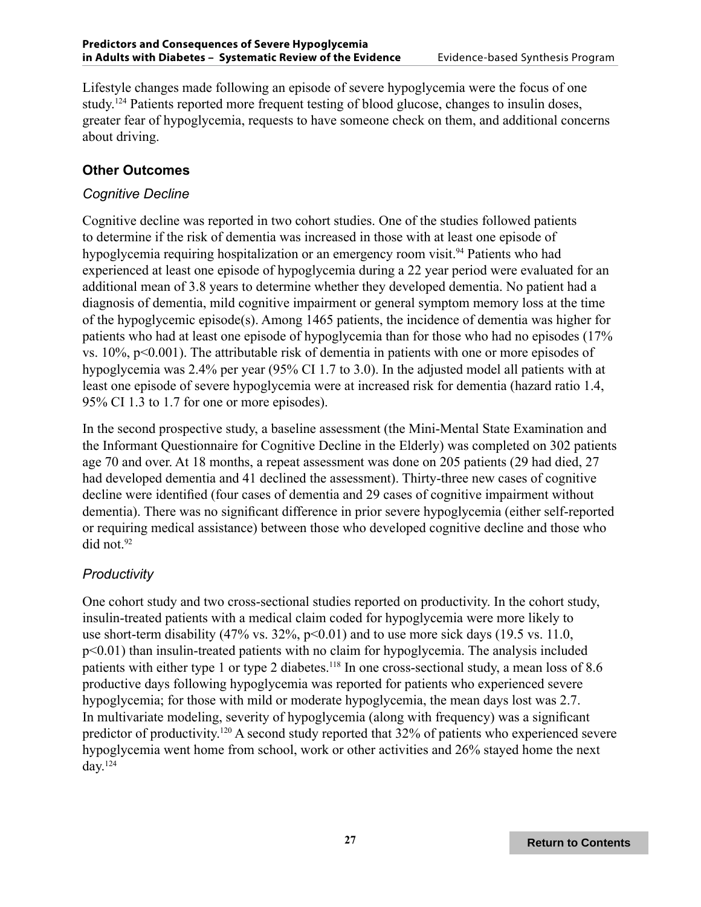Lifestyle changes made following an episode of severe hypoglycemia were the focus of one study.[124] Patients reported more frequent testing of blood glucose, changes to insulin doses, greater fear of hypoglycemia, requests to have someone check on them, and additional concerns about driving.

## Other Outcomes

### *Cognitive Decline*

Cognitive decline was reported in two cohort studies. One of the studies followed patients to determine if the risk of dementia was increased in those with at least one episode of hypoglycemia requiring hospitalization or an emergency room visit.[94] Patients who had experienced at least one episode of hypoglycemia during a 22 year period were evaluated for an additional mean of 3.8 years to determine whether they developed dementia. No patient had a diagnosis of dementia, mild cognitive impairment or general symptom memory loss at the time of the hypoglycemic episode(s). Among 1465 patients, the incidence of dementia was higher for patients who had at least one episode of hypoglycemia than for those who had no episodes (17% vs. 10%, $p<0.001$). The attributable risk of dementia in patients with one or more episodes of hypoglycemia was 2.4% per year (95% CI 1.7 to 3.0). In the adjusted model all patients with at least one episode of severe hypoglycemia were at increased risk for dementia (hazard ratio 1.4, 95% CI 1.3 to 1.7 for one or more episodes).

In the second prospective study, a baseline assessment (the Mini-Mental State Examination and the Informant Questionnaire for Cognitive Decline in the Elderly) was completed on 302 patients age 70 and over. At 18 months, a repeat assessment was done on 205 patients (29 had died, 27 had developed dementia and 41 declined the assessment). Thirty-three new cases of cognitive decline were identified (four cases of dementia and 29 cases of cognitive impairment without dementia). There was no significant difference in prior severe hypoglycemia (either self-reported or requiring medical assistance) between those who developed cognitive decline and those who did not.[92]

### *Productivity*

One cohort study and two cross-sectional studies reported on productivity. In the cohort study, insulin-treated patients with a medical claim coded for hypoglycemia were more likely to use short-term disability (47% vs. 32%, $p<0.01$) and to use more sick days (19.5 vs. 11.0, $p<0.01$) than insulin-treated patients with no claim for hypoglycemia. The analysis included patients with either type 1 or type 2 diabetes.[118] In one cross-sectional study, a mean loss of 8.6 productive days following hypoglycemia was reported for patients who experienced severe hypoglycemia; for those with mild or moderate hypoglycemia, the mean days lost was 2.7. In multivariate modeling, severity of hypoglycemia (along with frequency) was a significant predictor of productivity.[120] A second study reported that 32% of patients who experienced severe hypoglycemia went home from school, work or other activities and 26% stayed home the next day.[124]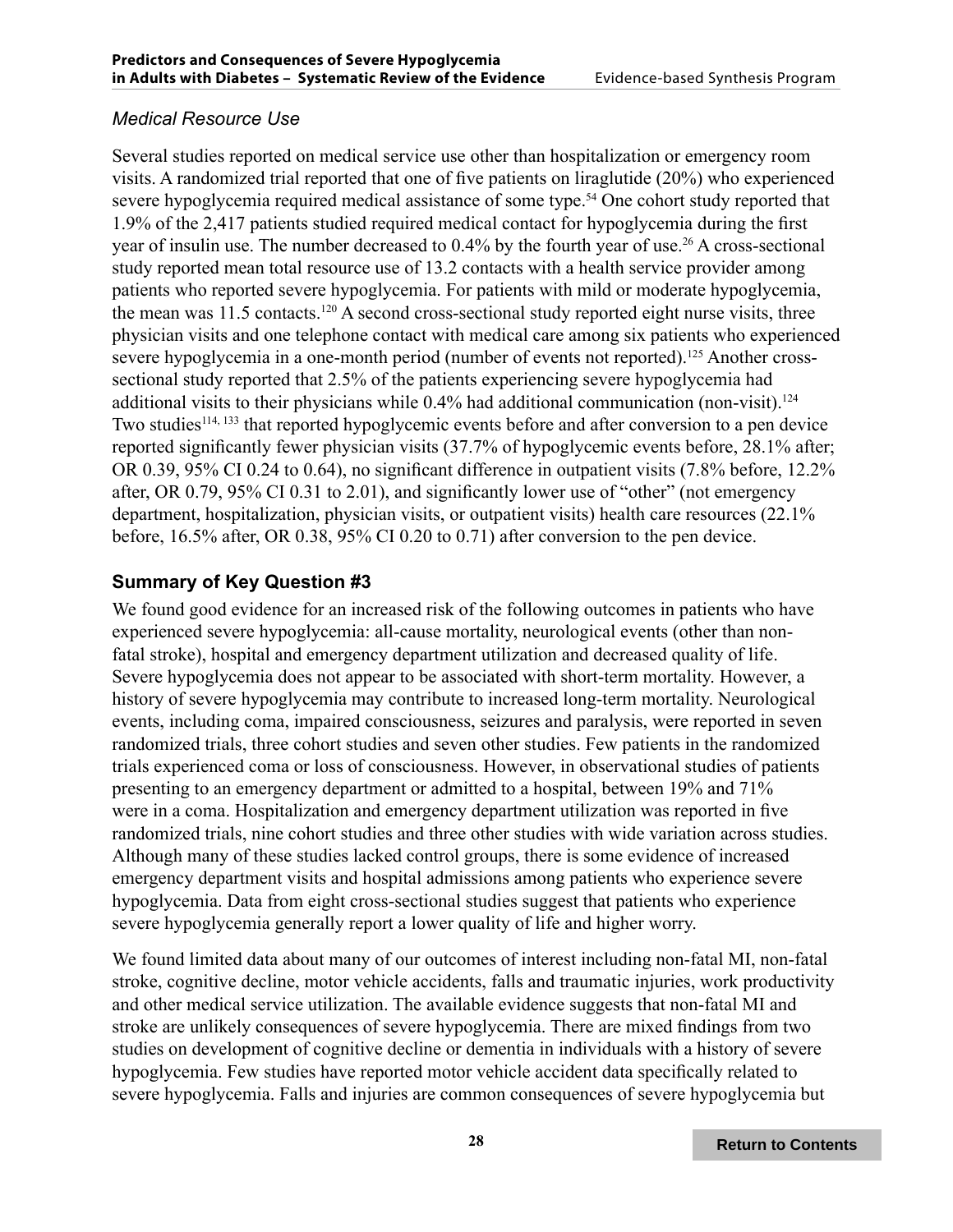### *Medical Resource Use*

Several studies reported on medical service use other than hospitalization or emergency room visits. A randomized trial reported that one of five patients on liraglutide (20%) who experienced severe hypoglycemia required medical assistance of some type.[54] One cohort study reported that 1.9% of the 2,417 patients studied required medical contact for hypoglycemia during the first year of insulin use. The number decreased to 0.4% by the fourth year of use.[26] A cross-sectional study reported mean total resource use of 13.2 contacts with a health service provider among patients who reported severe hypoglycemia. For patients with mild or moderate hypoglycemia, the mean was 11.5 contacts.[120] A second cross-sectional study reported eight nurse visits, three physician visits and one telephone contact with medical care among six patients who experienced severe hypoglycemia in a one-month period (number of events not reported).[125] Another cross-sectional study reported that 2.5% of the patients experiencing severe hypoglycemia had additional visits to their physicians while 0.4% had additional communication (non-visit).[124] Two studies[114, 133] that reported hypoglycemic events before and after conversion to a pen device reported significantly fewer physician visits (37.7% of hypoglycemic events before, 28.1% after; OR 0.39, 95% CI 0.24 to 0.64), no significant difference in outpatient visits (7.8% before, 12.2% after, OR 0.79, 95% CI 0.31 to 2.01), and significantly lower use of "other" (not emergency department, hospitalization, physician visits, or outpatient visits) health care resources (22.1% before, 16.5% after, OR 0.38, 95% CI 0.20 to 0.71) after conversion to the pen device.

## Summary of Key Question #3

We found good evidence for an increased risk of the following outcomes in patients who have experienced severe hypoglycemia: all-cause mortality, neurological events (other than non-fatal stroke), hospital and emergency department utilization and decreased quality of life. Severe hypoglycemia does not appear to be associated with short-term mortality. However, a history of severe hypoglycemia may contribute to increased long-term mortality. Neurological events, including coma, impaired consciousness, seizures and paralysis, were reported in seven randomized trials, three cohort studies and seven other studies. Few patients in the randomized trials experienced coma or loss of consciousness. However, in observational studies of patients presenting to an emergency department or admitted to a hospital, between 19% and 71% were in a coma. Hospitalization and emergency department utilization was reported in five randomized trials, nine cohort studies and three other studies with wide variation across studies. Although many of these studies lacked control groups, there is some evidence of increased emergency department visits and hospital admissions among patients who experience severe hypoglycemia. Data from eight cross-sectional studies suggest that patients who experience severe hypoglycemia generally report a lower quality of life and higher worry.

We found limited data about many of our outcomes of interest including non-fatal MI, non-fatal stroke, cognitive decline, motor vehicle accidents, falls and traumatic injuries, work productivity and other medical service utilization. The available evidence suggests that non-fatal MI and stroke are unlikely consequences of severe hypoglycemia. There are mixed findings from two studies on development of cognitive decline or dementia in individuals with a history of severe hypoglycemia. Few studies have reported motor vehicle accident data specifically related to severe hypoglycemia. Falls and injuries are common consequences of severe hypoglycemia but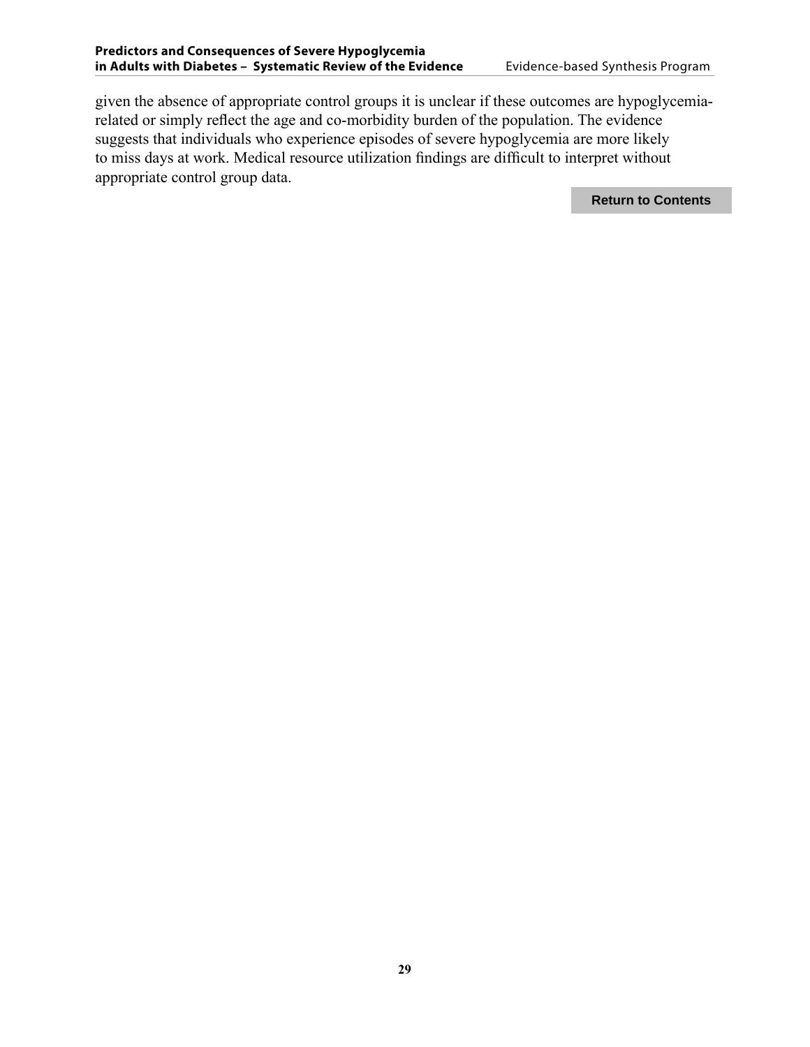given the absence of appropriate control groups it is unclear if these outcomes are hypoglycemia-related or simply reflect the age and co-morbidity burden of the population. The evidence suggests that individuals who experience episodes of severe hypoglycemia are more likely to miss days at work. Medical resource utilization findings are difficult to interpret without appropriate control group data.

Return to Contents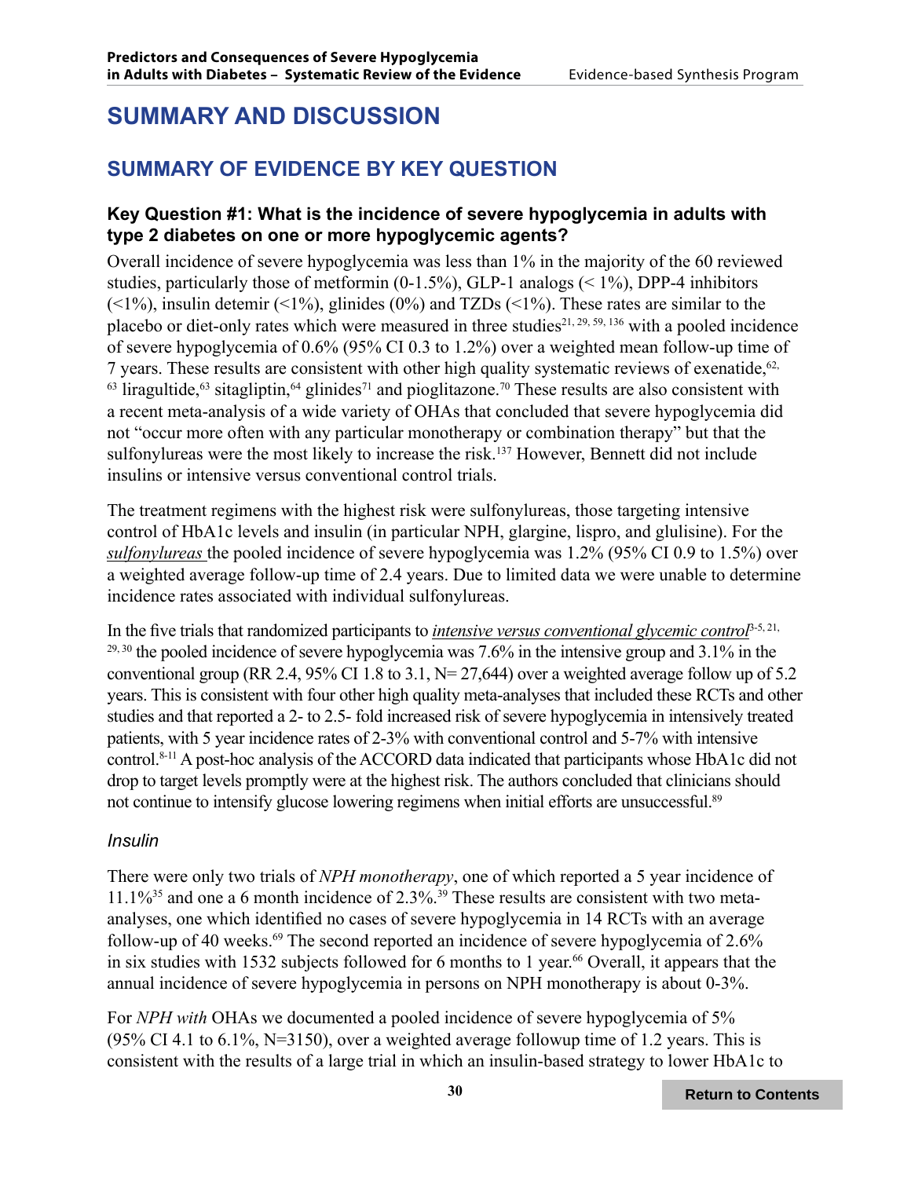# SUMMARY AND DISCUSSION

## SUMMARY OF EVIDENCE BY KEY QUESTION

### Key Question #1: What is the incidence of severe hypoglycemia in adults with type 2 diabetes on one or more hypoglycemic agents?

Overall incidence of severe hypoglycemia was less than 1% in the majority of the 60 reviewed studies, particularly those of metformin (0-1.5%), GLP-1 analogs (< 1%), DPP-4 inhibitors (<1%), insulin detemir (<1%), glinides (0%) and TZDs (<1%). These rates are similar to the placebo or diet-only rates which were measured in three studies[21, 29, 59, 136] with a pooled incidence of severe hypoglycemia of 0.6% (95% CI 0.3 to 1.2%) over a weighted mean follow-up time of 7 years. These results are consistent with other high quality systematic reviews of exenatide,[62, 63] liragultide,[63] sitagliptin,[64] glinides[71] and pioglitazone.[70] These results are also consistent with a recent meta-analysis of a wide variety of OHAs that concluded that severe hypoglycemia did not "occur more often with any particular monotherapy or combination therapy" but that the sulfonylureas were the most likely to increase the risk.[137] However, Bennett did not include insulins or intensive versus conventional control trials.

The treatment regimens with the highest risk were sulfonylureas, those targeting intensive control of HbA1c levels and insulin (in particular NPH, glargine, lispro, and glulisine). For the *sulfonylureas* the pooled incidence of severe hypoglycemia was 1.2% (95% CI 0.9 to 1.5%) over a weighted average follow-up time of 2.4 years. Due to limited data we were unable to determine incidence rates associated with individual sulfonylureas.

In the five trials that randomized participants to *intensive versus conventional glycemic control*[3-5, 21, 29, 30] the pooled incidence of severe hypoglycemia was 7.6% in the intensive group and 3.1% in the conventional group (RR 2.4, 95% CI 1.8 to 3.1, N= 27,644) over a weighted average follow up of 5.2 years. This is consistent with four other high quality meta-analyses that included these RCTs and other studies and that reported a 2- to 2.5- fold increased risk of severe hypoglycemia in intensively treated patients, with 5 year incidence rates of 2-3% with conventional control and 5-7% with intensive control.[8-11] A post-hoc analysis of the ACCORD data indicated that participants whose HbA1c did not drop to target levels promptly were at the highest risk. The authors concluded that clinicians should not continue to intensify glucose lowering regimens when initial efforts are unsuccessful.[89]

#### *Insulin*

There were only two trials of *NPH monotherapy*, one of which reported a 5 year incidence of 11.1%[35] and one a 6 month incidence of 2.3%.[39] These results are consistent with two meta-analyses, one which identified no cases of severe hypoglycemia in 14 RCTs with an average follow-up of 40 weeks.[69] The second reported an incidence of severe hypoglycemia of 2.6% in six studies with 1532 subjects followed for 6 months to 1 year.[66] Overall, it appears that the annual incidence of severe hypoglycemia in persons on NPH monotherapy is about 0-3%.

For *NPH with* OHAs we documented a pooled incidence of severe hypoglycemia of 5% (95% CI 4.1 to 6.1%, N=3150), over a weighted average followup time of 1.2 years. This is consistent with the results of a large trial in which an insulin-based strategy to lower HbA1c to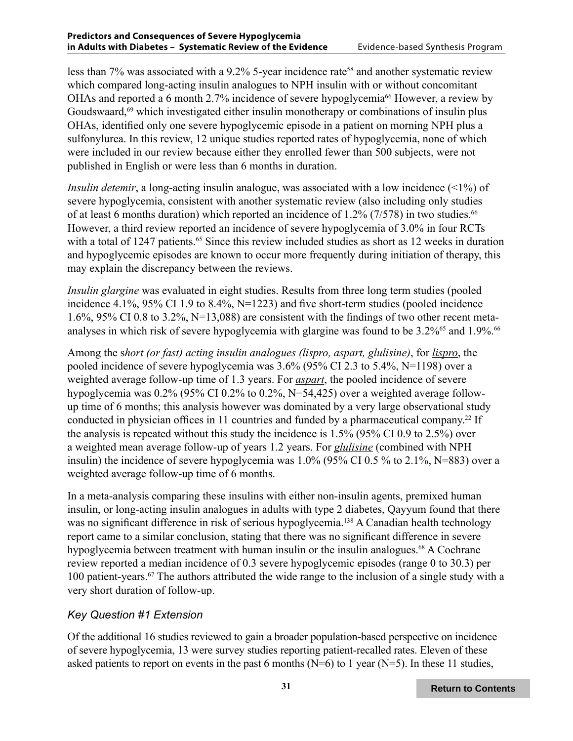less than 7% was associated with a 9.2% 5-year incidence rate[58] and another systematic review which compared long-acting insulin analogues to NPH insulin with or without concomitant OHAs and reported a 6 month 2.7% incidence of severe hypoglycemia[66] However, a review by Goudswaard,[69] which investigated either insulin monotherapy or combinations of insulin plus OHAs, identified only one severe hypoglycemic episode in a patient on morning NPH plus a sulfonylurea. In this review, 12 unique studies reported rates of hypoglycemia, none of which were included in our review because either they enrolled fewer than 500 subjects, were not published in English or were less than 6 months in duration.

*Insulin detemir*, a long-acting insulin analogue, was associated with a low incidence (<1%) of severe hypoglycemia, consistent with another systematic review (also including only studies of at least 6 months duration) which reported an incidence of 1.2% (7/578) in two studies.[66] However, a third review reported an incidence of severe hypoglycemia of 3.0% in four RCTs with a total of 1247 patients.[65] Since this review included studies as short as 12 weeks in duration and hypoglycemic episodes are known to occur more frequently during initiation of therapy, this may explain the discrepancy between the reviews.

*Insulin glargine* was evaluated in eight studies. Results from three long term studies (pooled incidence 4.1%, 95% CI 1.9 to 8.4%, N=1223) and five short-term studies (pooled incidence 1.6%, 95% CI 0.8 to 3.2%, N=13,088) are consistent with the findings of two other recent meta-analyses in which risk of severe hypoglycemia with glargine was found to be 3.2%[65] and 1.9%.[66]

Among the s*hort (or fast) acting insulin analogues (lispro, aspart, glulisine)*, for ***lispro***, the pooled incidence of severe hypoglycemia was 3.6% (95% CI 2.3 to 5.4%, N=1198) over a weighted average follow-up time of 1.3 years. For ***aspart***, the pooled incidence of severe hypoglycemia was 0.2% (95% CI 0.2% to 0.2%, N=54,425) over a weighted average follow-up time of 6 months; this analysis however was dominated by a very large observational study conducted in physician offices in 11 countries and funded by a pharmaceutical company.[22] If the analysis is repeated without this study the incidence is 1.5% (95% CI 0.9 to 2.5%) over a weighted mean average follow-up of years 1.2 years. For ***glulisine*** (combined with NPH insulin) the incidence of severe hypoglycemia was 1.0% (95% CI 0.5 % to 2.1%, N=883) over a weighted average follow-up time of 6 months.

In a meta-analysis comparing these insulins with either non-insulin agents, premixed human insulin, or long-acting insulin analogues in adults with type 2 diabetes, Qayyum found that there was no significant difference in risk of serious hypoglycemia.[138] A Canadian health technology report came to a similar conclusion, stating that there was no significant difference in severe hypoglycemia between treatment with human insulin or the insulin analogues.[68] A Cochrane review reported a median incidence of 0.3 severe hypoglycemic episodes (range 0 to 30.3) per 100 patient-years.[67] The authors attributed the wide range to the inclusion of a single study with a very short duration of follow-up.

### *Key Question #1 Extension*

Of the additional 16 studies reviewed to gain a broader population-based perspective on incidence of severe hypoglycemia, 13 were survey studies reporting patient-recalled rates. Eleven of these asked patients to report on events in the past 6 months (N=6) to 1 year (N=5). In these 11 studies,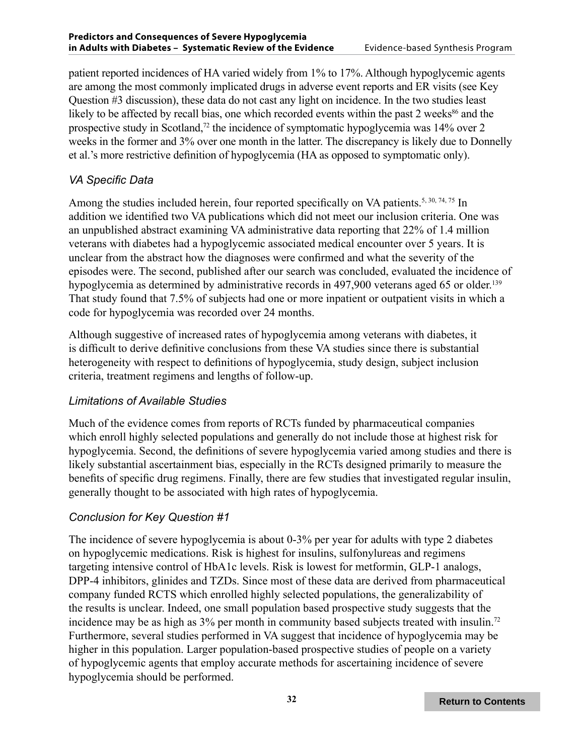patient reported incidences of HA varied widely from 1% to 17%. Although hypoglycemic agents are among the most commonly implicated drugs in adverse event reports and ER visits (see Key Question #3 discussion), these data do not cast any light on incidence. In the two studies least likely to be affected by recall bias, one which recorded events within the past 2 weeks[86] and the prospective study in Scotland,[72] the incidence of symptomatic hypoglycemia was 14% over 2 weeks in the former and 3% over one month in the latter. The discrepancy is likely due to Donnelly et al.'s more restrictive definition of hypoglycemia (HA as opposed to symptomatic only).

### *VA Specific Data*

Among the studies included herein, four reported specifically on VA patients.[5, 30, 74, 75] In addition we identified two VA publications which did not meet our inclusion criteria. One was an unpublished abstract examining VA administrative data reporting that 22% of 1.4 million veterans with diabetes had a hypoglycemic associated medical encounter over 5 years. It is unclear from the abstract how the diagnoses were confirmed and what the severity of the episodes were. The second, published after our search was concluded, evaluated the incidence of hypoglycemia as determined by administrative records in 497,900 veterans aged 65 or older.[139] That study found that 7.5% of subjects had one or more inpatient or outpatient visits in which a code for hypoglycemia was recorded over 24 months.

Although suggestive of increased rates of hypoglycemia among veterans with diabetes, it is difficult to derive definitive conclusions from these VA studies since there is substantial heterogeneity with respect to definitions of hypoglycemia, study design, subject inclusion criteria, treatment regimens and lengths of follow-up.

### *Limitations of Available Studies*

Much of the evidence comes from reports of RCTs funded by pharmaceutical companies which enroll highly selected populations and generally do not include those at highest risk for hypoglycemia. Second, the definitions of severe hypoglycemia varied among studies and there is likely substantial ascertainment bias, especially in the RCTs designed primarily to measure the benefits of specific drug regimens. Finally, there are few studies that investigated regular insulin, generally thought to be associated with high rates of hypoglycemia.

### *Conclusion for Key Question #1*

The incidence of severe hypoglycemia is about 0-3% per year for adults with type 2 diabetes on hypoglycemic medications. Risk is highest for insulins, sulfonylureas and regimens targeting intensive control of HbA1c levels. Risk is lowest for metformin, GLP-1 analogs, DPP-4 inhibitors, glinides and TZDs. Since most of these data are derived from pharmaceutical company funded RCTS which enrolled highly selected populations, the generalizability of the results is unclear. Indeed, one small population based prospective study suggests that the incidence may be as high as 3% per month in community based subjects treated with insulin.[72] Furthermore, several studies performed in VA suggest that incidence of hypoglycemia may be higher in this population. Larger population-based prospective studies of people on a variety of hypoglycemic agents that employ accurate methods for ascertaining incidence of severe hypoglycemia should be performed.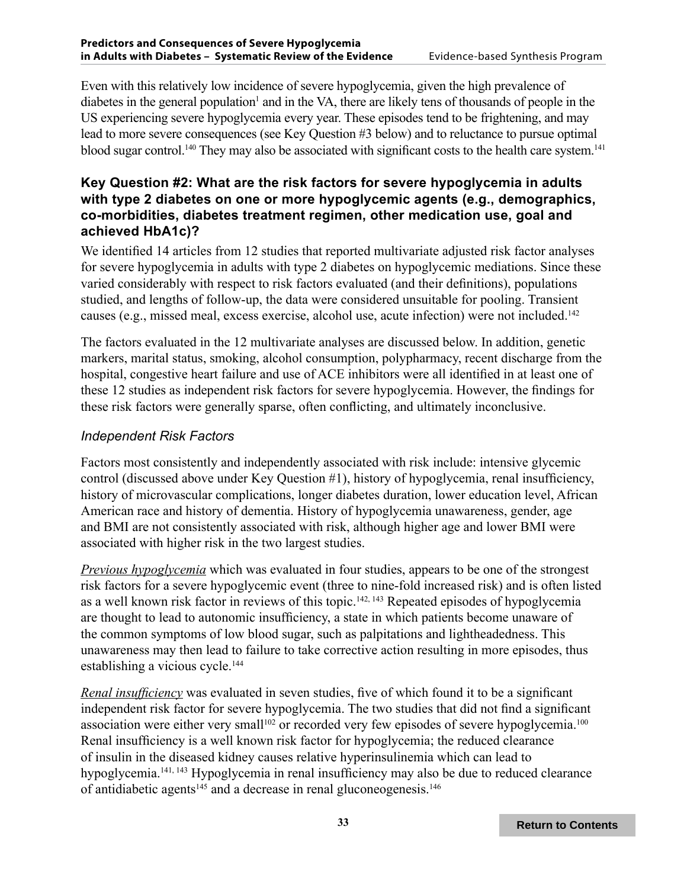Even with this relatively low incidence of severe hypoglycemia, given the high prevalence of diabetes in the general population[1] and in the VA, there are likely tens of thousands of people in the US experiencing severe hypoglycemia every year. These episodes tend to be frightening, and may lead to more severe consequences (see Key Question #3 below) and to reluctance to pursue optimal blood sugar control.[140] They may also be associated with significant costs to the health care system.[141]

### Key Question #2: What are the risk factors for severe hypoglycemia in adults with type 2 diabetes on one or more hypoglycemic agents (e.g., demographics, co-morbidities, diabetes treatment regimen, other medication use, goal and achieved HbA1c)?

We identified 14 articles from 12 studies that reported multivariate adjusted risk factor analyses for severe hypoglycemia in adults with type 2 diabetes on hypoglycemic mediations. Since these varied considerably with respect to risk factors evaluated (and their definitions), populations studied, and lengths of follow-up, the data were considered unsuitable for pooling. Transient causes (e.g., missed meal, excess exercise, alcohol use, acute infection) were not included.[142]

The factors evaluated in the 12 multivariate analyses are discussed below. In addition, genetic markers, marital status, smoking, alcohol consumption, polypharmacy, recent discharge from the hospital, congestive heart failure and use of ACE inhibitors were all identified in at least one of these 12 studies as independent risk factors for severe hypoglycemia. However, the findings for these risk factors were generally sparse, often conflicting, and ultimately inconclusive.

#### *Independent Risk Factors*

Factors most consistently and independently associated with risk include: intensive glycemic control (discussed above under Key Question #1), history of hypoglycemia, renal insufficiency, history of microvascular complications, longer diabetes duration, lower education level, African American race and history of dementia. History of hypoglycemia unawareness, gender, age and BMI are not consistently associated with risk, although higher age and lower BMI were associated with higher risk in the two largest studies.

*Previous hypoglycemia* which was evaluated in four studies, appears to be one of the strongest risk factors for a severe hypoglycemic event (three to nine-fold increased risk) and is often listed as a well known risk factor in reviews of this topic.[142, 143] Repeated episodes of hypoglycemia are thought to lead to autonomic insufficiency, a state in which patients become unaware of the common symptoms of low blood sugar, such as palpitations and lightheadedness. This unawareness may then lead to failure to take corrective action resulting in more episodes, thus establishing a vicious cycle.[144]

*Renal insufficiency* was evaluated in seven studies, five of which found it to be a significant independent risk factor for severe hypoglycemia. The two studies that did not find a significant association were either very small[102] or recorded very few episodes of severe hypoglycemia.[100] Renal insufficiency is a well known risk factor for hypoglycemia; the reduced clearance of insulin in the diseased kidney causes relative hyperinsulinemia which can lead to hypoglycemia.[141, 143] Hypoglycemia in renal insufficiency may also be due to reduced clearance of antidiabetic agents[145] and a decrease in renal gluconeogenesis.[146]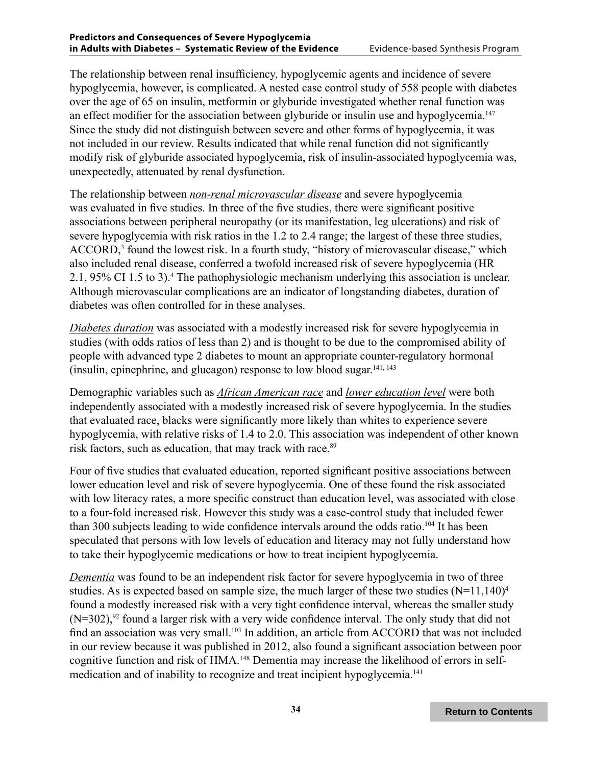The relationship between renal insufficiency, hypoglycemic agents and incidence of severe hypoglycemia, however, is complicated. A nested case control study of 558 people with diabetes over the age of 65 on insulin, metformin or glyburide investigated whether renal function was an effect modifier for the association between glyburide or insulin use and hypoglycemia.[147] Since the study did not distinguish between severe and other forms of hypoglycemia, it was not included in our review. Results indicated that while renal function did not significantly modify risk of glyburide associated hypoglycemia, risk of insulin-associated hypoglycemia was, unexpectedly, attenuated by renal dysfunction.

The relationship between ***non-renal microvascular disease*** and severe hypoglycemia was evaluated in five studies. In three of the five studies, there were significant positive associations between peripheral neuropathy (or its manifestation, leg ulcerations) and risk of severe hypoglycemia with risk ratios in the 1.2 to 2.4 range; the largest of these three studies, ACCORD,[3] found the lowest risk. In a fourth study, "history of microvascular disease," which also included renal disease, conferred a twofold increased risk of severe hypoglycemia (HR 2.1, 95% CI 1.5 to 3).[4] The pathophysiologic mechanism underlying this association is unclear. Although microvascular complications are an indicator of longstanding diabetes, duration of diabetes was often controlled for in these analyses.

***Diabetes duration*** was associated with a modestly increased risk for severe hypoglycemia in studies (with odds ratios of less than 2) and is thought to be due to the compromised ability of people with advanced type 2 diabetes to mount an appropriate counter-regulatory hormonal (insulin, epinephrine, and glucagon) response to low blood sugar.[141, 143]

Demographic variables such as ***African American race*** and ***lower education level*** were both independently associated with a modestly increased risk of severe hypoglycemia. In the studies that evaluated race, blacks were significantly more likely than whites to experience severe hypoglycemia, with relative risks of 1.4 to 2.0. This association was independent of other known risk factors, such as education, that may track with race.[89]

Four of five studies that evaluated education, reported significant positive associations between lower education level and risk of severe hypoglycemia. One of these found the risk associated with low literacy rates, a more specific construct than education level, was associated with close to a four-fold increased risk. However this study was a case-control study that included fewer than 300 subjects leading to wide confidence intervals around the odds ratio.[104] It has been speculated that persons with low levels of education and literacy may not fully understand how to take their hypoglycemic medications or how to treat incipient hypoglycemia.

***Dementia*** was found to be an independent risk factor for severe hypoglycemia in two of three studies. As is expected based on sample size, the much larger of these two studies (N=11,140)[4] found a modestly increased risk with a very tight confidence interval, whereas the smaller study (N=302),[92] found a larger risk with a very wide confidence interval. The only study that did not find an association was very small.[103] In addition, an article from ACCORD that was not included in our review because it was published in 2012, also found a significant association between poor cognitive function and risk of HMA.[148] Dementia may increase the likelihood of errors in self-medication and of inability to recognize and treat incipient hypoglycemia.[141]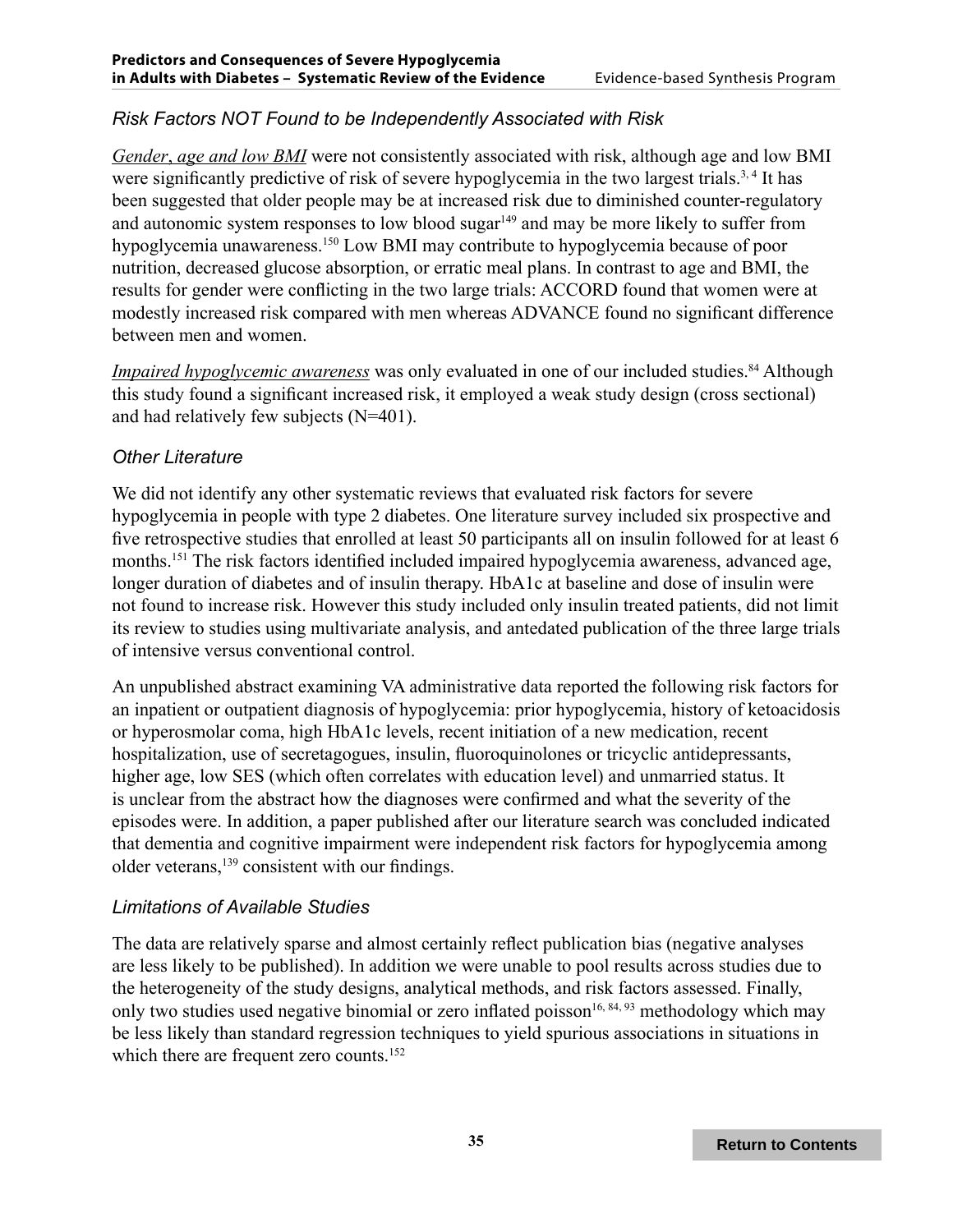### *Risk Factors NOT Found to be Independently Associated with Risk*

*Gender, age and low BMI* were not consistently associated with risk, although age and low BMI were significantly predictive of risk of severe hypoglycemia in the two largest trials.[3, 4] It has been suggested that older people may be at increased risk due to diminished counter-regulatory and autonomic system responses to low blood sugar[149] and may be more likely to suffer from hypoglycemia unawareness.[150] Low BMI may contribute to hypoglycemia because of poor nutrition, decreased glucose absorption, or erratic meal plans. In contrast to age and BMI, the results for gender were conflicting in the two large trials: ACCORD found that women were at modestly increased risk compared with men whereas ADVANCE found no significant difference between men and women.

*Impaired hypoglycemic awareness* was only evaluated in one of our included studies.[84] Although this study found a significant increased risk, it employed a weak study design (cross sectional) and had relatively few subjects (N=401).

### *Other Literature*

We did not identify any other systematic reviews that evaluated risk factors for severe hypoglycemia in people with type 2 diabetes. One literature survey included six prospective and five retrospective studies that enrolled at least 50 participants all on insulin followed for at least 6 months.[151] The risk factors identified included impaired hypoglycemia awareness, advanced age, longer duration of diabetes and of insulin therapy. HbA1c at baseline and dose of insulin were not found to increase risk. However this study included only insulin treated patients, did not limit its review to studies using multivariate analysis, and antedated publication of the three large trials of intensive versus conventional control.

An unpublished abstract examining VA administrative data reported the following risk factors for an inpatient or outpatient diagnosis of hypoglycemia: prior hypoglycemia, history of ketoacidosis or hyperosmolar coma, high HbA1c levels, recent initiation of a new medication, recent hospitalization, use of secretagogues, insulin, fluoroquinolones or tricyclic antidepressants, higher age, low SES (which often correlates with education level) and unmarried status. It is unclear from the abstract how the diagnoses were confirmed and what the severity of the episodes were. In addition, a paper published after our literature search was concluded indicated that dementia and cognitive impairment were independent risk factors for hypoglycemia among older veterans,[139] consistent with our findings.

### *Limitations of Available Studies*

The data are relatively sparse and almost certainly reflect publication bias (negative analyses are less likely to be published). In addition we were unable to pool results across studies due to the heterogeneity of the study designs, analytical methods, and risk factors assessed. Finally, only two studies used negative binomial or zero inflated poisson[16, 84, 93] methodology which may be less likely than standard regression techniques to yield spurious associations in situations in which there are frequent zero counts.[152]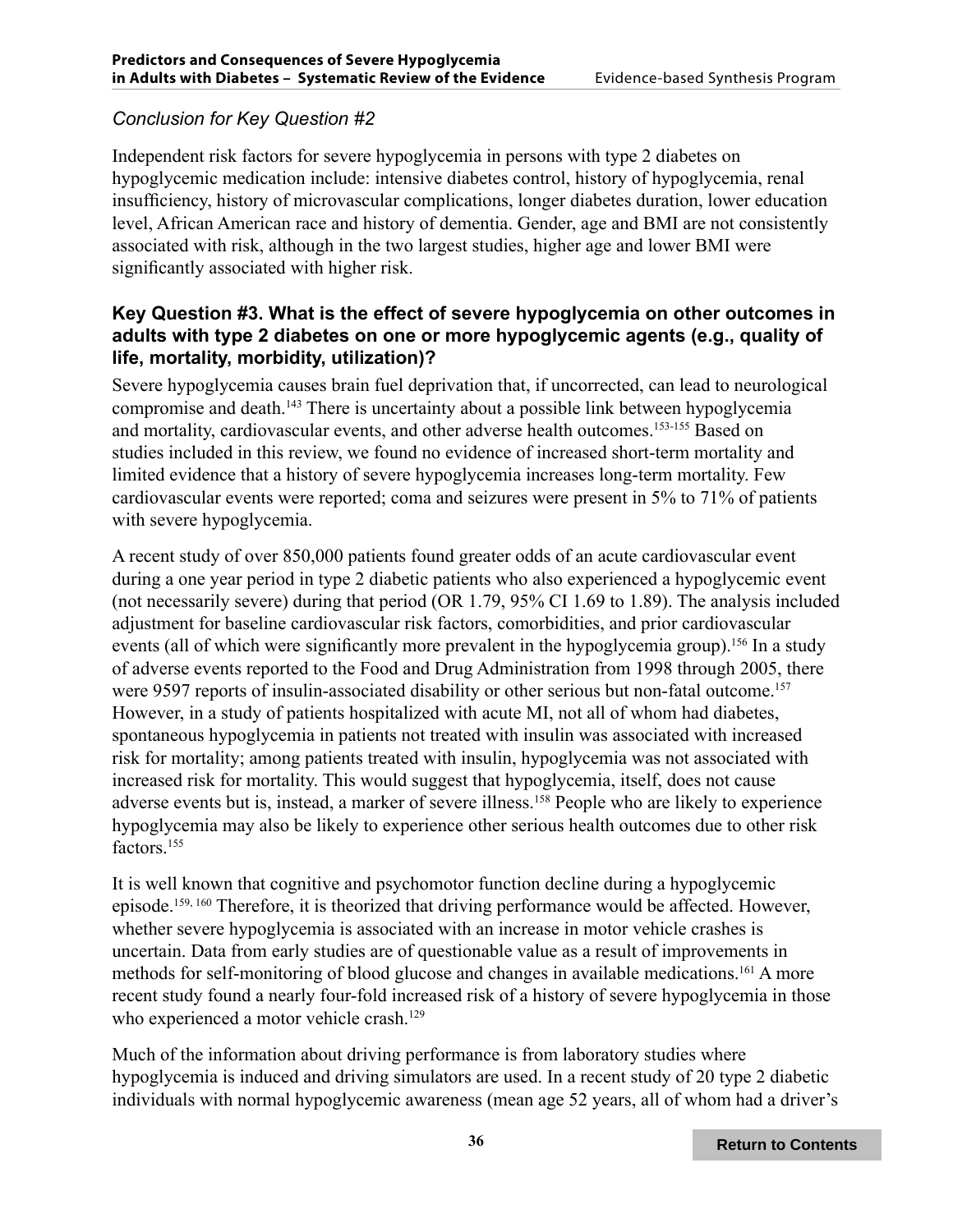*Conclusion for Key Question #2*

Independent risk factors for severe hypoglycemia in persons with type 2 diabetes on hypoglycemic medication include: intensive diabetes control, history of hypoglycemia, renal insufficiency, history of microvascular complications, longer diabetes duration, lower education level, African American race and history of dementia. Gender, age and BMI are not consistently associated with risk, although in the two largest studies, higher age and lower BMI were significantly associated with higher risk.

### Key Question #3. What is the effect of severe hypoglycemia on other outcomes in adults with type 2 diabetes on one or more hypoglycemic agents (e.g., quality of life, mortality, morbidity, utilization)?

Severe hypoglycemia causes brain fuel deprivation that, if uncorrected, can lead to neurological compromise and death.[143] There is uncertainty about a possible link between hypoglycemia and mortality, cardiovascular events, and other adverse health outcomes.[153-155] Based on studies included in this review, we found no evidence of increased short-term mortality and limited evidence that a history of severe hypoglycemia increases long-term mortality. Few cardiovascular events were reported; coma and seizures were present in 5% to 71% of patients with severe hypoglycemia.

A recent study of over 850,000 patients found greater odds of an acute cardiovascular event during a one year period in type 2 diabetic patients who also experienced a hypoglycemic event (not necessarily severe) during that period (OR 1.79, 95% CI 1.69 to 1.89). The analysis included adjustment for baseline cardiovascular risk factors, comorbidities, and prior cardiovascular events (all of which were significantly more prevalent in the hypoglycemia group).[156] In a study of adverse events reported to the Food and Drug Administration from 1998 through 2005, there were 9597 reports of insulin-associated disability or other serious but non-fatal outcome.[157] However, in a study of patients hospitalized with acute MI, not all of whom had diabetes, spontaneous hypoglycemia in patients not treated with insulin was associated with increased risk for mortality; among patients treated with insulin, hypoglycemia was not associated with increased risk for mortality. This would suggest that hypoglycemia, itself, does not cause adverse events but is, instead, a marker of severe illness.[158] People who are likely to experience hypoglycemia may also be likely to experience other serious health outcomes due to other risk factors.[155]

It is well known that cognitive and psychomotor function decline during a hypoglycemic episode.[159, 160] Therefore, it is theorized that driving performance would be affected. However, whether severe hypoglycemia is associated with an increase in motor vehicle crashes is uncertain. Data from early studies are of questionable value as a result of improvements in methods for self-monitoring of blood glucose and changes in available medications.[161] A more recent study found a nearly four-fold increased risk of a history of severe hypoglycemia in those who experienced a motor vehicle crash.[129]

Much of the information about driving performance is from laboratory studies where hypoglycemia is induced and driving simulators are used. In a recent study of 20 type 2 diabetic individuals with normal hypoglycemic awareness (mean age 52 years, all of whom had a driver's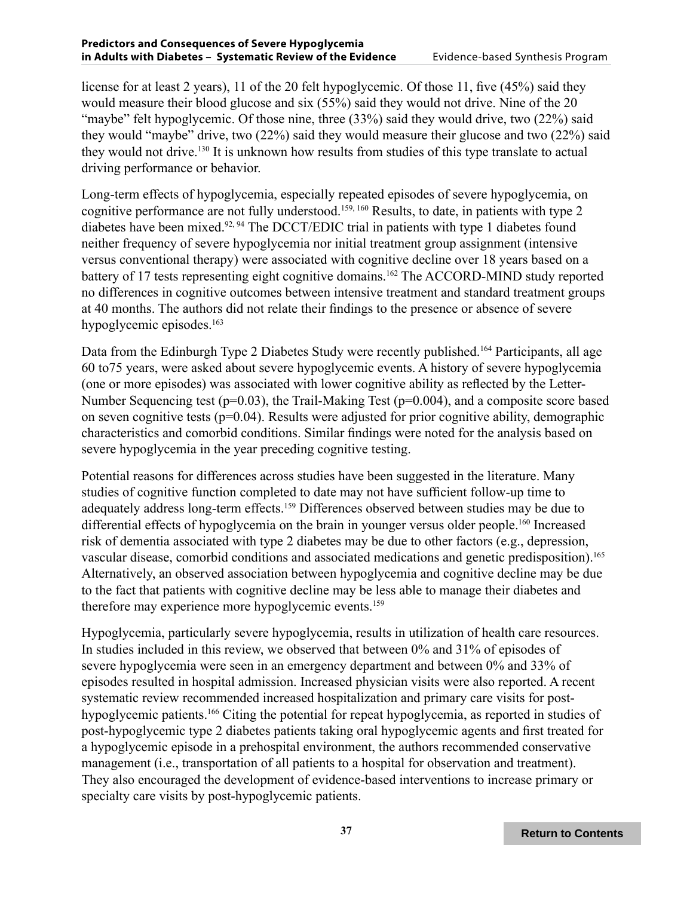license for at least 2 years), 11 of the 20 felt hypoglycemic. Of those 11, five (45%) said they would measure their blood glucose and six (55%) said they would not drive. Nine of the 20 "maybe" felt hypoglycemic. Of those nine, three (33%) said they would drive, two (22%) said they would "maybe" drive, two (22%) said they would measure their glucose and two (22%) said they would not drive.[130] It is unknown how results from studies of this type translate to actual driving performance or behavior.

Long-term effects of hypoglycemia, especially repeated episodes of severe hypoglycemia, on cognitive performance are not fully understood.[159, 160] Results, to date, in patients with type 2 diabetes have been mixed.[92, 94] The DCCT/EDIC trial in patients with type 1 diabetes found neither frequency of severe hypoglycemia nor initial treatment group assignment (intensive versus conventional therapy) were associated with cognitive decline over 18 years based on a battery of 17 tests representing eight cognitive domains.[162] The ACCORD-MIND study reported no differences in cognitive outcomes between intensive treatment and standard treatment groups at 40 months. The authors did not relate their findings to the presence or absence of severe hypoglycemic episodes.[163]

Data from the Edinburgh Type 2 Diabetes Study were recently published.[164] Participants, all age 60 to75 years, were asked about severe hypoglycemic events. A history of severe hypoglycemia (one or more episodes) was associated with lower cognitive ability as reflected by the Letter-Number Sequencing test (p=0.03), the Trail-Making Test (p=0.004), and a composite score based on seven cognitive tests (p=0.04). Results were adjusted for prior cognitive ability, demographic characteristics and comorbid conditions. Similar findings were noted for the analysis based on severe hypoglycemia in the year preceding cognitive testing.

Potential reasons for differences across studies have been suggested in the literature. Many studies of cognitive function completed to date may not have sufficient follow-up time to adequately address long-term effects.[159] Differences observed between studies may be due to differential effects of hypoglycemia on the brain in younger versus older people.[160] Increased risk of dementia associated with type 2 diabetes may be due to other factors (e.g., depression, vascular disease, comorbid conditions and associated medications and genetic predisposition).[165] Alternatively, an observed association between hypoglycemia and cognitive decline may be due to the fact that patients with cognitive decline may be less able to manage their diabetes and therefore may experience more hypoglycemic events.[159]

Hypoglycemia, particularly severe hypoglycemia, results in utilization of health care resources. In studies included in this review, we observed that between 0% and 31% of episodes of severe hypoglycemia were seen in an emergency department and between 0% and 33% of episodes resulted in hospital admission. Increased physician visits were also reported. A recent systematic review recommended increased hospitalization and primary care visits for post-hypoglycemic patients.[166] Citing the potential for repeat hypoglycemia, as reported in studies of post-hypoglycemic type 2 diabetes patients taking oral hypoglycemic agents and first treated for a hypoglycemic episode in a prehospital environment, the authors recommended conservative management (i.e., transportation of all patients to a hospital for observation and treatment). They also encouraged the development of evidence-based interventions to increase primary or specialty care visits by post-hypoglycemic patients.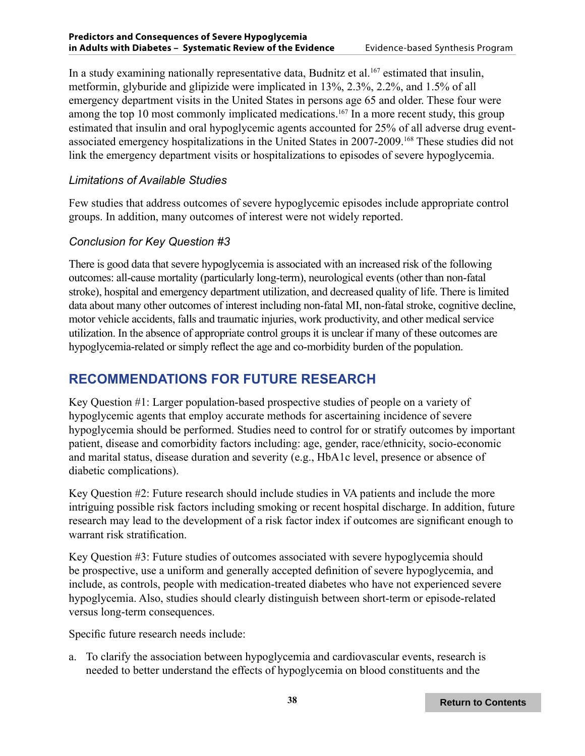In a study examining nationally representative data, Budnitz et al.[167] estimated that insulin, metformin, glyburide and glipizide were implicated in 13%, 2.3%, 2.2%, and 1.5% of all emergency department visits in the United States in persons age 65 and older. These four were among the top 10 most commonly implicated medications.[167] In a more recent study, this group estimated that insulin and oral hypoglycemic agents accounted for 25% of all adverse drug event-associated emergency hospitalizations in the United States in 2007-2009.[168] These studies did not link the emergency department visits or hospitalizations to episodes of severe hypoglycemia.

### *Limitations of Available Studies*

Few studies that address outcomes of severe hypoglycemic episodes include appropriate control groups. In addition, many outcomes of interest were not widely reported.

### *Conclusion for Key Question #3*

There is good data that severe hypoglycemia is associated with an increased risk of the following outcomes: all-cause mortality (particularly long-term), neurological events (other than non-fatal stroke), hospital and emergency department utilization, and decreased quality of life. There is limited data about many other outcomes of interest including non-fatal MI, non-fatal stroke, cognitive decline, motor vehicle accidents, falls and traumatic injuries, work productivity, and other medical service utilization. In the absence of appropriate control groups it is unclear if many of these outcomes are hypoglycemia-related or simply reflect the age and co-morbidity burden of the population.

## RECOMMENDATIONS FOR FUTURE RESEARCH

Key Question #1: Larger population-based prospective studies of people on a variety of hypoglycemic agents that employ accurate methods for ascertaining incidence of severe hypoglycemia should be performed. Studies need to control for or stratify outcomes by important patient, disease and comorbidity factors including: age, gender, race/ethnicity, socio-economic and marital status, disease duration and severity (e.g., HbA1c level, presence or absence of diabetic complications).

Key Question #2: Future research should include studies in VA patients and include the more intriguing possible risk factors including smoking or recent hospital discharge. In addition, future research may lead to the development of a risk factor index if outcomes are significant enough to warrant risk stratification.

Key Question #3: Future studies of outcomes associated with severe hypoglycemia should be prospective, use a uniform and generally accepted definition of severe hypoglycemia, and include, as controls, people with medication-treated diabetes who have not experienced severe hypoglycemia. Also, studies should clearly distinguish between short-term or episode-related versus long-term consequences.

Specific future research needs include:

a. To clarify the association between hypoglycemia and cardiovascular events, research is needed to better understand the effects of hypoglycemia on blood constituents and the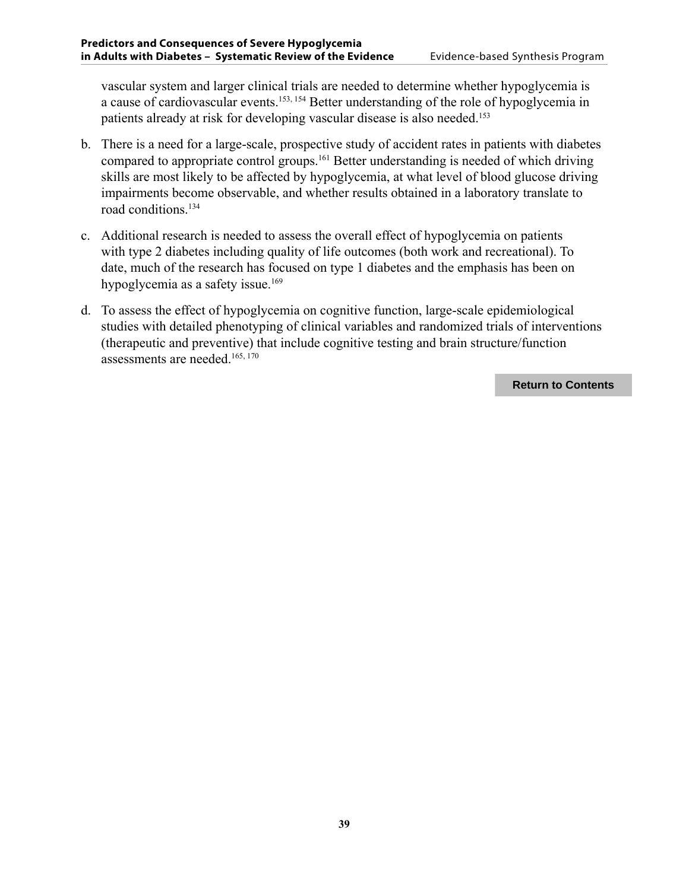vascular system and larger clinical trials are needed to determine whether hypoglycemia is a cause of cardiovascular events.[153, 154] Better understanding of the role of hypoglycemia in patients already at risk for developing vascular disease is also needed.[153]

b. There is a need for a large-scale, prospective study of accident rates in patients with diabetes compared to appropriate control groups.[161] Better understanding is needed of which driving skills are most likely to be affected by hypoglycemia, at what level of blood glucose driving impairments become observable, and whether results obtained in a laboratory translate to road conditions.[134]

c. Additional research is needed to assess the overall effect of hypoglycemia on patients with type 2 diabetes including quality of life outcomes (both work and recreational). To date, much of the research has focused on type 1 diabetes and the emphasis has been on hypoglycemia as a safety issue.[169]

d. To assess the effect of hypoglycemia on cognitive function, large-scale epidemiological studies with detailed phenotyping of clinical variables and randomized trials of interventions (therapeutic and preventive) that include cognitive testing and brain structure/function assessments are needed.[165, 170]

**Return to Contents**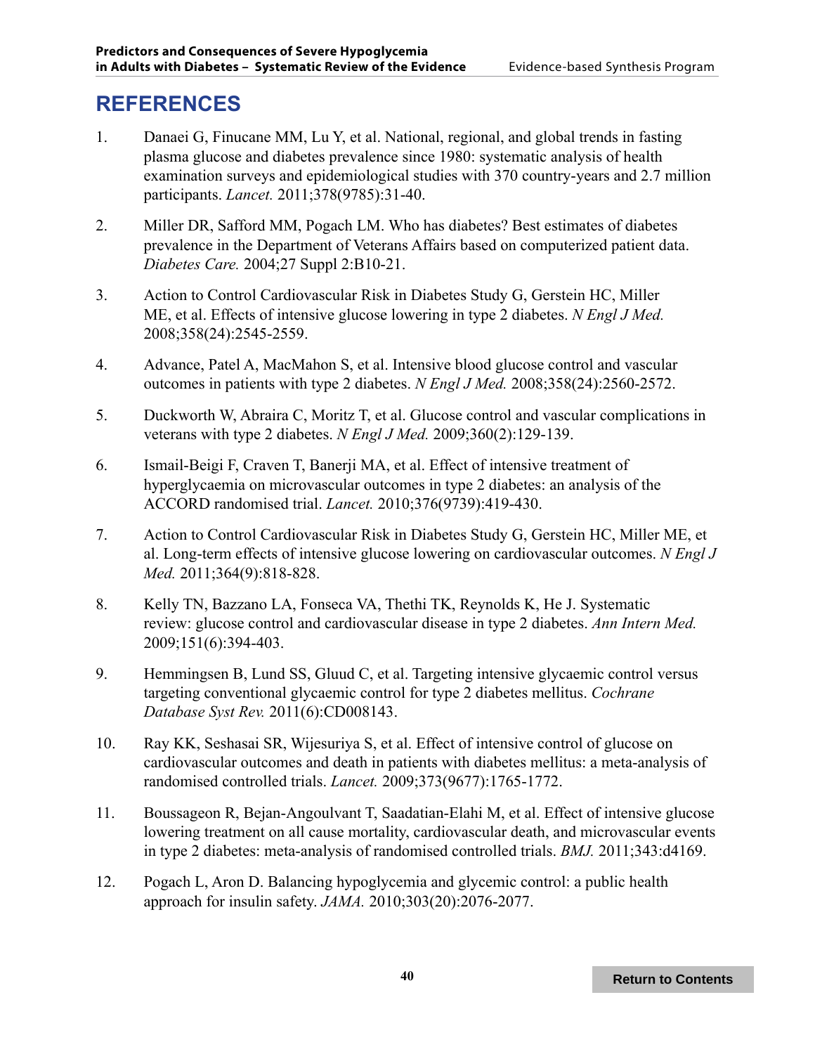# REFERENCES

1. Danaei G, Finucane MM, Lu Y, et al. National, regional, and global trends in fasting plasma glucose and diabetes prevalence since 1980: systematic analysis of health examination surveys and epidemiological studies with 370 country-years and 2.7 million participants. *Lancet.* 2011;378(9785):31-40.

2. Miller DR, Safford MM, Pogach LM. Who has diabetes? Best estimates of diabetes prevalence in the Department of Veterans Affairs based on computerized patient data. *Diabetes Care.* 2004;27 Suppl 2:B10-21.

3. Action to Control Cardiovascular Risk in Diabetes Study G, Gerstein HC, Miller ME, et al. Effects of intensive glucose lowering in type 2 diabetes. *N Engl J Med.* 2008;358(24):2545-2559.

4. Advance, Patel A, MacMahon S, et al. Intensive blood glucose control and vascular outcomes in patients with type 2 diabetes. *N Engl J Med.* 2008;358(24):2560-2572.

5. Duckworth W, Abraira C, Moritz T, et al. Glucose control and vascular complications in veterans with type 2 diabetes. *N Engl J Med.* 2009;360(2):129-139.

6. Ismail-Beigi F, Craven T, Banerji MA, et al. Effect of intensive treatment of hyperglycaemia on microvascular outcomes in type 2 diabetes: an analysis of the ACCORD randomised trial. *Lancet.* 2010;376(9739):419-430.

7. Action to Control Cardiovascular Risk in Diabetes Study G, Gerstein HC, Miller ME, et al. Long-term effects of intensive glucose lowering on cardiovascular outcomes. *N Engl J Med.* 2011;364(9):818-828.

8. Kelly TN, Bazzano LA, Fonseca VA, Thethi TK, Reynolds K, He J. Systematic review: glucose control and cardiovascular disease in type 2 diabetes. *Ann Intern Med.* 2009;151(6):394-403.

9. Hemmingsen B, Lund SS, Gluud C, et al. Targeting intensive glycaemic control versus targeting conventional glycaemic control for type 2 diabetes mellitus. *Cochrane Database Syst Rev.* 2011(6):CD008143.

10. Ray KK, Seshasai SR, Wijesuriya S, et al. Effect of intensive control of glucose on cardiovascular outcomes and death in patients with diabetes mellitus: a meta-analysis of randomised controlled trials. *Lancet.* 2009;373(9677):1765-1772.

11. Boussageon R, Bejan-Angoulvant T, Saadatian-Elahi M, et al. Effect of intensive glucose lowering treatment on all cause mortality, cardiovascular death, and microvascular events in type 2 diabetes: meta-analysis of randomised controlled trials. *BMJ.* 2011;343:d4169.

12. Pogach L, Aron D. Balancing hypoglycemia and glycemic control: a public health approach for insulin safety. *JAMA.* 2010;303(20):2076-2077.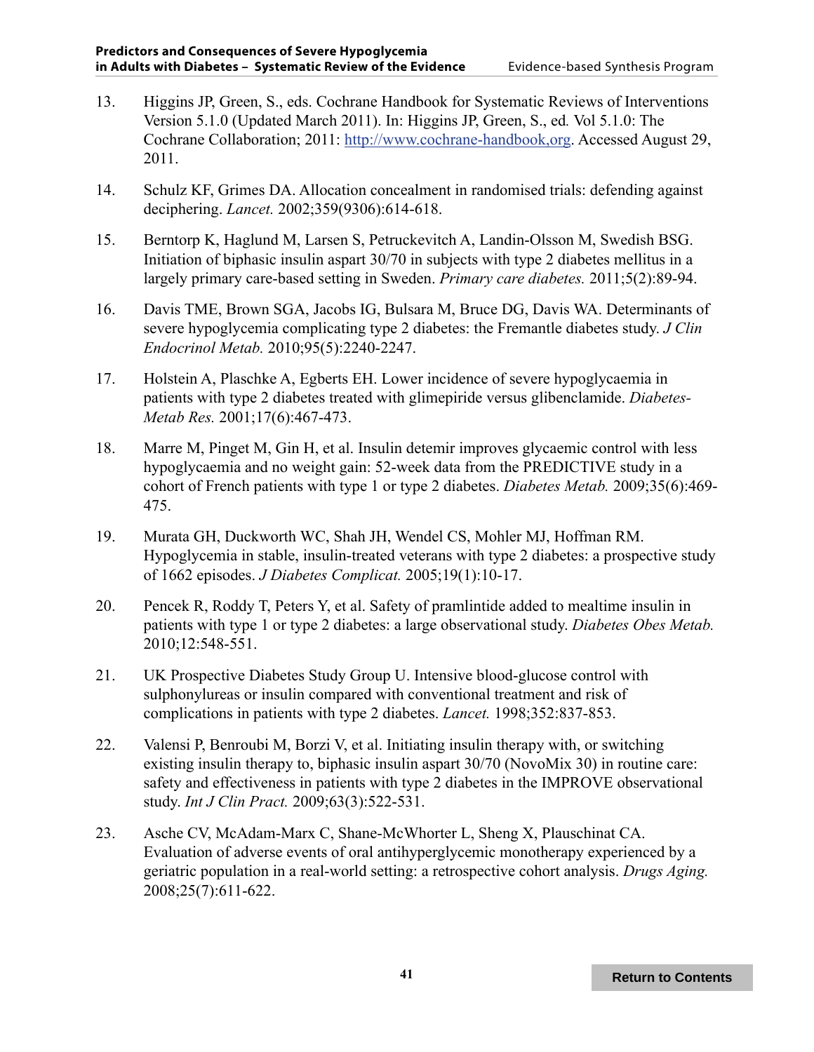13. Higgins JP, Green, S., eds. Cochrane Handbook for Systematic Reviews of Interventions Version 5.1.0 (Updated March 2011). In: Higgins JP, Green, S., ed*.* Vol 5.1.0: The Cochrane Collaboration; 2011: http://www.cochrane-handbook,org. Accessed August 29, 2011.

14. Schulz KF, Grimes DA. Allocation concealment in randomised trials: defending against deciphering. *Lancet.* 2002;359(9306):614-618.

15. Berntorp K, Haglund M, Larsen S, Petruckevitch A, Landin-Olsson M, Swedish BSG. Initiation of biphasic insulin aspart 30/70 in subjects with type 2 diabetes mellitus in a largely primary care-based setting in Sweden. *Primary care diabetes.* 2011;5(2):89-94.

16. Davis TME, Brown SGA, Jacobs IG, Bulsara M, Bruce DG, Davis WA. Determinants of severe hypoglycemia complicating type 2 diabetes: the Fremantle diabetes study. *J Clin Endocrinol Metab.* 2010;95(5):2240-2247.

17. Holstein A, Plaschke A, Egberts EH. Lower incidence of severe hypoglycaemia in patients with type 2 diabetes treated with glimepiride versus glibenclamide. *Diabetes-Metab Res.* 2001;17(6):467-473.

18. Marre M, Pinget M, Gin H, et al. Insulin detemir improves glycaemic control with less hypoglycaemia and no weight gain: 52-week data from the PREDICTIVE study in a cohort of French patients with type 1 or type 2 diabetes. *Diabetes Metab.* 2009;35(6):469-475.

19. Murata GH, Duckworth WC, Shah JH, Wendel CS, Mohler MJ, Hoffman RM. Hypoglycemia in stable, insulin-treated veterans with type 2 diabetes: a prospective study of 1662 episodes. *J Diabetes Complicat.* 2005;19(1):10-17.

20. Pencek R, Roddy T, Peters Y, et al. Safety of pramlintide added to mealtime insulin in patients with type 1 or type 2 diabetes: a large observational study. *Diabetes Obes Metab.* 2010;12:548-551.

21. UK Prospective Diabetes Study Group U. Intensive blood-glucose control with sulphonylureas or insulin compared with conventional treatment and risk of complications in patients with type 2 diabetes. *Lancet.* 1998;352:837-853.

22. Valensi P, Benroubi M, Borzi V, et al. Initiating insulin therapy with, or switching existing insulin therapy to, biphasic insulin aspart 30/70 (NovoMix 30) in routine care: safety and effectiveness in patients with type 2 diabetes in the IMPROVE observational study. *Int J Clin Pract.* 2009;63(3):522-531.

23. Asche CV, McAdam-Marx C, Shane-McWhorter L, Sheng X, Plauschinat CA. Evaluation of adverse events of oral antihyperglycemic monotherapy experienced by a geriatric population in a real-world setting: a retrospective cohort analysis. *Drugs Aging.* 2008;25(7):611-622.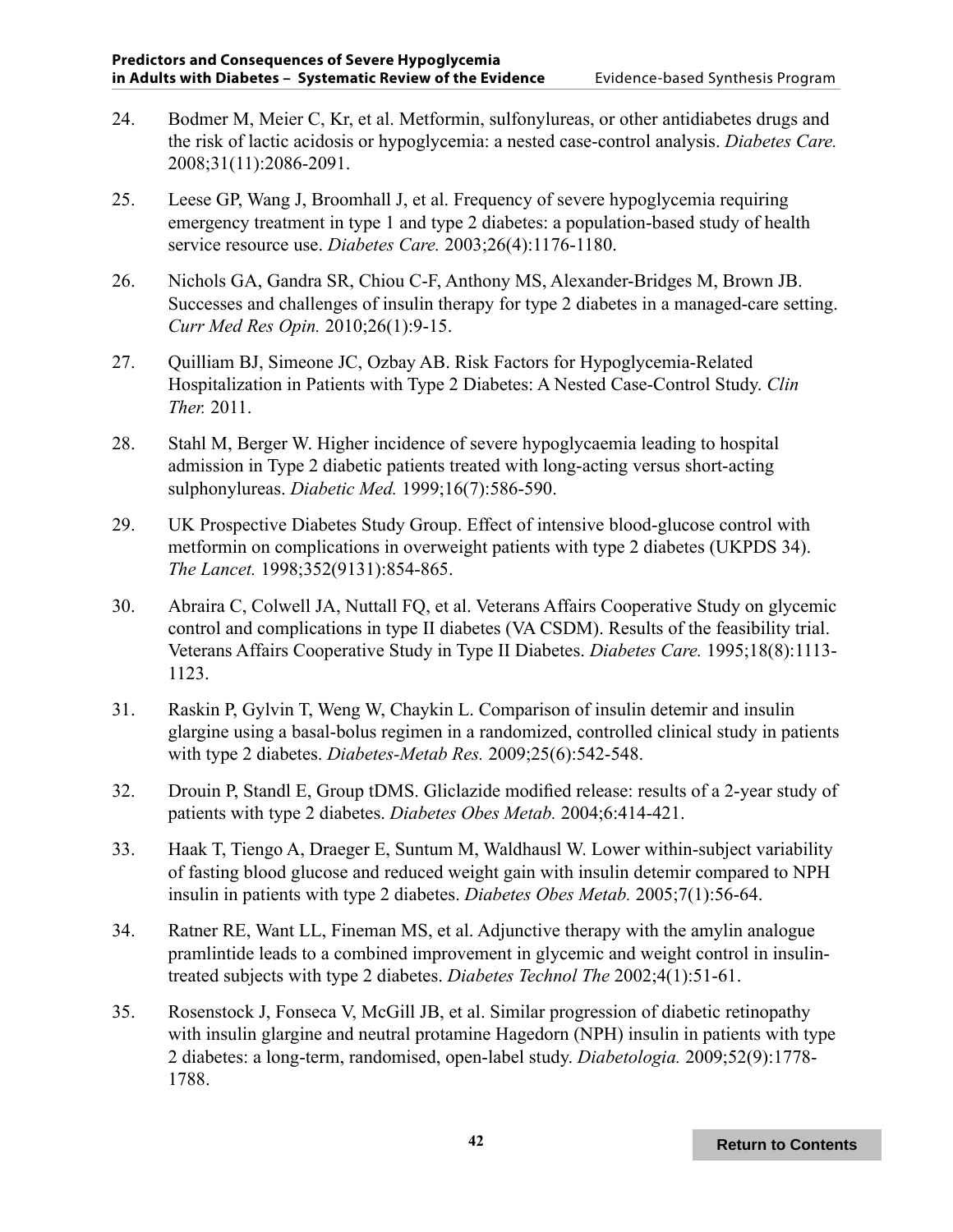24. Bodmer M, Meier C, Kr, et al. Metformin, sulfonylureas, or other antidiabetes drugs and the risk of lactic acidosis or hypoglycemia: a nested case-control analysis. *Diabetes Care.* 2008;31(11):2086-2091.

25. Leese GP, Wang J, Broomhall J, et al. Frequency of severe hypoglycemia requiring emergency treatment in type 1 and type 2 diabetes: a population-based study of health service resource use. *Diabetes Care.* 2003;26(4):1176-1180.

26. Nichols GA, Gandra SR, Chiou C-F, Anthony MS, Alexander-Bridges M, Brown JB. Successes and challenges of insulin therapy for type 2 diabetes in a managed-care setting. *Curr Med Res Opin.* 2010;26(1):9-15.

27. Quilliam BJ, Simeone JC, Ozbay AB. Risk Factors for Hypoglycemia-Related Hospitalization in Patients with Type 2 Diabetes: A Nested Case-Control Study. *Clin Ther.* 2011.

28. Stahl M, Berger W. Higher incidence of severe hypoglycaemia leading to hospital admission in Type 2 diabetic patients treated with long-acting versus short-acting sulphonylureas. *Diabetic Med.* 1999;16(7):586-590.

29. UK Prospective Diabetes Study Group. Effect of intensive blood-glucose control with metformin on complications in overweight patients with type 2 diabetes (UKPDS 34). *The Lancet.* 1998;352(9131):854-865.

30. Abraira C, Colwell JA, Nuttall FQ, et al. Veterans Affairs Cooperative Study on glycemic control and complications in type II diabetes (VA CSDM). Results of the feasibility trial. Veterans Affairs Cooperative Study in Type II Diabetes. *Diabetes Care.* 1995;18(8):1113-1123.

31. Raskin P, Gylvin T, Weng W, Chaykin L. Comparison of insulin detemir and insulin glargine using a basal-bolus regimen in a randomized, controlled clinical study in patients with type 2 diabetes. *Diabetes-Metab Res.* 2009;25(6):542-548.

32. Drouin P, Standl E, Group tDMS. Gliclazide modified release: results of a 2-year study of patients with type 2 diabetes. *Diabetes Obes Metab.* 2004;6:414-421.

33. Haak T, Tiengo A, Draeger E, Suntum M, Waldhausl W. Lower within-subject variability of fasting blood glucose and reduced weight gain with insulin detemir compared to NPH insulin in patients with type 2 diabetes. *Diabetes Obes Metab.* 2005;7(1):56-64.

34. Ratner RE, Want LL, Fineman MS, et al. Adjunctive therapy with the amylin analogue pramlintide leads to a combined improvement in glycemic and weight control in insulin-treated subjects with type 2 diabetes. *Diabetes Technol The* 2002;4(1):51-61.

35. Rosenstock J, Fonseca V, McGill JB, et al. Similar progression of diabetic retinopathy with insulin glargine and neutral protamine Hagedorn (NPH) insulin in patients with type 2 diabetes: a long-term, randomised, open-label study. *Diabetologia.* 2009;52(9):1778-1788.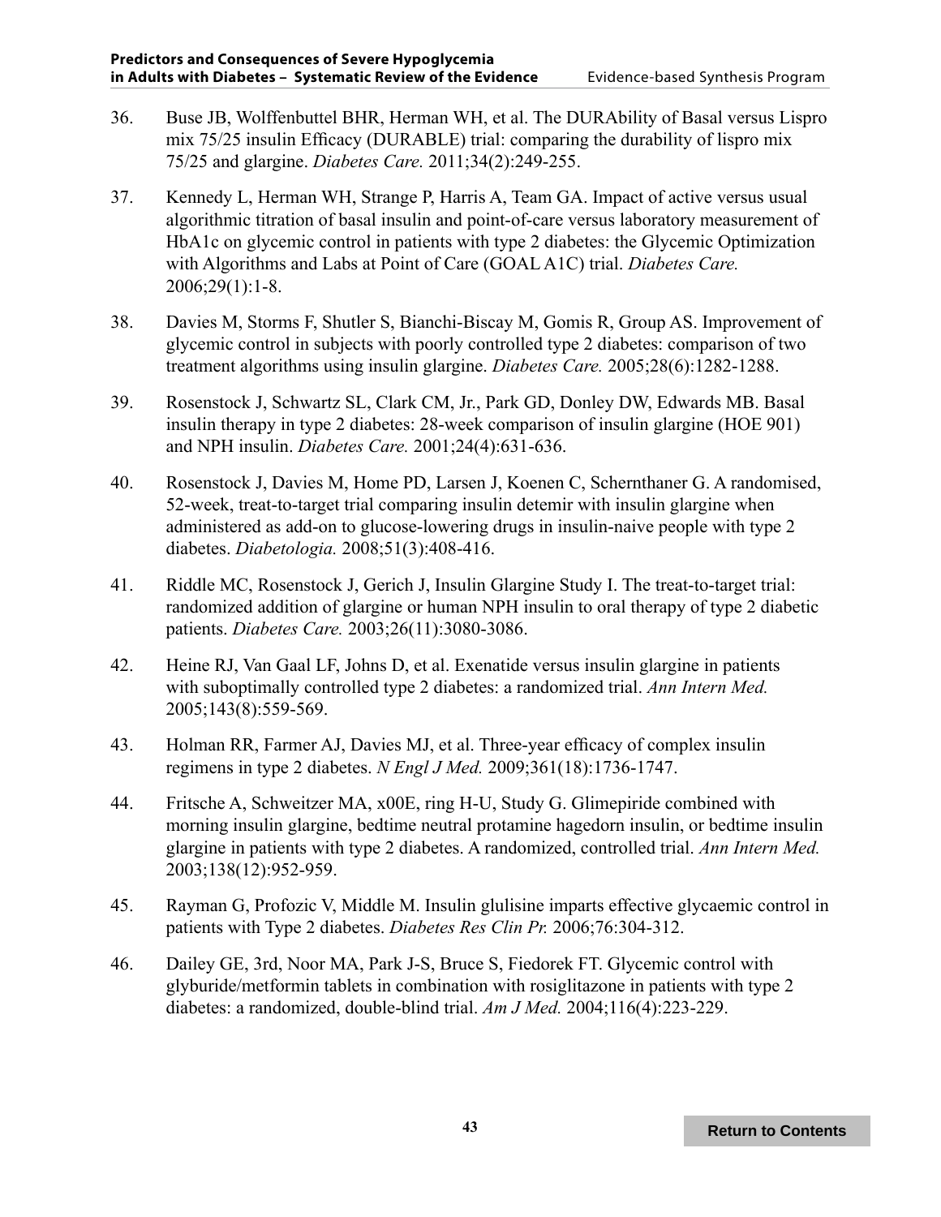36. Buse JB, Wolffenbuttel BHR, Herman WH, et al. The DURAbility of Basal versus Lispro mix 75/25 insulin Efficacy (DURABLE) trial: comparing the durability of lispro mix 75/25 and glargine. *Diabetes Care.* 2011;34(2):249-255.

37. Kennedy L, Herman WH, Strange P, Harris A, Team GA. Impact of active versus usual algorithmic titration of basal insulin and point-of-care versus laboratory measurement of HbA1c on glycemic control in patients with type 2 diabetes: the Glycemic Optimization with Algorithms and Labs at Point of Care (GOAL A1C) trial. *Diabetes Care.* 2006;29(1):1-8.

38. Davies M, Storms F, Shutler S, Bianchi-Biscay M, Gomis R, Group AS. Improvement of glycemic control in subjects with poorly controlled type 2 diabetes: comparison of two treatment algorithms using insulin glargine. *Diabetes Care.* 2005;28(6):1282-1288.

39. Rosenstock J, Schwartz SL, Clark CM, Jr., Park GD, Donley DW, Edwards MB. Basal insulin therapy in type 2 diabetes: 28-week comparison of insulin glargine (HOE 901) and NPH insulin. *Diabetes Care.* 2001;24(4):631-636.

40. Rosenstock J, Davies M, Home PD, Larsen J, Koenen C, Schernthaner G. A randomised, 52-week, treat-to-target trial comparing insulin detemir with insulin glargine when administered as add-on to glucose-lowering drugs in insulin-naive people with type 2 diabetes. *Diabetologia.* 2008;51(3):408-416.

41. Riddle MC, Rosenstock J, Gerich J, Insulin Glargine Study I. The treat-to-target trial: randomized addition of glargine or human NPH insulin to oral therapy of type 2 diabetic patients. *Diabetes Care.* 2003;26(11):3080-3086.

42. Heine RJ, Van Gaal LF, Johns D, et al. Exenatide versus insulin glargine in patients with suboptimally controlled type 2 diabetes: a randomized trial. *Ann Intern Med.* 2005;143(8):559-569.

43. Holman RR, Farmer AJ, Davies MJ, et al. Three-year efficacy of complex insulin regimens in type 2 diabetes. *N Engl J Med.* 2009;361(18):1736-1747.

44. Fritsche A, Schweitzer MA, x00E, ring H-U, Study G. Glimepiride combined with morning insulin glargine, bedtime neutral protamine hagedorn insulin, or bedtime insulin glargine in patients with type 2 diabetes. A randomized, controlled trial. *Ann Intern Med.* 2003;138(12):952-959.

45. Rayman G, Profozic V, Middle M. Insulin glulisine imparts effective glycaemic control in patients with Type 2 diabetes. *Diabetes Res Clin Pr.* 2006;76:304-312.

46. Dailey GE, 3rd, Noor MA, Park J-S, Bruce S, Fiedorek FT. Glycemic control with glyburide/metformin tablets in combination with rosiglitazone in patients with type 2 diabetes: a randomized, double-blind trial. *Am J Med.* 2004;116(4):223-229.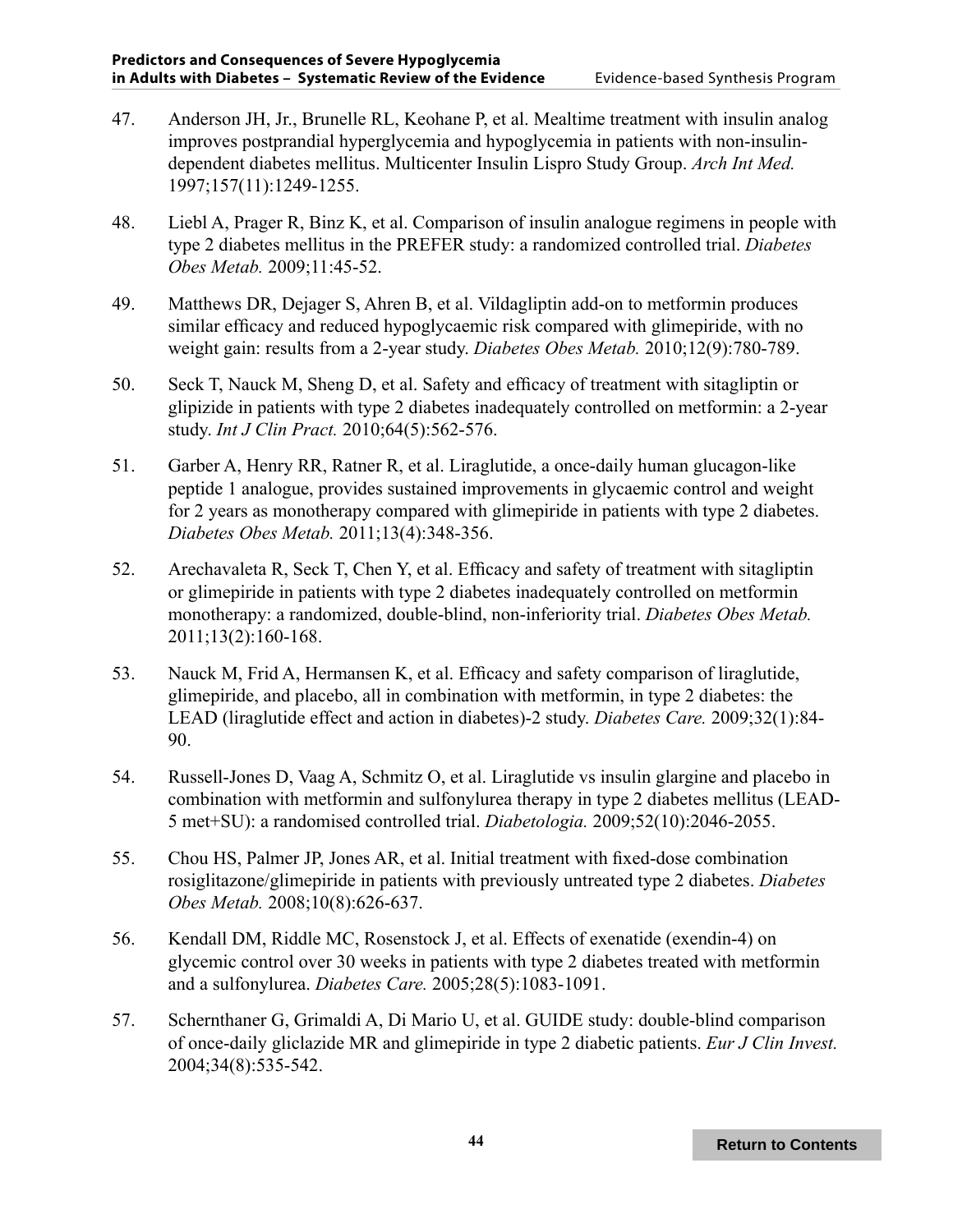47. Anderson JH, Jr., Brunelle RL, Keohane P, et al. Mealtime treatment with insulin analog improves postprandial hyperglycemia and hypoglycemia in patients with non-insulin-dependent diabetes mellitus. Multicenter Insulin Lispro Study Group. *Arch Int Med.* 1997;157(11):1249-1255.

48. Liebl A, Prager R, Binz K, et al. Comparison of insulin analogue regimens in people with type 2 diabetes mellitus in the PREFER study: a randomized controlled trial. *Diabetes Obes Metab.* 2009;11:45-52.

49. Matthews DR, Dejager S, Ahren B, et al. Vildagliptin add-on to metformin produces similar efficacy and reduced hypoglycaemic risk compared with glimepiride, with no weight gain: results from a 2-year study. *Diabetes Obes Metab.* 2010;12(9):780-789.

50. Seck T, Nauck M, Sheng D, et al. Safety and efficacy of treatment with sitagliptin or glipizide in patients with type 2 diabetes inadequately controlled on metformin: a 2-year study. *Int J Clin Pract.* 2010;64(5):562-576.

51. Garber A, Henry RR, Ratner R, et al. Liraglutide, a once-daily human glucagon-like peptide 1 analogue, provides sustained improvements in glycaemic control and weight for 2 years as monotherapy compared with glimepiride in patients with type 2 diabetes. *Diabetes Obes Metab.* 2011;13(4):348-356.

52. Arechavaleta R, Seck T, Chen Y, et al. Efficacy and safety of treatment with sitagliptin or glimepiride in patients with type 2 diabetes inadequately controlled on metformin monotherapy: a randomized, double-blind, non-inferiority trial. *Diabetes Obes Metab.* 2011;13(2):160-168.

53. Nauck M, Frid A, Hermansen K, et al. Efficacy and safety comparison of liraglutide, glimepiride, and placebo, all in combination with metformin, in type 2 diabetes: the LEAD (liraglutide effect and action in diabetes)-2 study. *Diabetes Care.* 2009;32(1):84-90.

54. Russell-Jones D, Vaag A, Schmitz O, et al. Liraglutide vs insulin glargine and placebo in combination with metformin and sulfonylurea therapy in type 2 diabetes mellitus (LEAD-5 met+SU): a randomised controlled trial. *Diabetologia.* 2009;52(10):2046-2055.

55. Chou HS, Palmer JP, Jones AR, et al. Initial treatment with fixed-dose combination rosiglitazone/glimepiride in patients with previously untreated type 2 diabetes. *Diabetes Obes Metab.* 2008;10(8):626-637.

56. Kendall DM, Riddle MC, Rosenstock J, et al. Effects of exenatide (exendin-4) on glycemic control over 30 weeks in patients with type 2 diabetes treated with metformin and a sulfonylurea. *Diabetes Care.* 2005;28(5):1083-1091.

57. Schernthaner G, Grimaldi A, Di Mario U, et al. GUIDE study: double-blind comparison of once-daily gliclazide MR and glimepiride in type 2 diabetic patients. *Eur J Clin Invest.* 2004;34(8):535-542.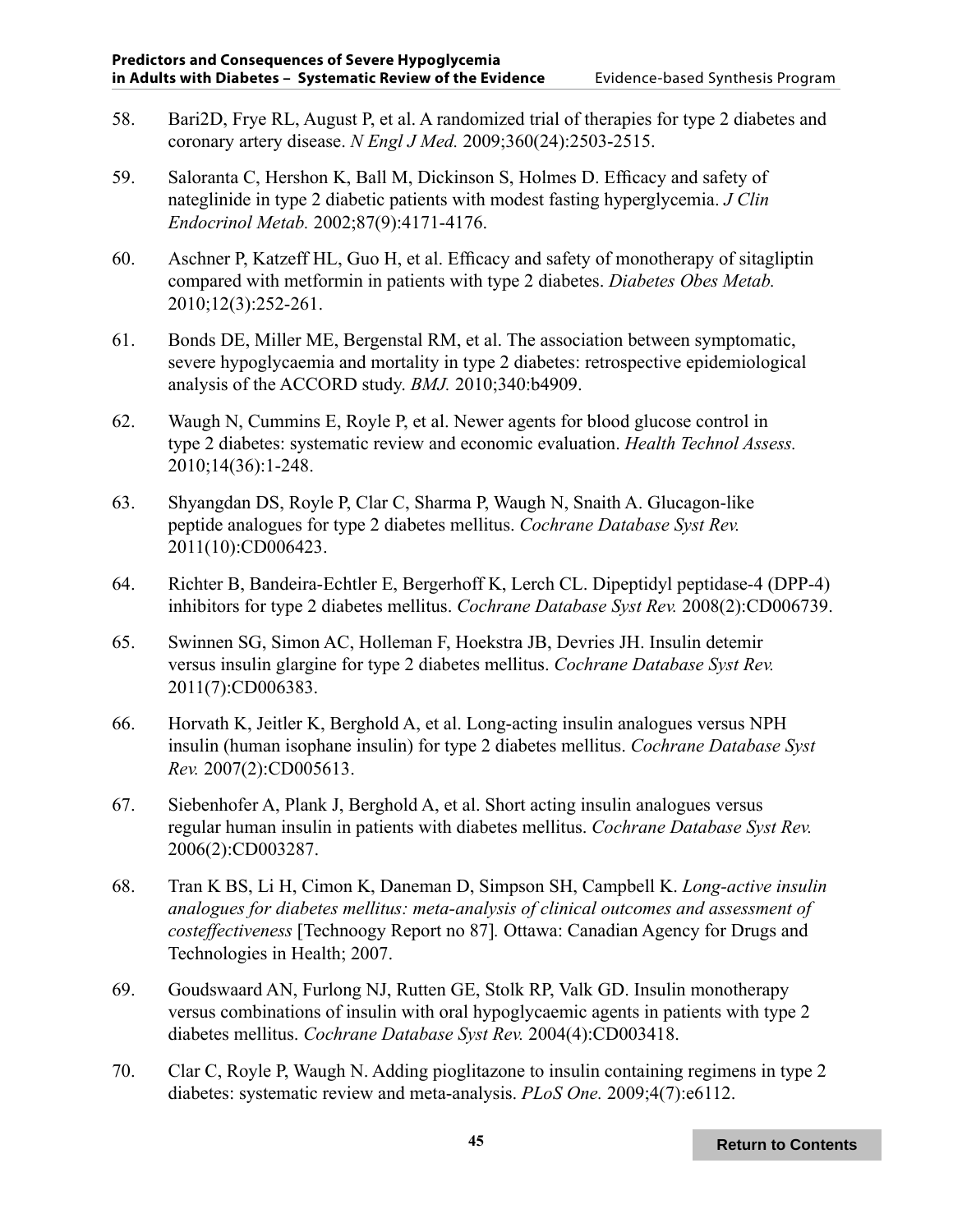58. Bari2D, Frye RL, August P, et al. A randomized trial of therapies for type 2 diabetes and coronary artery disease. *N Engl J Med.* 2009;360(24):2503-2515.

59. Saloranta C, Hershon K, Ball M, Dickinson S, Holmes D. Efficacy and safety of nateglinide in type 2 diabetic patients with modest fasting hyperglycemia. *J Clin Endocrinol Metab.* 2002;87(9):4171-4176.

60. Aschner P, Katzeff HL, Guo H, et al. Efficacy and safety of monotherapy of sitagliptin compared with metformin in patients with type 2 diabetes. *Diabetes Obes Metab.* 2010;12(3):252-261.

61. Bonds DE, Miller ME, Bergenstal RM, et al. The association between symptomatic, severe hypoglycaemia and mortality in type 2 diabetes: retrospective epidemiological analysis of the ACCORD study. *BMJ.* 2010;340:b4909.

62. Waugh N, Cummins E, Royle P, et al. Newer agents for blood glucose control in type 2 diabetes: systematic review and economic evaluation. *Health Technol Assess.* 2010;14(36):1-248.

63. Shyangdan DS, Royle P, Clar C, Sharma P, Waugh N, Snaith A. Glucagon-like peptide analogues for type 2 diabetes mellitus. *Cochrane Database Syst Rev.* 2011(10):CD006423.

64. Richter B, Bandeira-Echtler E, Bergerhoff K, Lerch CL. Dipeptidyl peptidase-4 (DPP-4) inhibitors for type 2 diabetes mellitus. *Cochrane Database Syst Rev.* 2008(2):CD006739.

65. Swinnen SG, Simon AC, Holleman F, Hoekstra JB, Devries JH. Insulin detemir versus insulin glargine for type 2 diabetes mellitus. *Cochrane Database Syst Rev.* 2011(7):CD006383.

66. Horvath K, Jeitler K, Berghold A, et al. Long-acting insulin analogues versus NPH insulin (human isophane insulin) for type 2 diabetes mellitus. *Cochrane Database Syst Rev.* 2007(2):CD005613.

67. Siebenhofer A, Plank J, Berghold A, et al. Short acting insulin analogues versus regular human insulin in patients with diabetes mellitus. *Cochrane Database Syst Rev.* 2006(2):CD003287.

68. Tran K BS, Li H, Cimon K, Daneman D, Simpson SH, Campbell K. *Long-active insulin analogues for diabetes mellitus: meta-analysis of clinical outcomes and assessment of costeffectiveness* [Technoogy Report no 87]. Ottawa: Canadian Agency for Drugs and Technologies in Health; 2007.

69. Goudswaard AN, Furlong NJ, Rutten GE, Stolk RP, Valk GD. Insulin monotherapy versus combinations of insulin with oral hypoglycaemic agents in patients with type 2 diabetes mellitus. *Cochrane Database Syst Rev.* 2004(4):CD003418.

70. Clar C, Royle P, Waugh N. Adding pioglitazone to insulin containing regimens in type 2 diabetes: systematic review and meta-analysis. *PLoS One.* 2009;4(7):e6112.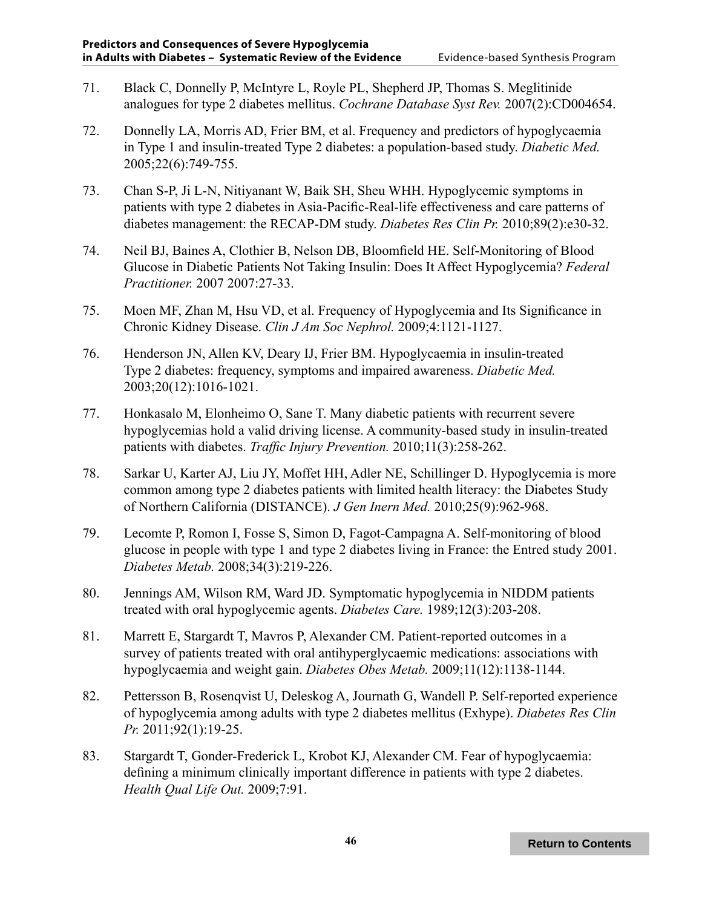71. Black C, Donnelly P, McIntyre L, Royle PL, Shepherd JP, Thomas S. Meglitinide analogues for type 2 diabetes mellitus. *Cochrane Database Syst Rev.* 2007(2):CD004654.

72. Donnelly LA, Morris AD, Frier BM, et al. Frequency and predictors of hypoglycaemia in Type 1 and insulin-treated Type 2 diabetes: a population-based study. *Diabetic Med.* 2005;22(6):749-755.

73. Chan S-P, Ji L-N, Nitiyanant W, Baik SH, Sheu WHH. Hypoglycemic symptoms in patients with type 2 diabetes in Asia-Pacific-Real-life effectiveness and care patterns of diabetes management: the RECAP-DM study. *Diabetes Res Clin Pr.* 2010;89(2):e30-32.

74. Neil BJ, Baines A, Clothier B, Nelson DB, Bloomfield HE. Self-Monitoring of Blood Glucose in Diabetic Patients Not Taking Insulin: Does It Affect Hypoglycemia? *Federal Practitioner.* 2007 2007:27-33.

75. Moen MF, Zhan M, Hsu VD, et al. Frequency of Hypoglycemia and Its Significance in Chronic Kidney Disease. *Clin J Am Soc Nephrol.* 2009;4:1121-1127.

76. Henderson JN, Allen KV, Deary IJ, Frier BM. Hypoglycaemia in insulin-treated Type 2 diabetes: frequency, symptoms and impaired awareness. *Diabetic Med.* 2003;20(12):1016-1021.

77. Honkasalo M, Elonheimo O, Sane T. Many diabetic patients with recurrent severe hypoglycemias hold a valid driving license. A community-based study in insulin-treated patients with diabetes. *Traffic Injury Prevention.* 2010;11(3):258-262.

78. Sarkar U, Karter AJ, Liu JY, Moffet HH, Adler NE, Schillinger D. Hypoglycemia is more common among type 2 diabetes patients with limited health literacy: the Diabetes Study of Northern California (DISTANCE). *J Gen Inern Med.* 2010;25(9):962-968.

79. Lecomte P, Romon I, Fosse S, Simon D, Fagot-Campagna A. Self-monitoring of blood glucose in people with type 1 and type 2 diabetes living in France: the Entred study 2001. *Diabetes Metab.* 2008;34(3):219-226.

80. Jennings AM, Wilson RM, Ward JD. Symptomatic hypoglycemia in NIDDM patients treated with oral hypoglycemic agents. *Diabetes Care.* 1989;12(3):203-208.

81. Marrett E, Stargardt T, Mavros P, Alexander CM. Patient-reported outcomes in a survey of patients treated with oral antihyperglycaemic medications: associations with hypoglycaemia and weight gain. *Diabetes Obes Metab.* 2009;11(12):1138-1144.

82. Pettersson B, Rosenqvist U, Deleskog A, Journath G, Wandell P. Self-reported experience of hypoglycemia among adults with type 2 diabetes mellitus (Exhype). *Diabetes Res Clin Pr.* 2011;92(1):19-25.

83. Stargardt T, Gonder-Frederick L, Krobot KJ, Alexander CM. Fear of hypoglycaemia: defining a minimum clinically important difference in patients with type 2 diabetes. *Health Qual Life Out.* 2009;7:91.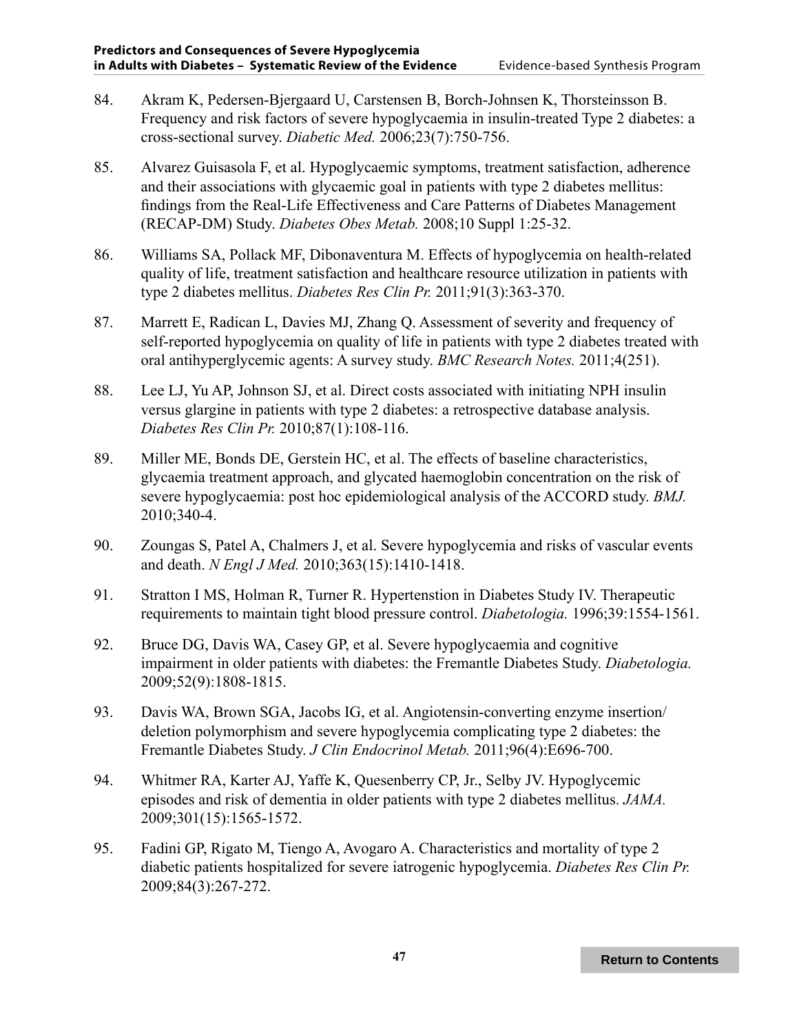84. Akram K, Pedersen-Bjergaard U, Carstensen B, Borch-Johnsen K, Thorsteinsson B. Frequency and risk factors of severe hypoglycaemia in insulin-treated Type 2 diabetes: a cross-sectional survey. *Diabetic Med.* 2006;23(7):750-756.

85. Alvarez Guisasola F, et al. Hypoglycaemic symptoms, treatment satisfaction, adherence and their associations with glycaemic goal in patients with type 2 diabetes mellitus: findings from the Real-Life Effectiveness and Care Patterns of Diabetes Management (RECAP-DM) Study. *Diabetes Obes Metab.* 2008;10 Suppl 1:25-32.

86. Williams SA, Pollack MF, Dibonaventura M. Effects of hypoglycemia on health-related quality of life, treatment satisfaction and healthcare resource utilization in patients with type 2 diabetes mellitus. *Diabetes Res Clin Pr.* 2011;91(3):363-370.

87. Marrett E, Radican L, Davies MJ, Zhang Q. Assessment of severity and frequency of self-reported hypoglycemia on quality of life in patients with type 2 diabetes treated with oral antihyperglycemic agents: A survey study. *BMC Research Notes.* 2011;4(251).

88. Lee LJ, Yu AP, Johnson SJ, et al. Direct costs associated with initiating NPH insulin versus glargine in patients with type 2 diabetes: a retrospective database analysis. *Diabetes Res Clin Pr.* 2010;87(1):108-116.

89. Miller ME, Bonds DE, Gerstein HC, et al. The effects of baseline characteristics, glycaemia treatment approach, and glycated haemoglobin concentration on the risk of severe hypoglycaemia: post hoc epidemiological analysis of the ACCORD study. *BMJ.* 2010;340-4.

90. Zoungas S, Patel A, Chalmers J, et al. Severe hypoglycemia and risks of vascular events and death. *N Engl J Med.* 2010;363(15):1410-1418.

91. Stratton I MS, Holman R, Turner R. Hypertenstion in Diabetes Study IV. Therapeutic requirements to maintain tight blood pressure control. *Diabetologia.* 1996;39:1554-1561.

92. Bruce DG, Davis WA, Casey GP, et al. Severe hypoglycaemia and cognitive impairment in older patients with diabetes: the Fremantle Diabetes Study. *Diabetologia.* 2009;52(9):1808-1815.

93. Davis WA, Brown SGA, Jacobs IG, et al. Angiotensin-converting enzyme insertion/deletion polymorphism and severe hypoglycemia complicating type 2 diabetes: the Fremantle Diabetes Study. *J Clin Endocrinol Metab.* 2011;96(4):E696-700.

94. Whitmer RA, Karter AJ, Yaffe K, Quesenberry CP, Jr., Selby JV. Hypoglycemic episodes and risk of dementia in older patients with type 2 diabetes mellitus. *JAMA.* 2009;301(15):1565-1572.

95. Fadini GP, Rigato M, Tiengo A, Avogaro A. Characteristics and mortality of type 2 diabetic patients hospitalized for severe iatrogenic hypoglycemia. *Diabetes Res Clin Pr.* 2009;84(3):267-272.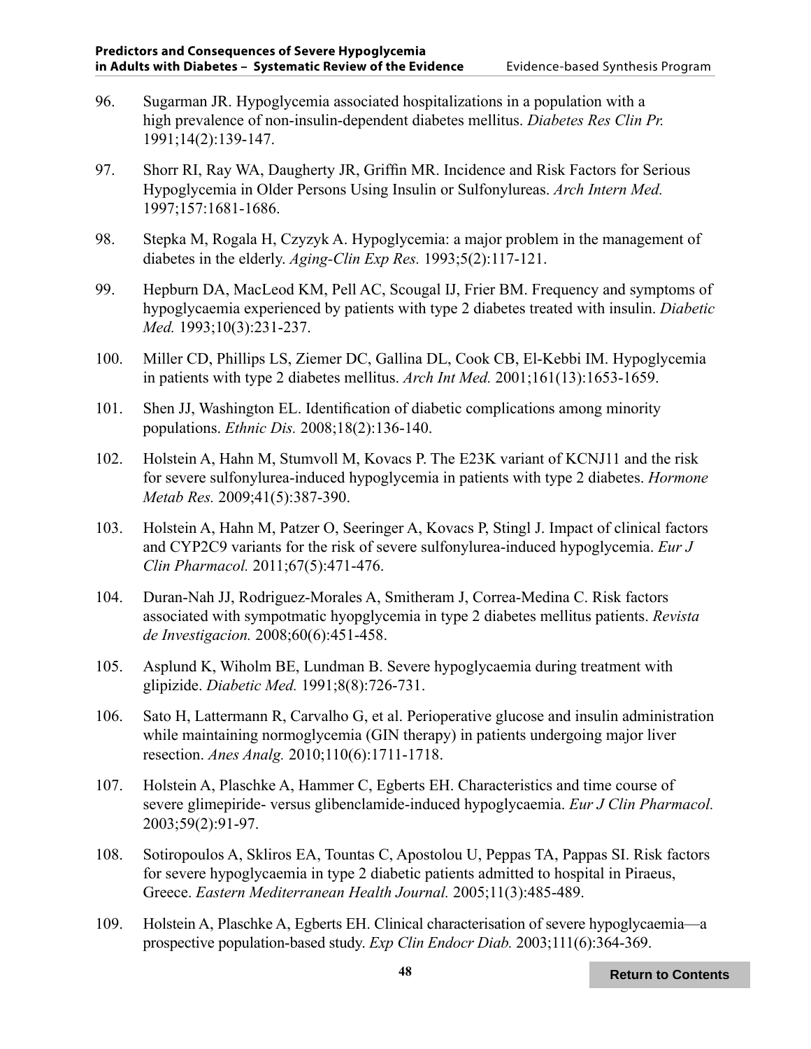96. Sugarman JR. Hypoglycemia associated hospitalizations in a population with a high prevalence of non-insulin-dependent diabetes mellitus. *Diabetes Res Clin Pr.* 1991;14(2):139-147.

97. Shorr RI, Ray WA, Daugherty JR, Griffin MR. Incidence and Risk Factors for Serious Hypoglycemia in Older Persons Using Insulin or Sulfonylureas. *Arch Intern Med.* 1997;157:1681-1686.

98. Stepka M, Rogala H, Czyzyk A. Hypoglycemia: a major problem in the management of diabetes in the elderly. *Aging-Clin Exp Res.* 1993;5(2):117-121.

99. Hepburn DA, MacLeod KM, Pell AC, Scougal IJ, Frier BM. Frequency and symptoms of hypoglycaemia experienced by patients with type 2 diabetes treated with insulin. *Diabetic Med.* 1993;10(3):231-237.

100. Miller CD, Phillips LS, Ziemer DC, Gallina DL, Cook CB, El-Kebbi IM. Hypoglycemia in patients with type 2 diabetes mellitus. *Arch Int Med.* 2001;161(13):1653-1659.

101. Shen JJ, Washington EL. Identification of diabetic complications among minority populations. *Ethnic Dis.* 2008;18(2):136-140.

102. Holstein A, Hahn M, Stumvoll M, Kovacs P. The E23K variant of KCNJ11 and the risk for severe sulfonylurea-induced hypoglycemia in patients with type 2 diabetes. *Hormone Metab Res.* 2009;41(5):387-390.

103. Holstein A, Hahn M, Patzer O, Seeringer A, Kovacs P, Stingl J. Impact of clinical factors and CYP2C9 variants for the risk of severe sulfonylurea-induced hypoglycemia. *Eur J Clin Pharmacol.* 2011;67(5):471-476.

104. Duran-Nah JJ, Rodriguez-Morales A, Smitheram J, Correa-Medina C. Risk factors associated with sympotmatic hyopglycemia in type 2 diabetes mellitus patients. *Revista de Investigacion.* 2008;60(6):451-458.

105. Asplund K, Wiholm BE, Lundman B. Severe hypoglycaemia during treatment with glipizide. *Diabetic Med.* 1991;8(8):726-731.

106. Sato H, Lattermann R, Carvalho G, et al. Perioperative glucose and insulin administration while maintaining normoglycemia (GIN therapy) in patients undergoing major liver resection. *Anes Analg.* 2010;110(6):1711-1718.

107. Holstein A, Plaschke A, Hammer C, Egberts EH. Characteristics and time course of severe glimepiride- versus glibenclamide-induced hypoglycaemia. *Eur J Clin Pharmacol.* 2003;59(2):91-97.

108. Sotiropoulos A, Skliros EA, Tountas C, Apostolou U, Peppas TA, Pappas SI. Risk factors for severe hypoglycaemia in type 2 diabetic patients admitted to hospital in Piraeus, Greece. *Eastern Mediterranean Health Journal.* 2005;11(3):485-489.

109. Holstein A, Plaschke A, Egberts EH. Clinical characterisation of severe hypoglycaemia—a prospective population-based study. *Exp Clin Endocr Diab.* 2003;111(6):364-369.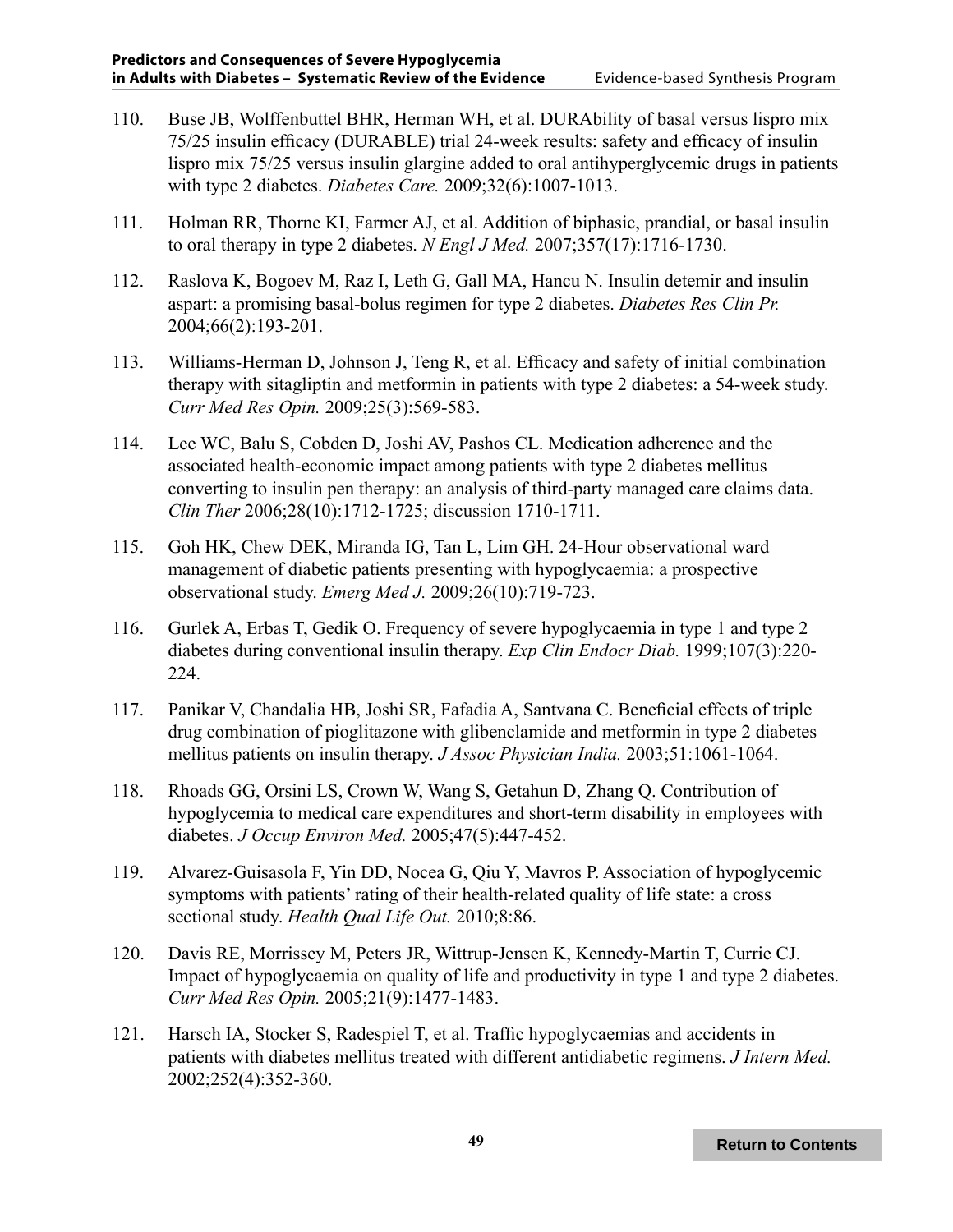110. Buse JB, Wolffenbuttel BHR, Herman WH, et al. DURAbility of basal versus lispro mix 75/25 insulin efficacy (DURABLE) trial 24-week results: safety and efficacy of insulin lispro mix 75/25 versus insulin glargine added to oral antihyperglycemic drugs in patients with type 2 diabetes. *Diabetes Care.* 2009;32(6):1007-1013.

111. Holman RR, Thorne KI, Farmer AJ, et al. Addition of biphasic, prandial, or basal insulin to oral therapy in type 2 diabetes. *N Engl J Med.* 2007;357(17):1716-1730.

112. Raslova K, Bogoev M, Raz I, Leth G, Gall MA, Hancu N. Insulin detemir and insulin aspart: a promising basal-bolus regimen for type 2 diabetes. *Diabetes Res Clin Pr.* 2004;66(2):193-201.

113. Williams-Herman D, Johnson J, Teng R, et al. Efficacy and safety of initial combination therapy with sitagliptin and metformin in patients with type 2 diabetes: a 54-week study. *Curr Med Res Opin.* 2009;25(3):569-583.

114. Lee WC, Balu S, Cobden D, Joshi AV, Pashos CL. Medication adherence and the associated health-economic impact among patients with type 2 diabetes mellitus converting to insulin pen therapy: an analysis of third-party managed care claims data. *Clin Ther* 2006;28(10):1712-1725; discussion 1710-1711.

115. Goh HK, Chew DEK, Miranda IG, Tan L, Lim GH. 24-Hour observational ward management of diabetic patients presenting with hypoglycaemia: a prospective observational study. *Emerg Med J.* 2009;26(10):719-723.

116. Gurlek A, Erbas T, Gedik O. Frequency of severe hypoglycaemia in type 1 and type 2 diabetes during conventional insulin therapy. *Exp Clin Endocr Diab.* 1999;107(3):220-224.

117. Panikar V, Chandalia HB, Joshi SR, Fafadia A, Santvana C. Beneficial effects of triple drug combination of pioglitazone with glibenclamide and metformin in type 2 diabetes mellitus patients on insulin therapy. *J Assoc Physician India.* 2003;51:1061-1064.

118. Rhoads GG, Orsini LS, Crown W, Wang S, Getahun D, Zhang Q. Contribution of hypoglycemia to medical care expenditures and short-term disability in employees with diabetes. *J Occup Environ Med.* 2005;47(5):447-452.

119. Alvarez-Guisasola F, Yin DD, Nocea G, Qiu Y, Mavros P. Association of hypoglycemic symptoms with patients' rating of their health-related quality of life state: a cross sectional study. *Health Qual Life Out.* 2010;8:86.

120. Davis RE, Morrissey M, Peters JR, Wittrup-Jensen K, Kennedy-Martin T, Currie CJ. Impact of hypoglycaemia on quality of life and productivity in type 1 and type 2 diabetes. *Curr Med Res Opin.* 2005;21(9):1477-1483.

121. Harsch IA, Stocker S, Radespiel T, et al. Traffic hypoglycaemias and accidents in patients with diabetes mellitus treated with different antidiabetic regimens. *J Intern Med.* 2002;252(4):352-360.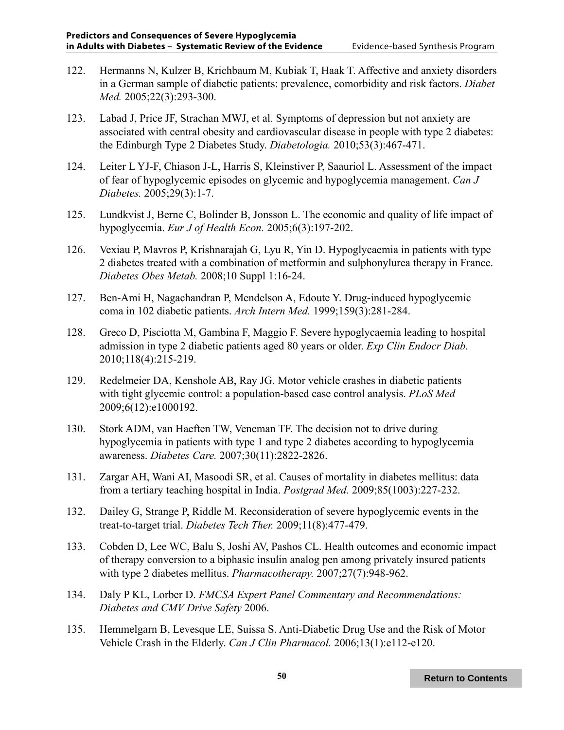122. Hermanns N, Kulzer B, Krichbaum M, Kubiak T, Haak T. Affective and anxiety disorders in a German sample of diabetic patients: prevalence, comorbidity and risk factors. *Diabet Med.* 2005;22(3):293-300.

123. Labad J, Price JF, Strachan MWJ, et al. Symptoms of depression but not anxiety are associated with central obesity and cardiovascular disease in people with type 2 diabetes: the Edinburgh Type 2 Diabetes Study. *Diabetologia.* 2010;53(3):467-471.

124. Leiter L YJ-F, Chiason J-L, Harris S, Kleinstiver P, Saauriol L. Assessment of the impact of fear of hypoglycemic episodes on glycemic and hypoglycemia management. *Can J Diabetes.* 2005;29(3):1-7.

125. Lundkvist J, Berne C, Bolinder B, Jonsson L. The economic and quality of life impact of hypoglycemia. *Eur J of Health Econ.* 2005;6(3):197-202.

126. Vexiau P, Mavros P, Krishnarajah G, Lyu R, Yin D. Hypoglycaemia in patients with type 2 diabetes treated with a combination of metformin and sulphonylurea therapy in France. *Diabetes Obes Metab.* 2008;10 Suppl 1:16-24.

127. Ben-Ami H, Nagachandran P, Mendelson A, Edoute Y. Drug-induced hypoglycemic coma in 102 diabetic patients. *Arch Intern Med.* 1999;159(3):281-284.

128. Greco D, Pisciotta M, Gambina F, Maggio F. Severe hypoglycaemia leading to hospital admission in type 2 diabetic patients aged 80 years or older. *Exp Clin Endocr Diab.* 2010;118(4):215-219.

129. Redelmeier DA, Kenshole AB, Ray JG. Motor vehicle crashes in diabetic patients with tight glycemic control: a population-based case control analysis. *PLoS Med* 2009;6(12):e1000192.

130. Stork ADM, van Haeften TW, Veneman TF. The decision not to drive during hypoglycemia in patients with type 1 and type 2 diabetes according to hypoglycemia awareness. *Diabetes Care.* 2007;30(11):2822-2826.

131. Zargar AH, Wani AI, Masoodi SR, et al. Causes of mortality in diabetes mellitus: data from a tertiary teaching hospital in India. *Postgrad Med.* 2009;85(1003):227-232.

132. Dailey G, Strange P, Riddle M. Reconsideration of severe hypoglycemic events in the treat-to-target trial. *Diabetes Tech Ther.* 2009;11(8):477-479.

133. Cobden D, Lee WC, Balu S, Joshi AV, Pashos CL. Health outcomes and economic impact of therapy conversion to a biphasic insulin analog pen among privately insured patients with type 2 diabetes mellitus. *Pharmacotherapy.* 2007;27(7):948-962.

134. Daly P KL, Lorber D. *FMCSA Expert Panel Commentary and Recommendations: Diabetes and CMV Drive Safety* 2006.

135. Hemmelgarn B, Levesque LE, Suissa S. Anti-Diabetic Drug Use and the Risk of Motor Vehicle Crash in the Elderly. *Can J Clin Pharmacol.* 2006;13(1):e112-e120.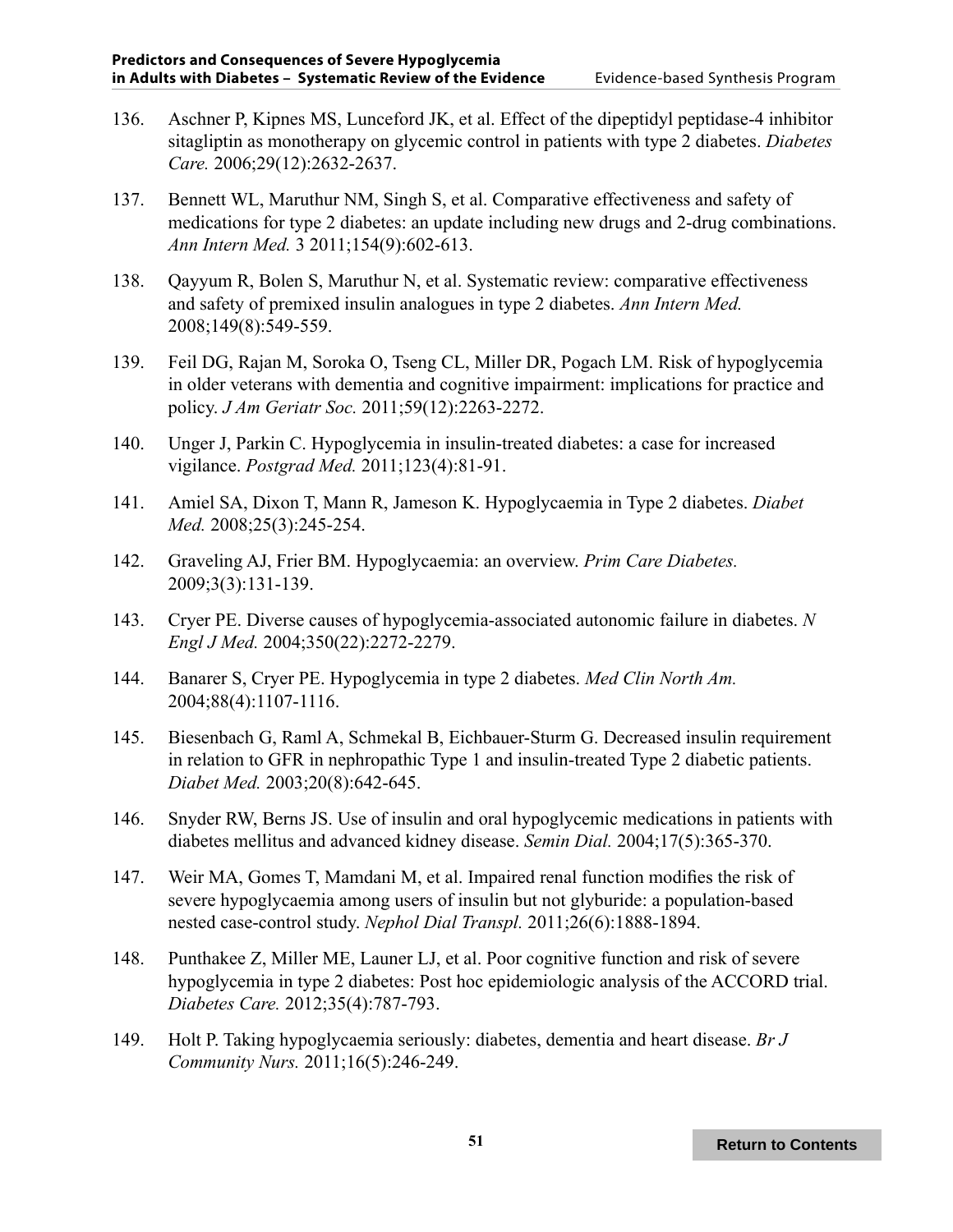136. Aschner P, Kipnes MS, Lunceford JK, et al. Effect of the dipeptidyl peptidase-4 inhibitor sitagliptin as monotherapy on glycemic control in patients with type 2 diabetes. *Diabetes Care.* 2006;29(12):2632-2637.

137. Bennett WL, Maruthur NM, Singh S, et al. Comparative effectiveness and safety of medications for type 2 diabetes: an update including new drugs and 2-drug combinations. *Ann Intern Med.* 3 2011;154(9):602-613.

138. Qayyum R, Bolen S, Maruthur N, et al. Systematic review: comparative effectiveness and safety of premixed insulin analogues in type 2 diabetes. *Ann Intern Med.* 2008;149(8):549-559.

139. Feil DG, Rajan M, Soroka O, Tseng CL, Miller DR, Pogach LM. Risk of hypoglycemia in older veterans with dementia and cognitive impairment: implications for practice and policy. *J Am Geriatr Soc.* 2011;59(12):2263-2272.

140. Unger J, Parkin C. Hypoglycemia in insulin-treated diabetes: a case for increased vigilance. *Postgrad Med.* 2011;123(4):81-91.

141. Amiel SA, Dixon T, Mann R, Jameson K. Hypoglycaemia in Type 2 diabetes. *Diabet Med.* 2008;25(3):245-254.

142. Graveling AJ, Frier BM. Hypoglycaemia: an overview. *Prim Care Diabetes.* 2009;3(3):131-139.

143. Cryer PE. Diverse causes of hypoglycemia-associated autonomic failure in diabetes. *N Engl J Med.* 2004;350(22):2272-2279.

144. Banarer S, Cryer PE. Hypoglycemia in type 2 diabetes. *Med Clin North Am.* 2004;88(4):1107-1116.

145. Biesenbach G, Raml A, Schmekal B, Eichbauer-Sturm G. Decreased insulin requirement in relation to GFR in nephropathic Type 1 and insulin-treated Type 2 diabetic patients. *Diabet Med.* 2003;20(8):642-645.

146. Snyder RW, Berns JS. Use of insulin and oral hypoglycemic medications in patients with diabetes mellitus and advanced kidney disease. *Semin Dial.* 2004;17(5):365-370.

147. Weir MA, Gomes T, Mamdani M, et al. Impaired renal function modifies the risk of severe hypoglycaemia among users of insulin but not glyburide: a population-based nested case-control study. *Nephol Dial Transpl.* 2011;26(6):1888-1894.

148. Punthakee Z, Miller ME, Launer LJ, et al. Poor cognitive function and risk of severe hypoglycemia in type 2 diabetes: Post hoc epidemiologic analysis of the ACCORD trial. *Diabetes Care.* 2012;35(4):787-793.

149. Holt P. Taking hypoglycaemia seriously: diabetes, dementia and heart disease. *Br J Community Nurs.* 2011;16(5):246-249.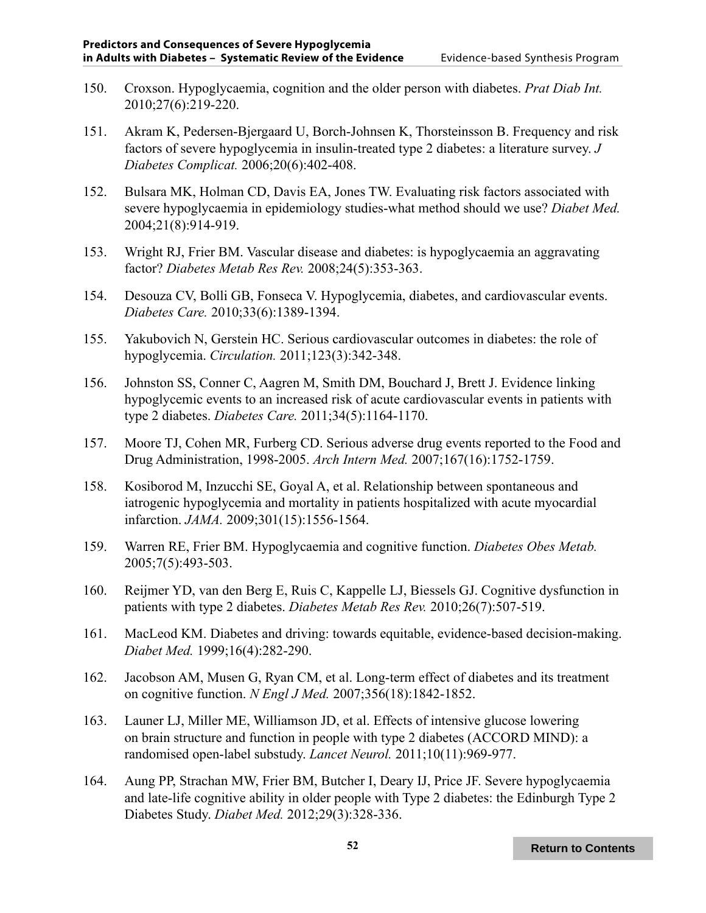150. Croxson. Hypoglycaemia, cognition and the older person with diabetes. *Prat Diab Int.* 2010;27(6):219-220.

151. Akram K, Pedersen-Bjergaard U, Borch-Johnsen K, Thorsteinsson B. Frequency and risk factors of severe hypoglycemia in insulin-treated type 2 diabetes: a literature survey. *J Diabetes Complicat.* 2006;20(6):402-408.

152. Bulsara MK, Holman CD, Davis EA, Jones TW. Evaluating risk factors associated with severe hypoglycaemia in epidemiology studies-what method should we use? *Diabet Med.* 2004;21(8):914-919.

153. Wright RJ, Frier BM. Vascular disease and diabetes: is hypoglycaemia an aggravating factor? *Diabetes Metab Res Rev.* 2008;24(5):353-363.

154. Desouza CV, Bolli GB, Fonseca V. Hypoglycemia, diabetes, and cardiovascular events. *Diabetes Care.* 2010;33(6):1389-1394.

155. Yakubovich N, Gerstein HC. Serious cardiovascular outcomes in diabetes: the role of hypoglycemia. *Circulation.* 2011;123(3):342-348.

156. Johnston SS, Conner C, Aagren M, Smith DM, Bouchard J, Brett J. Evidence linking hypoglycemic events to an increased risk of acute cardiovascular events in patients with type 2 diabetes. *Diabetes Care.* 2011;34(5):1164-1170.

157. Moore TJ, Cohen MR, Furberg CD. Serious adverse drug events reported to the Food and Drug Administration, 1998-2005. *Arch Intern Med.* 2007;167(16):1752-1759.

158. Kosiborod M, Inzucchi SE, Goyal A, et al. Relationship between spontaneous and iatrogenic hypoglycemia and mortality in patients hospitalized with acute myocardial infarction. *JAMA.* 2009;301(15):1556-1564.

159. Warren RE, Frier BM. Hypoglycaemia and cognitive function. *Diabetes Obes Metab.* 2005;7(5):493-503.

160. Reijmer YD, van den Berg E, Ruis C, Kappelle LJ, Biessels GJ. Cognitive dysfunction in patients with type 2 diabetes. *Diabetes Metab Res Rev.* 2010;26(7):507-519.

161. MacLeod KM. Diabetes and driving: towards equitable, evidence-based decision-making. *Diabet Med.* 1999;16(4):282-290.

162. Jacobson AM, Musen G, Ryan CM, et al. Long-term effect of diabetes and its treatment on cognitive function. *N Engl J Med.* 2007;356(18):1842-1852.

163. Launer LJ, Miller ME, Williamson JD, et al. Effects of intensive glucose lowering on brain structure and function in people with type 2 diabetes (ACCORD MIND): a randomised open-label substudy. *Lancet Neurol.* 2011;10(11):969-977.

164. Aung PP, Strachan MW, Frier BM, Butcher I, Deary IJ, Price JF. Severe hypoglycaemia and late-life cognitive ability in older people with Type 2 diabetes: the Edinburgh Type 2 Diabetes Study. *Diabet Med.* 2012;29(3):328-336.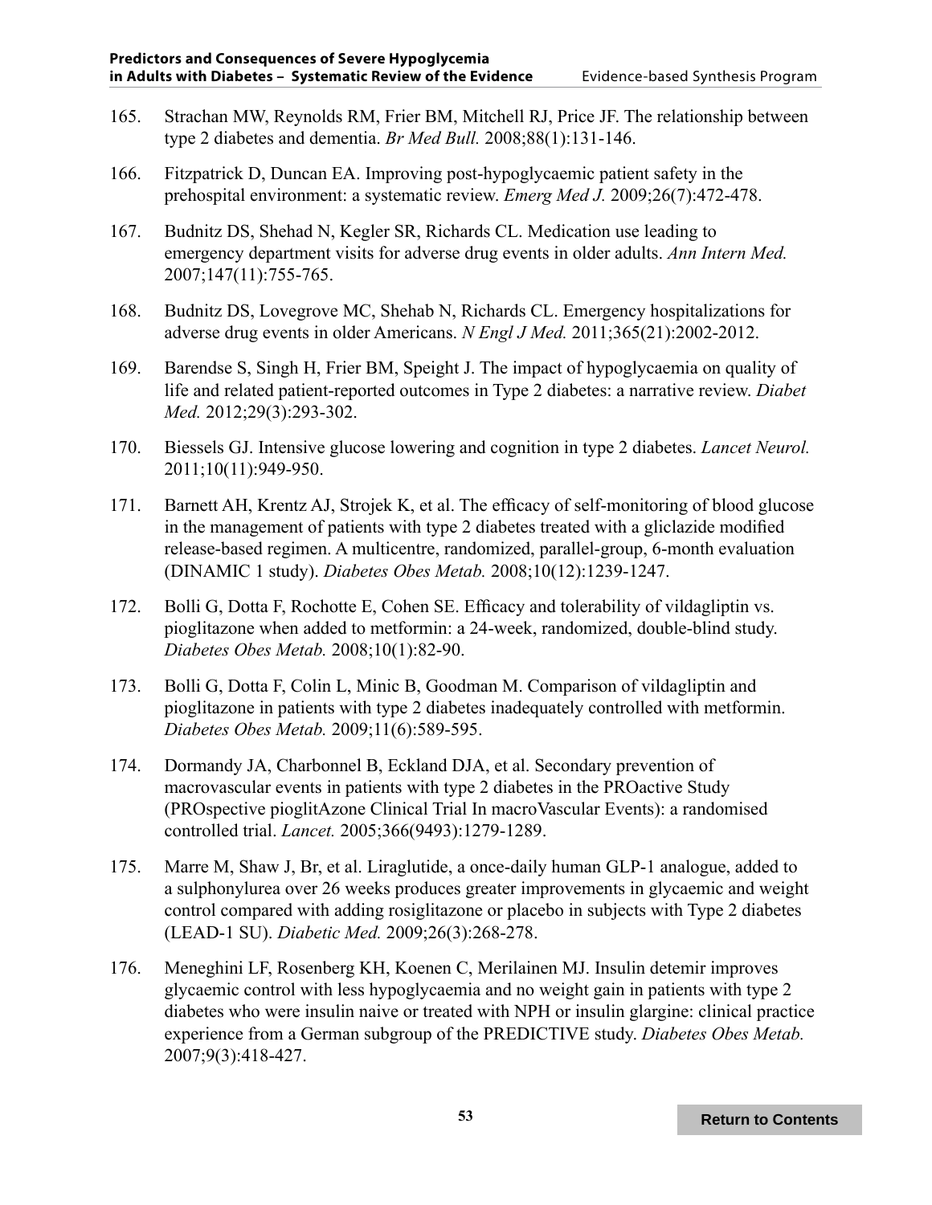165. Strachan MW, Reynolds RM, Frier BM, Mitchell RJ, Price JF. The relationship between type 2 diabetes and dementia. *Br Med Bull.* 2008;88(1):131-146.

166. Fitzpatrick D, Duncan EA. Improving post-hypoglycaemic patient safety in the prehospital environment: a systematic review. *Emerg Med J.* 2009;26(7):472-478.

167. Budnitz DS, Shehad N, Kegler SR, Richards CL. Medication use leading to emergency department visits for adverse drug events in older adults. *Ann Intern Med.* 2007;147(11):755-765.

168. Budnitz DS, Lovegrove MC, Shehab N, Richards CL. Emergency hospitalizations for adverse drug events in older Americans. *N Engl J Med.* 2011;365(21):2002-2012.

169. Barendse S, Singh H, Frier BM, Speight J. The impact of hypoglycaemia on quality of life and related patient-reported outcomes in Type 2 diabetes: a narrative review. *Diabet Med.* 2012;29(3):293-302.

170. Biessels GJ. Intensive glucose lowering and cognition in type 2 diabetes. *Lancet Neurol.* 2011;10(11):949-950.

171. Barnett AH, Krentz AJ, Strojek K, et al. The efficacy of self-monitoring of blood glucose in the management of patients with type 2 diabetes treated with a gliclazide modified release-based regimen. A multicentre, randomized, parallel-group, 6-month evaluation (DINAMIC 1 study). *Diabetes Obes Metab.* 2008;10(12):1239-1247.

172. Bolli G, Dotta F, Rochotte E, Cohen SE. Efficacy and tolerability of vildagliptin vs. pioglitazone when added to metformin: a 24-week, randomized, double-blind study. *Diabetes Obes Metab.* 2008;10(1):82-90.

173. Bolli G, Dotta F, Colin L, Minic B, Goodman M. Comparison of vildagliptin and pioglitazone in patients with type 2 diabetes inadequately controlled with metformin. *Diabetes Obes Metab.* 2009;11(6):589-595.

174. Dormandy JA, Charbonnel B, Eckland DJA, et al. Secondary prevention of macrovascular events in patients with type 2 diabetes in the PROactive Study (PROspective pioglitAzone Clinical Trial In macroVascular Events): a randomised controlled trial. *Lancet.* 2005;366(9493):1279-1289.

175. Marre M, Shaw J, Br, et al. Liraglutide, a once-daily human GLP-1 analogue, added to a sulphonylurea over 26 weeks produces greater improvements in glycaemic and weight control compared with adding rosiglitazone or placebo in subjects with Type 2 diabetes (LEAD-1 SU). *Diabetic Med.* 2009;26(3):268-278.

176. Meneghini LF, Rosenberg KH, Koenen C, Merilainen MJ. Insulin detemir improves glycaemic control with less hypoglycaemia and no weight gain in patients with type 2 diabetes who were insulin naive or treated with NPH or insulin glargine: clinical practice experience from a German subgroup of the PREDICTIVE study. *Diabetes Obes Metab.* 2007;9(3):418-427.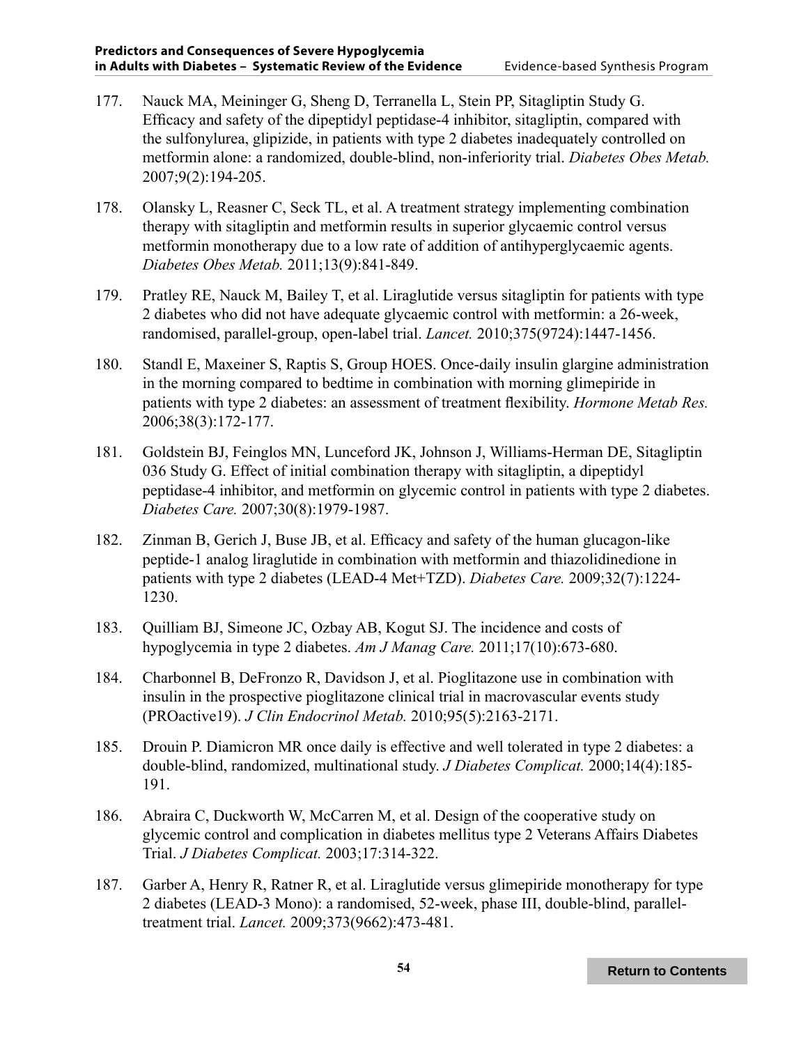177. Nauck MA, Meininger G, Sheng D, Terranella L, Stein PP, Sitagliptin Study G. Efficacy and safety of the dipeptidyl peptidase-4 inhibitor, sitagliptin, compared with the sulfonylurea, glipizide, in patients with type 2 diabetes inadequately controlled on metformin alone: a randomized, double-blind, non-inferiority trial. *Diabetes Obes Metab.* 2007;9(2):194-205.

178. Olansky L, Reasner C, Seck TL, et al. A treatment strategy implementing combination therapy with sitagliptin and metformin results in superior glycaemic control versus metformin monotherapy due to a low rate of addition of antihyperglycaemic agents. *Diabetes Obes Metab.* 2011;13(9):841-849.

179. Pratley RE, Nauck M, Bailey T, et al. Liraglutide versus sitagliptin for patients with type 2 diabetes who did not have adequate glycaemic control with metformin: a 26-week, randomised, parallel-group, open-label trial. *Lancet.* 2010;375(9724):1447-1456.

180. Standl E, Maxeiner S, Raptis S, Group HOES. Once-daily insulin glargine administration in the morning compared to bedtime in combination with morning glimepiride in patients with type 2 diabetes: an assessment of treatment flexibility. *Hormone Metab Res.* 2006;38(3):172-177.

181. Goldstein BJ, Feinglos MN, Lunceford JK, Johnson J, Williams-Herman DE, Sitagliptin 036 Study G. Effect of initial combination therapy with sitagliptin, a dipeptidyl peptidase-4 inhibitor, and metformin on glycemic control in patients with type 2 diabetes. *Diabetes Care.* 2007;30(8):1979-1987.

182. Zinman B, Gerich J, Buse JB, et al. Efficacy and safety of the human glucagon-like peptide-1 analog liraglutide in combination with metformin and thiazolidinedione in patients with type 2 diabetes (LEAD-4 Met+TZD). *Diabetes Care.* 2009;32(7):1224-1230.

183. Quilliam BJ, Simeone JC, Ozbay AB, Kogut SJ. The incidence and costs of hypoglycemia in type 2 diabetes. *Am J Manag Care.* 2011;17(10):673-680.

184. Charbonnel B, DeFronzo R, Davidson J, et al. Pioglitazone use in combination with insulin in the prospective pioglitazone clinical trial in macrovascular events study (PROactive19). *J Clin Endocrinol Metab.* 2010;95(5):2163-2171.

185. Drouin P. Diamicron MR once daily is effective and well tolerated in type 2 diabetes: a double-blind, randomized, multinational study. *J Diabetes Complicat.* 2000;14(4):185-191.

186. Abraira C, Duckworth W, McCarren M, et al. Design of the cooperative study on glycemic control and complication in diabetes mellitus type 2 Veterans Affairs Diabetes Trial. *J Diabetes Complicat.* 2003;17:314-322.

187. Garber A, Henry R, Ratner R, et al. Liraglutide versus glimepiride monotherapy for type 2 diabetes (LEAD-3 Mono): a randomised, 52-week, phase III, double-blind, parallel-treatment trial. *Lancet.* 2009;373(9662):473-481.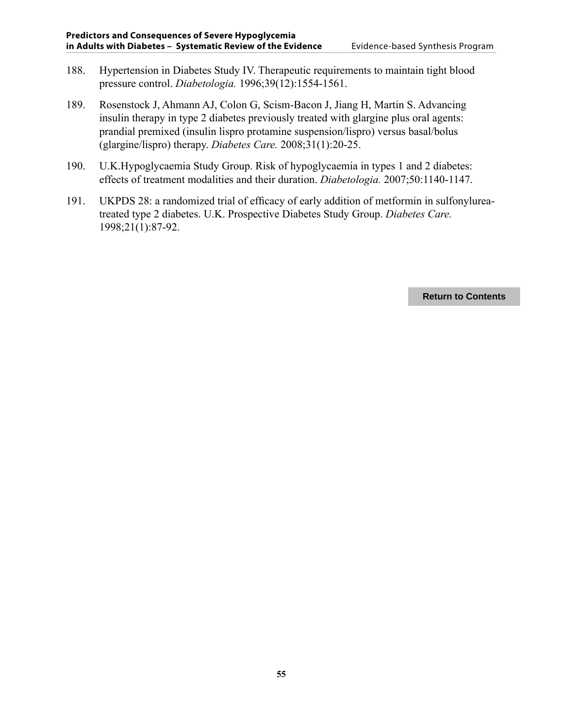188. Hypertension in Diabetes Study IV. Therapeutic requirements to maintain tight blood pressure control. *Diabetologia.* 1996;39(12):1554-1561.

189. Rosenstock J, Ahmann AJ, Colon G, Scism-Bacon J, Jiang H, Martin S. Advancing insulin therapy in type 2 diabetes previously treated with glargine plus oral agents: prandial premixed (insulin lispro protamine suspension/lispro) versus basal/bolus (glargine/lispro) therapy. *Diabetes Care.* 2008;31(1):20-25.

190. U.K.Hypoglycaemia Study Group. Risk of hypoglycaemia in types 1 and 2 diabetes: effects of treatment modalities and their duration. *Diabetologia.* 2007;50:1140-1147.

191. UKPDS 28: a randomized trial of efficacy of early addition of metformin in sulfonylurea-treated type 2 diabetes. U.K. Prospective Diabetes Study Group. *Diabetes Care.* 1998;21(1):87-92.

**Return to Contents**